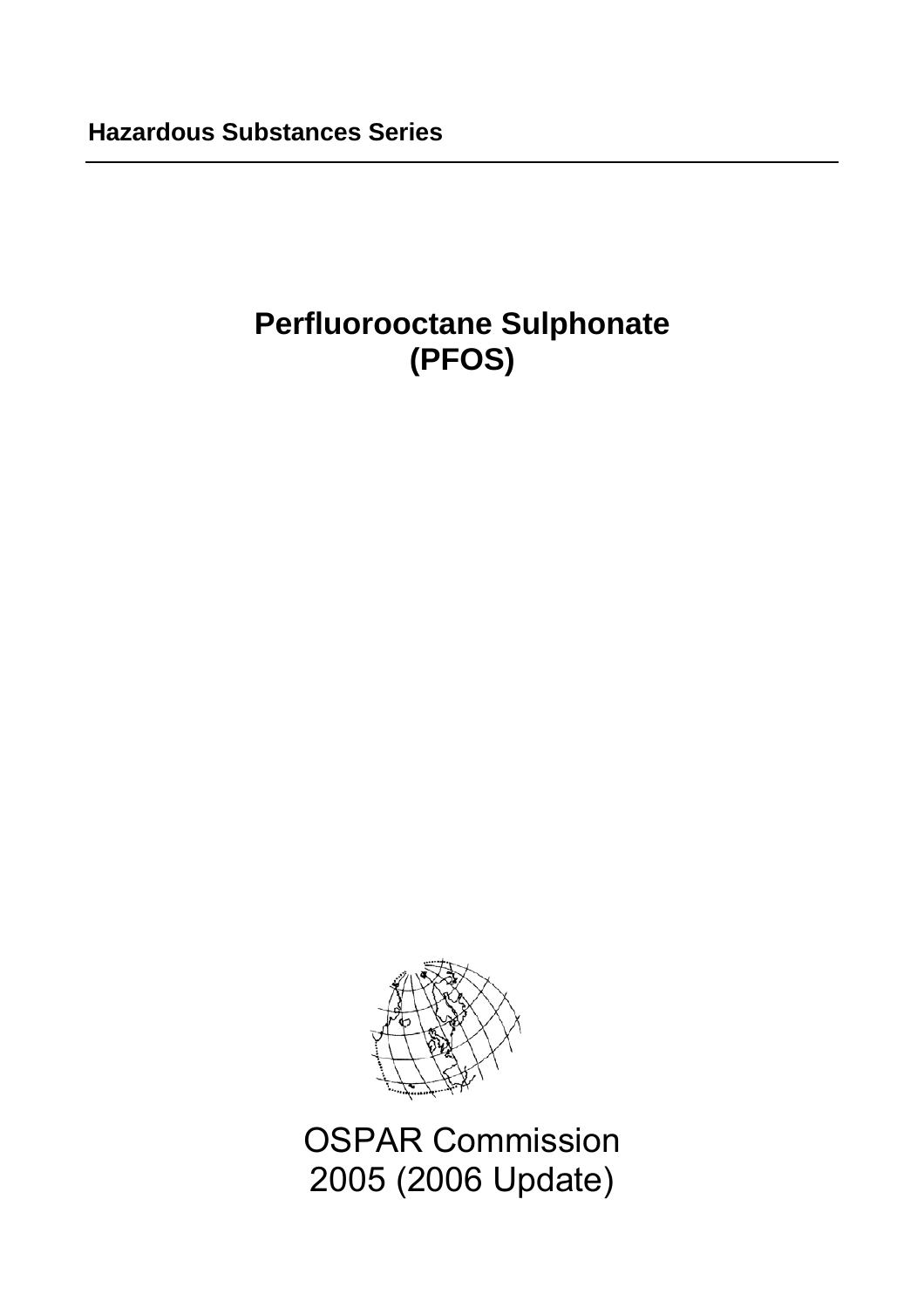**Hazardous Substances Series**

# Perfluorooctane Sulphonate (PFOS)

OSPAR Commission
2005 (2006 Update)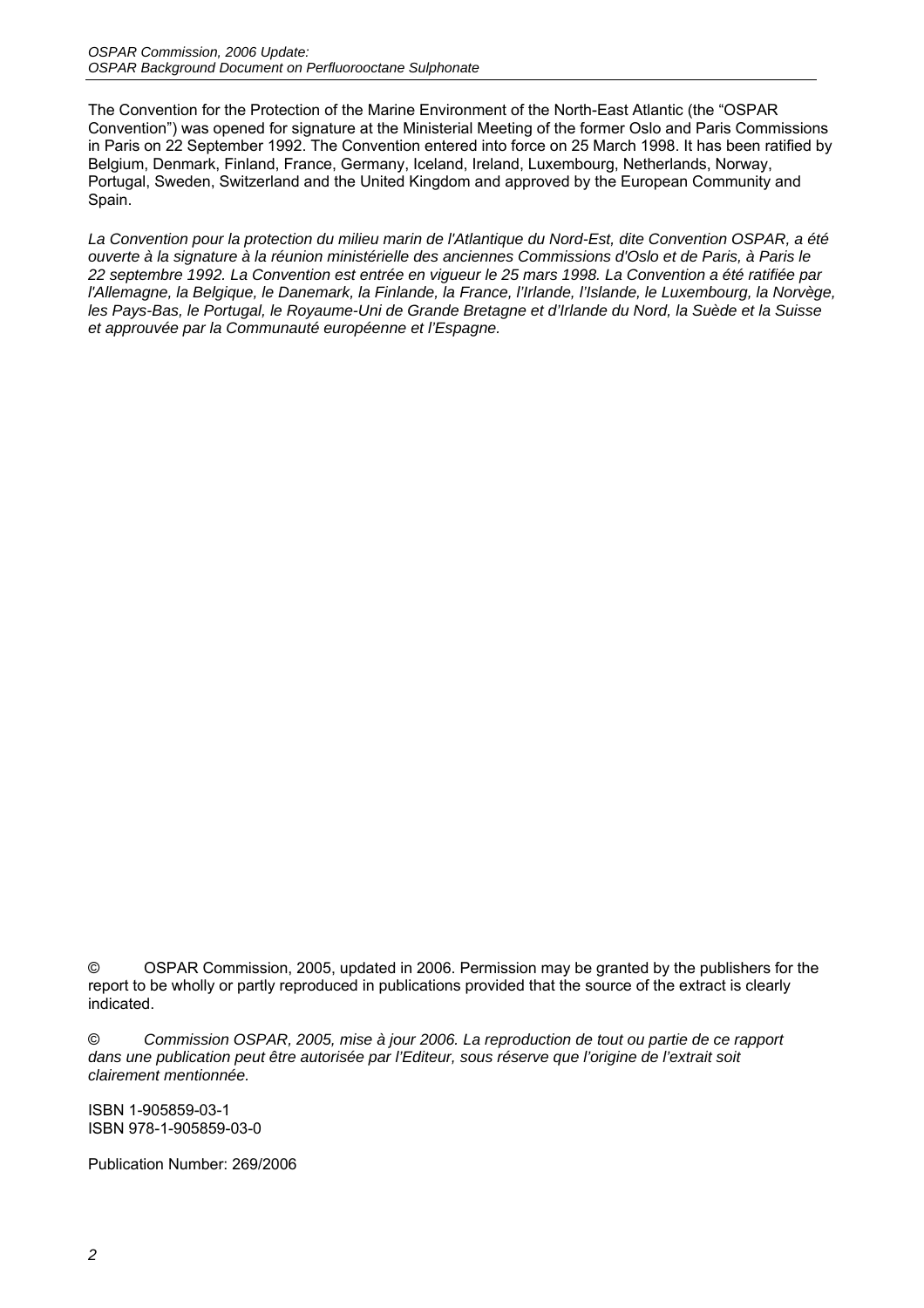The Convention for the Protection of the Marine Environment of the North-East Atlantic (the "OSPAR Convention") was opened for signature at the Ministerial Meeting of the former Oslo and Paris Commissions in Paris on 22 September 1992. The Convention entered into force on 25 March 1998. It has been ratified by Belgium, Denmark, Finland, France, Germany, Iceland, Ireland, Luxembourg, Netherlands, Norway, Portugal, Sweden, Switzerland and the United Kingdom and approved by the European Community and Spain.

*La Convention pour la protection du milieu marin de l'Atlantique du Nord-Est, dite Convention OSPAR, a été ouverte à la signature à la réunion ministérielle des anciennes Commissions d'Oslo et de Paris, à Paris le 22 septembre 1992. La Convention est entrée en vigueur le 25 mars 1998. La Convention a été ratifiée par l'Allemagne, la Belgique, le Danemark, la Finlande, la France, l'Irlande, l'Islande, le Luxembourg, la Norvège, les Pays-Bas, le Portugal, le Royaume-Uni de Grande Bretagne et d'Irlande du Nord, la Suède et la Suisse et approuvée par la Communauté européenne et l'Espagne.*

© OSPAR Commission, 2005, updated in 2006. Permission may be granted by the publishers for the report to be wholly or partly reproduced in publications provided that the source of the extract is clearly indicated.

© *Commission OSPAR, 2005, mise à jour 2006. La reproduction de tout ou partie de ce rapport dans une publication peut être autorisée par l'Editeur, sous réserve que l'origine de l'extrait soit clairement mentionnée.*

ISBN 1-905859-03-1
ISBN 978-1-905859-03-0

Publication Number: 269/2006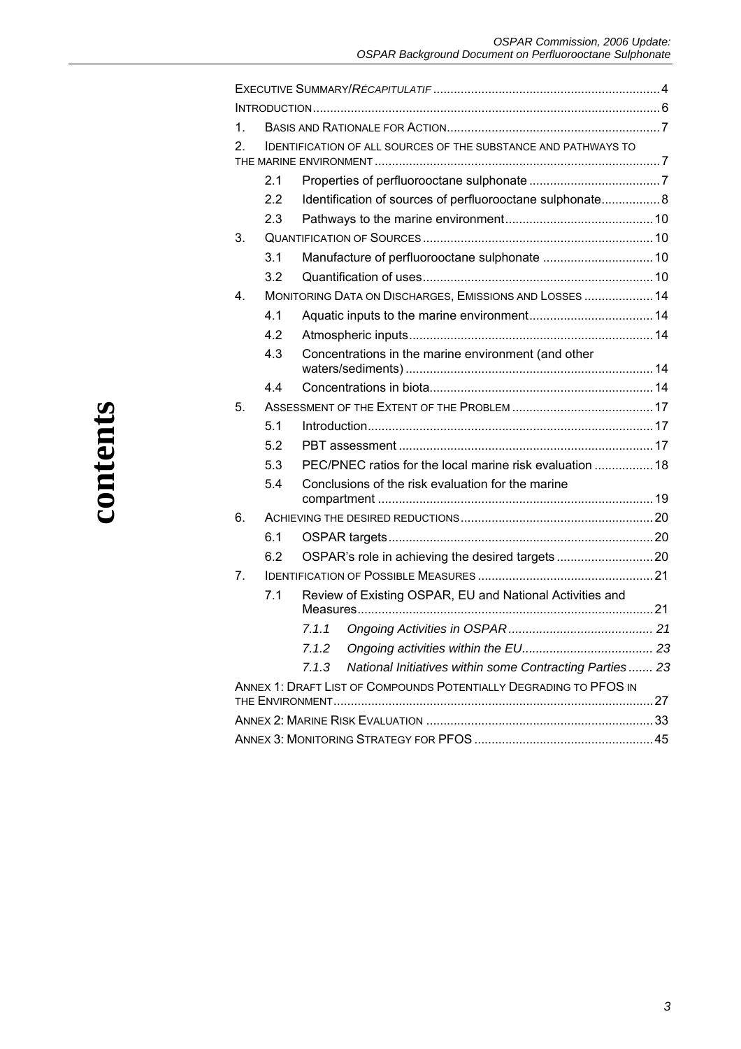# contents

| | | | Page |
|---|---|---|---|
| Executive Summary/*Récapitulatif* | | | 4 |
| Introduction | | | 6 |
| 1. | Basis and Rationale for Action | | 7 |
| 2. | Identification of all sources of the substance and pathways to the marine environment | | 7 |
| | 2.1 | Properties of perfluorooctane sulphonate | 7 |
| | 2.2 | Identification of sources of perfluorooctane sulphonate | 8 |
| | 2.3 | Pathways to the marine environment | 10 |
| 3. | Quantification of Sources | | 10 |
| | 3.1 | Manufacture of perfluorooctane sulphonate | 10 |
| | 3.2 | Quantification of uses | 10 |
| 4. | Monitoring Data on Discharges, Emissions and Losses | | 14 |
| | 4.1 | Aquatic inputs to the marine environment | 14 |
| | 4.2 | Atmospheric inputs | 14 |
| | 4.3 | Concentrations in the marine environment (and other waters/sediments) | 14 |
| | 4.4 | Concentrations in biota | 14 |
| 5. | Assessment of the Extent of the Problem | | 17 |
| | 5.1 | Introduction | 17 |
| | 5.2 | PBT assessment | 17 |
| | 5.3 | PEC/PNEC ratios for the local marine risk evaluation | 18 |
| | 5.4 | Conclusions of the risk evaluation for the marine compartment | 19 |
| 6. | Achieving the desired reductions | | 20 |
| | 6.1 | OSPAR targets | 20 |
| | 6.2 | OSPAR's role in achieving the desired targets | 20 |
| 7. | Identification of Possible Measures | | 21 |
| | 7.1 | Review of Existing OSPAR, EU and National Activities and Measures | 21 |
| | | *7.1.1 Ongoing Activities in OSPAR* | *21* |
| | | *7.1.2 Ongoing activities within the EU* | *23* |
| | | *7.1.3 National Initiatives within some Contracting Parties* | *23* |
| Annex 1: Draft List of Compounds Potentially Degrading to PFOS in the Environment | | | 27 |
| Annex 2: Marine Risk Evaluation | | | 33 |
| Annex 3: Monitoring Strategy for PFOS | | | 45 |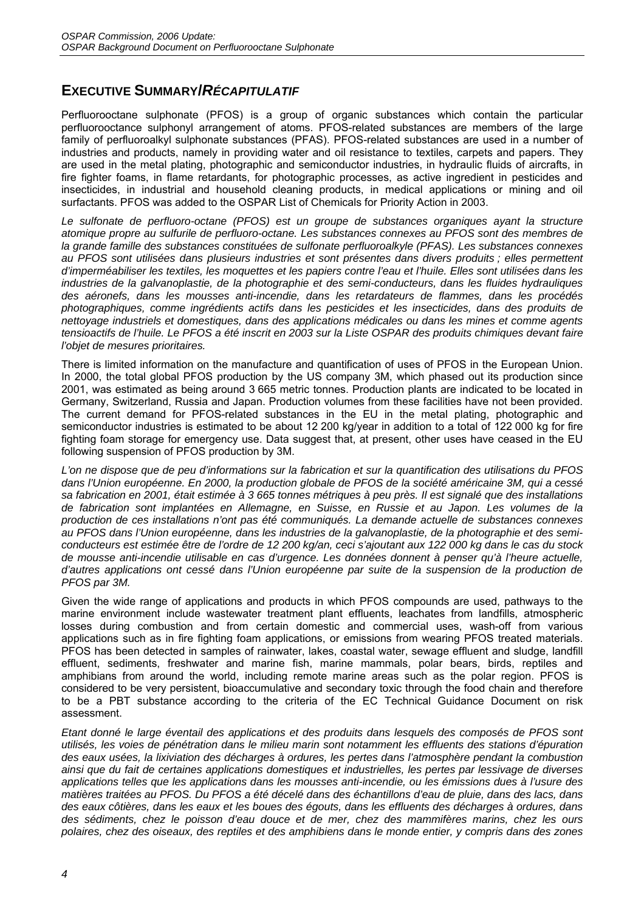## EXECUTIVE SUMMARY/*RÉCAPITULATIF*

Perfluorooctane sulphonate (PFOS) is a group of organic substances which contain the particular perfluorooctance sulphonyl arrangement of atoms. PFOS-related substances are members of the large family of perfluoroalkyl sulphonate substances (PFAS). PFOS-related substances are used in a number of industries and products, namely in providing water and oil resistance to textiles, carpets and papers. They are used in the metal plating, photographic and semiconductor industries, in hydraulic fluids of aircrafts, in fire fighter foams, in flame retardants, for photographic processes, as active ingredient in pesticides and insecticides, in industrial and household cleaning products, in medical applications or mining and oil surfactants. PFOS was added to the OSPAR List of Chemicals for Priority Action in 2003.

*Le sulfonate de perfluoro-octane (PFOS) est un groupe de substances organiques ayant la structure atomique propre au sulfurile de perfluoro-octane. Les substances connexes au PFOS sont des membres de la grande famille des substances constituées de sulfonate perfluoroalkyle (PFAS). Les substances connexes au PFOS sont utilisées dans plusieurs industries et sont présentes dans divers produits ; elles permettent d'imperméabiliser les textiles, les moquettes et les papiers contre l'eau et l'huile. Elles sont utilisées dans les industries de la galvanoplastie, de la photographie et des semi-conducteurs, dans les fluides hydrauliques des aéronefs, dans les mousses anti-incendie, dans les retardateurs de flammes, dans les procédés photographiques, comme ingrédients actifs dans les pesticides et les insecticides, dans des produits de nettoyage industriels et domestiques, dans des applications médicales ou dans les mines et comme agents tensioactifs de l'huile. Le PFOS a été inscrit en 2003 sur la Liste OSPAR des produits chimiques devant faire l'objet de mesures prioritaires.*

There is limited information on the manufacture and quantification of uses of PFOS in the European Union. In 2000, the total global PFOS production by the US company 3M, which phased out its production since 2001, was estimated as being around 3 665 metric tonnes. Production plants are indicated to be located in Germany, Switzerland, Russia and Japan. Production volumes from these facilities have not been provided. The current demand for PFOS-related substances in the EU in the metal plating, photographic and semiconductor industries is estimated to be about 12 200 kg/year in addition to a total of 122 000 kg for fire fighting foam storage for emergency use. Data suggest that, at present, other uses have ceased in the EU following suspension of PFOS production by 3M.

*L'on ne dispose que de peu d'informations sur la fabrication et sur la quantification des utilisations du PFOS dans l'Union européenne. En 2000, la production globale de PFOS de la société américaine 3M, qui a cessé sa fabrication en 2001, était estimée à 3 665 tonnes métriques à peu près. Il est signalé que des installations de fabrication sont implantées en Allemagne, en Suisse, en Russie et au Japon. Les volumes de la production de ces installations n'ont pas été communiqués. La demande actuelle de substances connexes au PFOS dans l'Union européenne, dans les industries de la galvanoplastie, de la photographie et des semi-conducteurs est estimée être de l'ordre de 12 200 kg/an, ceci s'ajoutant aux 122 000 kg dans le cas du stock de mousse anti-incendie utilisable en cas d'urgence. Les données donnent à penser qu'à l'heure actuelle, d'autres applications ont cessé dans l'Union européenne par suite de la suspension de la production de PFOS par 3M.*

Given the wide range of applications and products in which PFOS compounds are used, pathways to the marine environment include wastewater treatment plant effluents, leachates from landfills, atmospheric losses during combustion and from certain domestic and commercial uses, wash-off from various applications such as in fire fighting foam applications, or emissions from wearing PFOS treated materials. PFOS has been detected in samples of rainwater, lakes, coastal water, sewage effluent and sludge, landfill effluent, sediments, freshwater and marine fish, marine mammals, polar bears, birds, reptiles and amphibians from around the world, including remote marine areas such as the polar region. PFOS is considered to be very persistent, bioaccumulative and secondary toxic through the food chain and therefore to be a PBT substance according to the criteria of the EC Technical Guidance Document on risk assessment.

*Etant donné le large éventail des applications et des produits dans lesquels des composés de PFOS sont utilisés, les voies de pénétration dans le milieu marin sont notamment les effluents des stations d'épuration des eaux usées, la lixiviation des décharges à ordures, les pertes dans l'atmosphère pendant la combustion ainsi que du fait de certaines applications domestiques et industrielles, les pertes par lessivage de diverses applications telles que les applications dans les mousses anti-incendie, ou les émissions dues à l'usure des matières traitées au PFOS. Du PFOS a été décelé dans des échantillons d'eau de pluie, dans des lacs, dans des eaux côtières, dans les eaux et les boues des égouts, dans les effluents des décharges à ordures, dans des sédiments, chez le poisson d'eau douce et de mer, chez des mammifères marins, chez les ours polaires, chez des oiseaux, des reptiles et des amphibiens dans le monde entier, y compris dans des zones*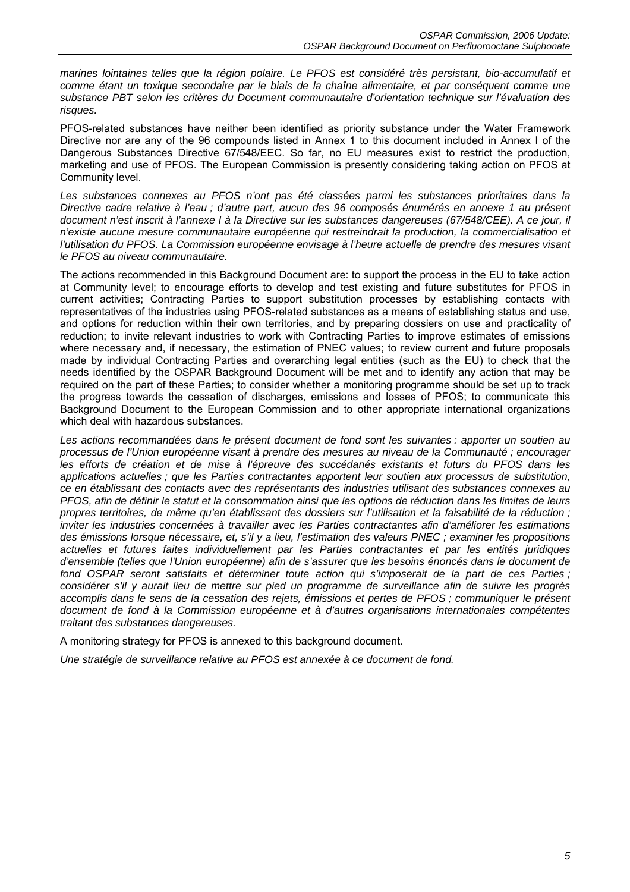*marines lointaines telles que la région polaire. Le PFOS est considéré très persistant, bio-accumulatif et comme étant un toxique secondaire par le biais de la chaîne alimentaire, et par conséquent comme une substance PBT selon les critères du Document communautaire d'orientation technique sur l'évaluation des risques.*

PFOS-related substances have neither been identified as priority substance under the Water Framework Directive nor are any of the 96 compounds listed in Annex 1 to this document included in Annex I of the Dangerous Substances Directive 67/548/EEC. So far, no EU measures exist to restrict the production, marketing and use of PFOS. The European Commission is presently considering taking action on PFOS at Community level.

*Les substances connexes au PFOS n'ont pas été classées parmi les substances prioritaires dans la Directive cadre relative à l'eau ; d'autre part, aucun des 96 composés énumérés en annexe 1 au présent document n'est inscrit à l'annexe I à la Directive sur les substances dangereuses (67/548/CEE). A ce jour, il n'existe aucune mesure communautaire européenne qui restreindrait la production, la commercialisation et l'utilisation du PFOS. La Commission européenne envisage à l'heure actuelle de prendre des mesures visant le PFOS au niveau communautaire.*

The actions recommended in this Background Document are: to support the process in the EU to take action at Community level; to encourage efforts to develop and test existing and future substitutes for PFOS in current activities; Contracting Parties to support substitution processes by establishing contacts with representatives of the industries using PFOS-related substances as a means of establishing status and use, and options for reduction within their own territories, and by preparing dossiers on use and practicality of reduction; to invite relevant industries to work with Contracting Parties to improve estimates of emissions where necessary and, if necessary, the estimation of PNEC values; to review current and future proposals made by individual Contracting Parties and overarching legal entities (such as the EU) to check that the needs identified by the OSPAR Background Document will be met and to identify any action that may be required on the part of these Parties; to consider whether a monitoring programme should be set up to track the progress towards the cessation of discharges, emissions and losses of PFOS; to communicate this Background Document to the European Commission and to other appropriate international organizations which deal with hazardous substances.

*Les actions recommandées dans le présent document de fond sont les suivantes : apporter un soutien au processus de l'Union européenne visant à prendre des mesures au niveau de la Communauté ; encourager les efforts de création et de mise à l'épreuve des succédanés existants et futurs du PFOS dans les applications actuelles ; que les Parties contractantes apportent leur soutien aux processus de substitution, ce en établissant des contacts avec des représentants des industries utilisant des substances connexes au PFOS, afin de définir le statut et la consommation ainsi que les options de réduction dans les limites de leurs propres territoires, de même qu'en établissant des dossiers sur l'utilisation et la faisabilité de la réduction ; inviter les industries concernées à travailler avec les Parties contractantes afin d'améliorer les estimations des émissions lorsque nécessaire, et, s'il y a lieu, l'estimation des valeurs PNEC ; examiner les propositions actuelles et futures faites individuellement par les Parties contractantes et par les entités juridiques d'ensemble (telles que l'Union européenne) afin de s'assurer que les besoins énoncés dans le document de fond OSPAR seront satisfaits et déterminer toute action qui s'imposerait de la part de ces Parties ; considérer s'il y aurait lieu de mettre sur pied un programme de surveillance afin de suivre les progrès accomplis dans le sens de la cessation des rejets, émissions et pertes de PFOS ; communiquer le présent document de fond à la Commission européenne et à d'autres organisations internationales compétentes traitant des substances dangereuses.*

A monitoring strategy for PFOS is annexed to this background document.

*Une stratégie de surveillance relative au PFOS est annexée à ce document de fond.*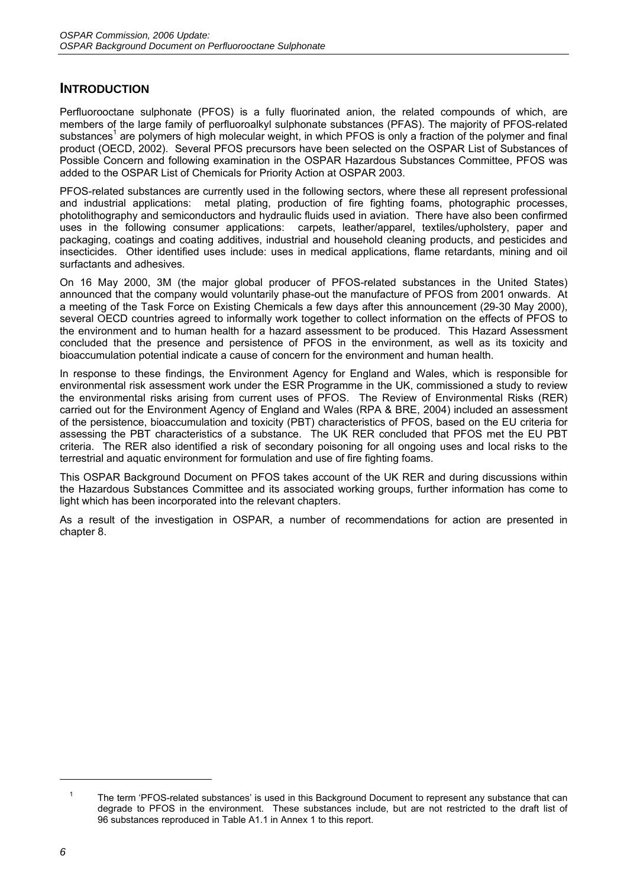## INTRODUCTION

Perfluorooctane sulphonate (PFOS) is a fully fluorinated anion, the related compounds of which, are members of the large family of perfluoroalkyl sulphonate substances (PFAS). The majority of PFOS-related substances[1] are polymers of high molecular weight, in which PFOS is only a fraction of the polymer and final product (OECD, 2002). Several PFOS precursors have been selected on the OSPAR List of Substances of Possible Concern and following examination in the OSPAR Hazardous Substances Committee, PFOS was added to the OSPAR List of Chemicals for Priority Action at OSPAR 2003.

PFOS-related substances are currently used in the following sectors, where these all represent professional and industrial applications: metal plating, production of fire fighting foams, photographic processes, photolithography and semiconductors and hydraulic fluids used in aviation. There have also been confirmed uses in the following consumer applications: carpets, leather/apparel, textiles/upholstery, paper and packaging, coatings and coating additives, industrial and household cleaning products, and pesticides and insecticides. Other identified uses include: uses in medical applications, flame retardants, mining and oil surfactants and adhesives.

On 16 May 2000, 3M (the major global producer of PFOS-related substances in the United States) announced that the company would voluntarily phase-out the manufacture of PFOS from 2001 onwards. At a meeting of the Task Force on Existing Chemicals a few days after this announcement (29-30 May 2000), several OECD countries agreed to informally work together to collect information on the effects of PFOS to the environment and to human health for a hazard assessment to be produced. This Hazard Assessment concluded that the presence and persistence of PFOS in the environment, as well as its toxicity and bioaccumulation potential indicate a cause of concern for the environment and human health.

In response to these findings, the Environment Agency for England and Wales, which is responsible for environmental risk assessment work under the ESR Programme in the UK, commissioned a study to review the environmental risks arising from current uses of PFOS. The Review of Environmental Risks (RER) carried out for the Environment Agency of England and Wales (RPA & BRE, 2004) included an assessment of the persistence, bioaccumulation and toxicity (PBT) characteristics of PFOS, based on the EU criteria for assessing the PBT characteristics of a substance. The UK RER concluded that PFOS met the EU PBT criteria. The RER also identified a risk of secondary poisoning for all ongoing uses and local risks to the terrestrial and aquatic environment for formulation and use of fire fighting foams.

This OSPAR Background Document on PFOS takes account of the UK RER and during discussions within the Hazardous Substances Committee and its associated working groups, further information has come to light which has been incorporated into the relevant chapters.

As a result of the investigation in OSPAR, a number of recommendations for action are presented in chapter 8.

---

[1] The term 'PFOS-related substances' is used in this Background Document to represent any substance that can degrade to PFOS in the environment. These substances include, but are not restricted to the draft list of 96 substances reproduced in Table A1.1 in Annex 1 to this report.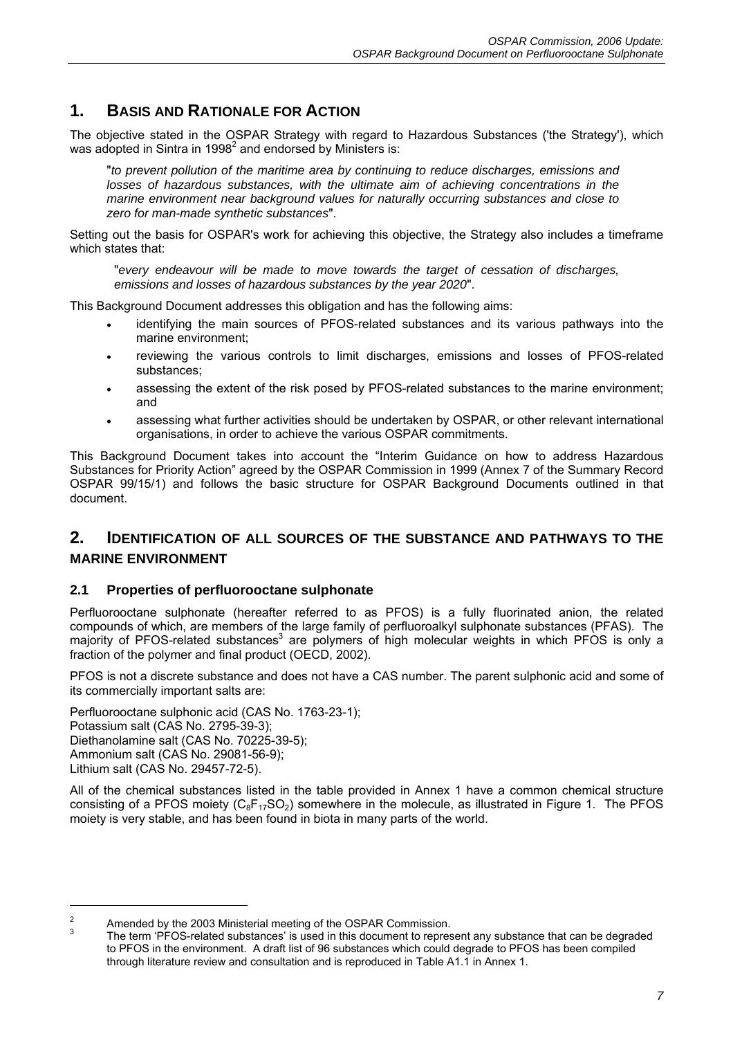# 1. BASIS AND RATIONALE FOR ACTION

The objective stated in the OSPAR Strategy with regard to Hazardous Substances ('the Strategy'), which was adopted in Sintra in 1998[2] and endorsed by Ministers is:

> "*to prevent pollution of the maritime area by continuing to reduce discharges, emissions and losses of hazardous substances, with the ultimate aim of achieving concentrations in the marine environment near background values for naturally occurring substances and close to zero for man-made synthetic substances*".

Setting out the basis for OSPAR's work for achieving this objective, the Strategy also includes a timeframe which states that:

> "*every endeavour will be made to move towards the target of cessation of discharges, emissions and losses of hazardous substances by the year 2020*".

This Background Document addresses this obligation and has the following aims:

- identifying the main sources of PFOS-related substances and its various pathways into the marine environment;
- reviewing the various controls to limit discharges, emissions and losses of PFOS-related substances;
- assessing the extent of the risk posed by PFOS-related substances to the marine environment; and
- assessing what further activities should be undertaken by OSPAR, or other relevant international organisations, in order to achieve the various OSPAR commitments.

This Background Document takes into account the "Interim Guidance on how to address Hazardous Substances for Priority Action" agreed by the OSPAR Commission in 1999 (Annex 7 of the Summary Record OSPAR 99/15/1) and follows the basic structure for OSPAR Background Documents outlined in that document.

# 2. IDENTIFICATION OF ALL SOURCES OF THE SUBSTANCE AND PATHWAYS TO THE MARINE ENVIRONMENT

## 2.1 Properties of perfluorooctane sulphonate

Perfluorooctane sulphonate (hereafter referred to as PFOS) is a fully fluorinated anion, the related compounds of which, are members of the large family of perfluoroalkyl sulphonate substances (PFAS). The majority of PFOS-related substances[3] are polymers of high molecular weights in which PFOS is only a fraction of the polymer and final product (OECD, 2002).

PFOS is not a discrete substance and does not have a CAS number. The parent sulphonic acid and some of its commercially important salts are:

Perfluorooctane sulphonic acid (CAS No. 1763-23-1);
Potassium salt (CAS No. 2795-39-3);
Diethanolamine salt (CAS No. 70225-39-5);
Ammonium salt (CAS No. 29081-56-9);
Lithium salt (CAS No. 29457-72-5).

All of the chemical substances listed in the table provided in Annex 1 have a common chemical structure consisting of a PFOS moiety ($C_8F_{17}SO_2$) somewhere in the molecule, as illustrated in Figure 1. The PFOS moiety is very stable, and has been found in biota in many parts of the world.

---

[2] Amended by the 2003 Ministerial meeting of the OSPAR Commission.

[3] The term 'PFOS-related substances' is used in this document to represent any substance that can be degraded to PFOS in the environment. A draft list of 96 substances which could degrade to PFOS has been compiled through literature review and consultation and is reproduced in Table A1.1 in Annex 1.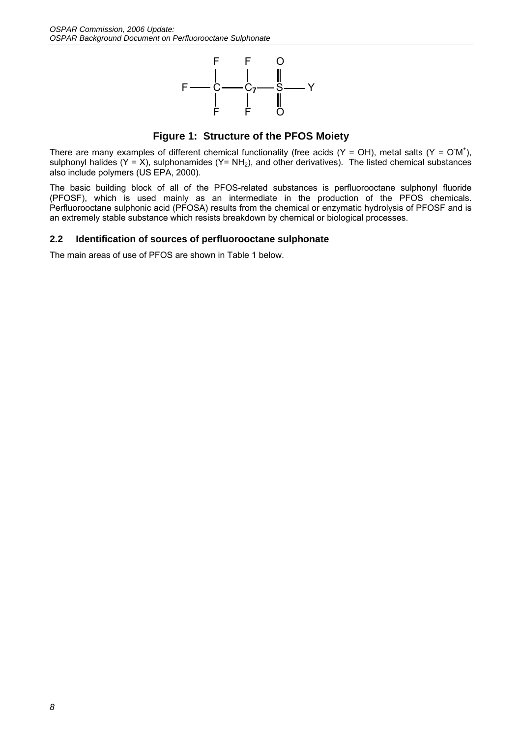**Figure 1: Structure of the PFOS Moiety**

There are many examples of different chemical functionality (free acids (Y = OH), metal salts (Y = $O^-M^+$), sulphonyl halides (Y = X), sulphonamides (Y= $NH_2$), and other derivatives). The listed chemical substances also include polymers (US EPA, 2000).

The basic building block of all of the PFOS-related substances is perfluorooctane sulphonyl fluoride (PFOSF), which is used mainly as an intermediate in the production of the PFOS chemicals. Perfluorooctane sulphonic acid (PFOSA) results from the chemical or enzymatic hydrolysis of PFOSF and is an extremely stable substance which resists breakdown by chemical or biological processes.

## 2.2 Identification of sources of perfluorooctane sulphonate

The main areas of use of PFOS are shown in Table 1 below.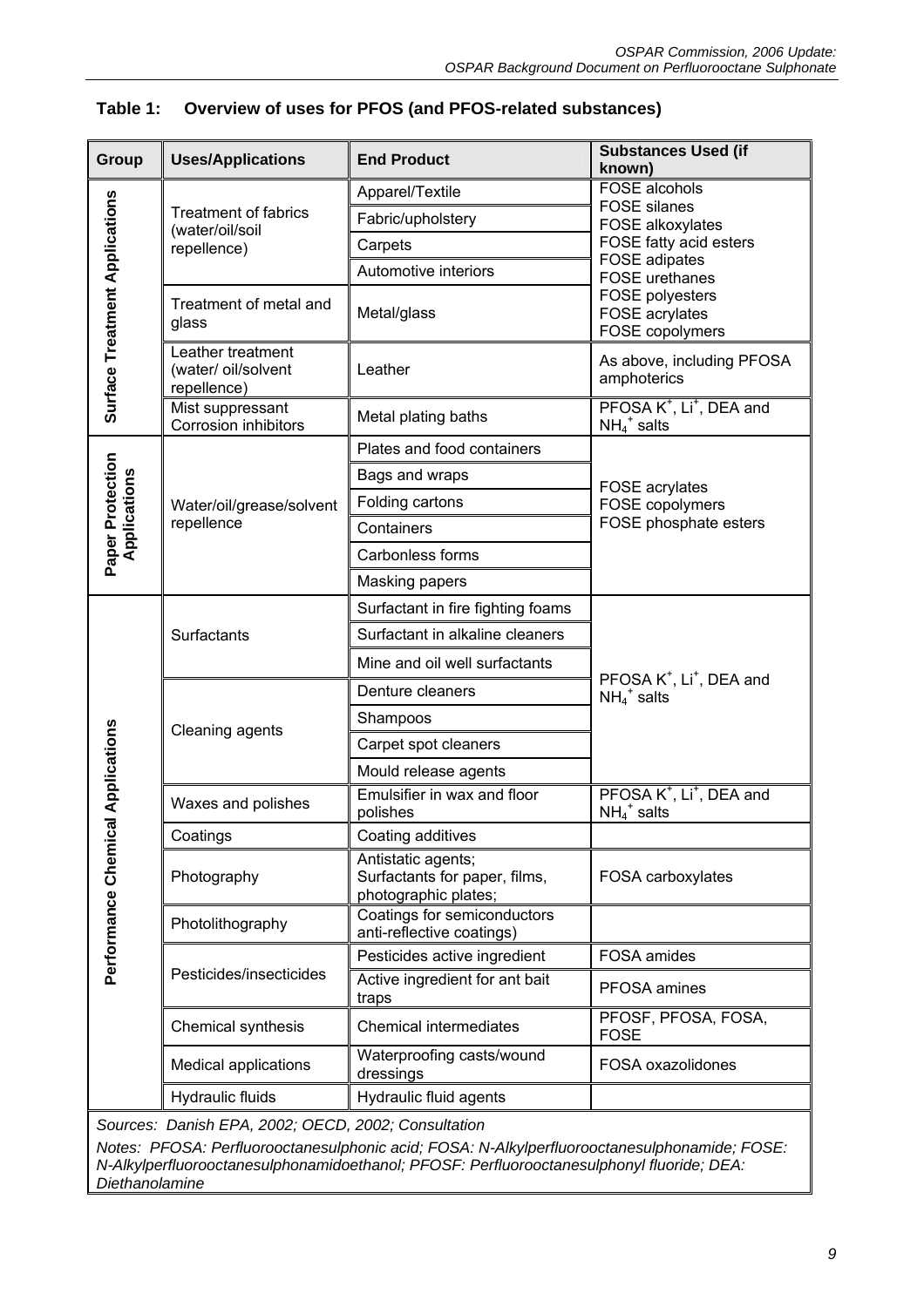**Table 1: Overview of uses for PFOS (and PFOS-related substances)**

| Group | Uses/Applications | End Product | Substances Used (if known) |
|---|---|---|---|
| Surface Treatment Applications | Treatment of fabrics (water/oil/soil repellence) | Apparel/Textile | FOSE alcohols<br>FOSE silanes<br>FOSE alkoxylates<br>FOSE fatty acid esters<br>FOSE adipates<br>FOSE urethanes<br>FOSE polyesters<br>FOSE acrylates<br>FOSE copolymers |
| | | Fabric/upholstery | |
| | | Carpets | |
| | | Automotive interiors | |
| | Treatment of metal and glass | Metal/glass | |
| | Leather treatment (water/ oil/solvent repellence) | Leather | As above, including PFOSA amphoterics |
| | Mist suppressant Corrosion inhibitors | Metal plating baths | PFOSA $K^+$, $Li^+$, DEA and $NH_4^+$ salts |
| Paper Protection Applications | Water/oil/grease/solvent repellence | Plates and food containers | FOSE acrylates<br>FOSE copolymers<br>FOSE phosphate esters |
| | | Bags and wraps | |
| | | Folding cartons | |
| | | Containers | |
| | | Carbonless forms | |
| | | Masking papers | |
| Performance Chemical Applications | Surfactants | Surfactant in fire fighting foams | PFOSA $K^+$, $Li^+$, DEA and $NH_4^+$ salts |
| | | Surfactant in alkaline cleaners | |
| | | Mine and oil well surfactants | |
| | Cleaning agents | Denture cleaners | |
| | | Shampoos | |
| | | Carpet spot cleaners | |
| | | Mould release agents | |
| | Waxes and polishes | Emulsifier in wax and floor polishes | PFOSA $K^+$, $Li^+$, DEA and $NH_4^+$ salts |
| | Coatings | Coating additives | |
| | Photography | Antistatic agents; Surfactants for paper, films, photographic plates; | FOSA carboxylates |
| | Photolithography | Coatings for semiconductors anti-reflective coatings) | |
| | Pesticides/insecticides | Pesticides active ingredient | FOSA amides |
| | | Active ingredient for ant bait traps | PFOSA amines |
| | Chemical synthesis | Chemical intermediates | PFOSF, PFOSA, FOSA, FOSE |
| | Medical applications | Waterproofing casts/wound dressings | FOSA oxazolidones |
| | Hydraulic fluids | Hydraulic fluid agents | |

*Sources: Danish EPA, 2002; OECD, 2002; Consultation*

*Notes: PFOSA: Perfluorooctanesulphonic acid; FOSA: N-Alkylperfluorooctanesulphonamide; FOSE: N-Alkylperfluorooctanesulphonamidoethanol; PFOSF: Perfluorooctanesulphonyl fluoride; DEA: Diethanolamine*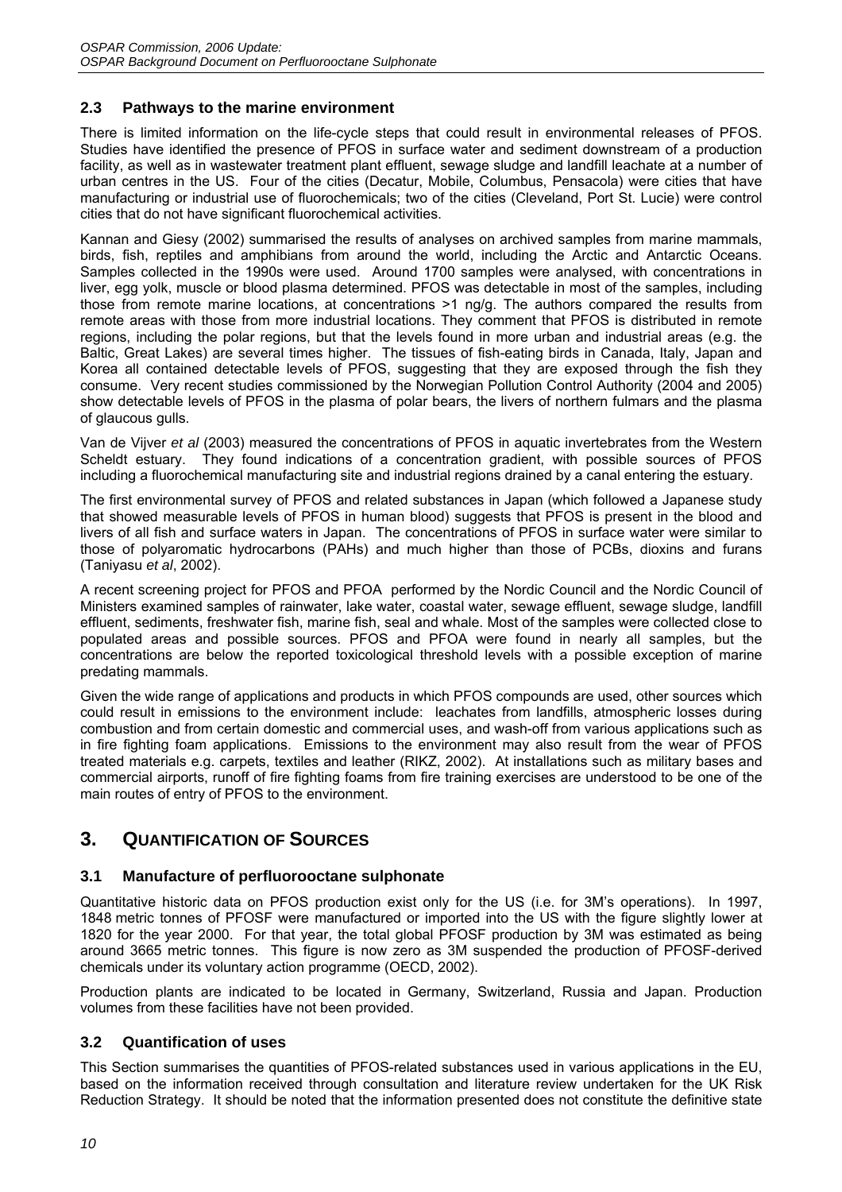### 2.3 Pathways to the marine environment

There is limited information on the life-cycle steps that could result in environmental releases of PFOS. Studies have identified the presence of PFOS in surface water and sediment downstream of a production facility, as well as in wastewater treatment plant effluent, sewage sludge and landfill leachate at a number of urban centres in the US. Four of the cities (Decatur, Mobile, Columbus, Pensacola) were cities that have manufacturing or industrial use of fluorochemicals; two of the cities (Cleveland, Port St. Lucie) were control cities that do not have significant fluorochemical activities.

Kannan and Giesy (2002) summarised the results of analyses on archived samples from marine mammals, birds, fish, reptiles and amphibians from around the world, including the Arctic and Antarctic Oceans. Samples collected in the 1990s were used. Around 1700 samples were analysed, with concentrations in liver, egg yolk, muscle or blood plasma determined. PFOS was detectable in most of the samples, including those from remote marine locations, at concentrations >1 ng/g. The authors compared the results from remote areas with those from more industrial locations. They comment that PFOS is distributed in remote regions, including the polar regions, but that the levels found in more urban and industrial areas (e.g. the Baltic, Great Lakes) are several times higher. The tissues of fish-eating birds in Canada, Italy, Japan and Korea all contained detectable levels of PFOS, suggesting that they are exposed through the fish they consume. Very recent studies commissioned by the Norwegian Pollution Control Authority (2004 and 2005) show detectable levels of PFOS in the plasma of polar bears, the livers of northern fulmars and the plasma of glaucous gulls.

Van de Vijver *et al* (2003) measured the concentrations of PFOS in aquatic invertebrates from the Western Scheldt estuary. They found indications of a concentration gradient, with possible sources of PFOS including a fluorochemical manufacturing site and industrial regions drained by a canal entering the estuary.

The first environmental survey of PFOS and related substances in Japan (which followed a Japanese study that showed measurable levels of PFOS in human blood) suggests that PFOS is present in the blood and livers of all fish and surface waters in Japan. The concentrations of PFOS in surface water were similar to those of polyaromatic hydrocarbons (PAHs) and much higher than those of PCBs, dioxins and furans (Taniyasu *et al*, 2002).

A recent screening project for PFOS and PFOA performed by the Nordic Council and the Nordic Council of Ministers examined samples of rainwater, lake water, coastal water, sewage effluent, sewage sludge, landfill effluent, sediments, freshwater fish, marine fish, seal and whale. Most of the samples were collected close to populated areas and possible sources. PFOS and PFOA were found in nearly all samples, but the concentrations are below the reported toxicological threshold levels with a possible exception of marine predating mammals.

Given the wide range of applications and products in which PFOS compounds are used, other sources which could result in emissions to the environment include: leachates from landfills, atmospheric losses during combustion and from certain domestic and commercial uses, and wash-off from various applications such as in fire fighting foam applications. Emissions to the environment may also result from the wear of PFOS treated materials e.g. carpets, textiles and leather (RIKZ, 2002). At installations such as military bases and commercial airports, runoff of fire fighting foams from fire training exercises are understood to be one of the main routes of entry of PFOS to the environment.

## 3. Quantification of Sources

### 3.1 Manufacture of perfluorooctane sulphonate

Quantitative historic data on PFOS production exist only for the US (i.e. for 3M's operations). In 1997, 1848 metric tonnes of PFOSF were manufactured or imported into the US with the figure slightly lower at 1820 for the year 2000. For that year, the total global PFOSF production by 3M was estimated as being around 3665 metric tonnes. This figure is now zero as 3M suspended the production of PFOSF-derived chemicals under its voluntary action programme (OECD, 2002).

Production plants are indicated to be located in Germany, Switzerland, Russia and Japan. Production volumes from these facilities have not been provided.

### 3.2 Quantification of uses

This Section summarises the quantities of PFOS-related substances used in various applications in the EU, based on the information received through consultation and literature review undertaken for the UK Risk Reduction Strategy. It should be noted that the information presented does not constitute the definitive state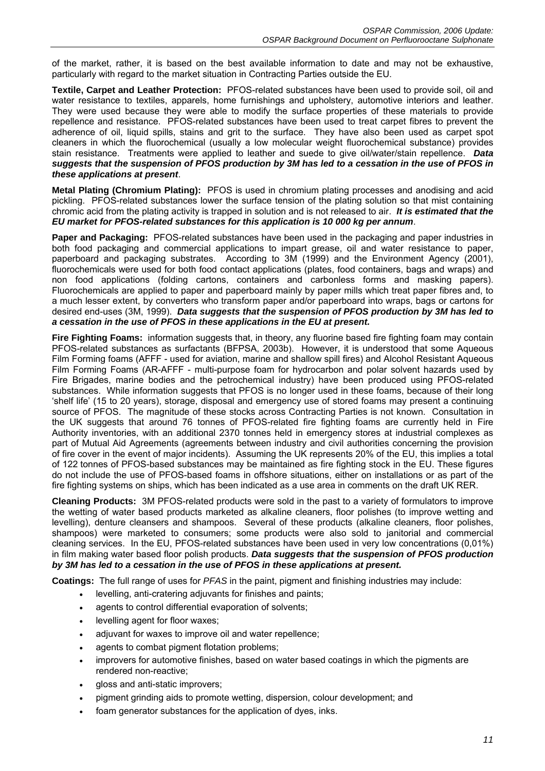of the market, rather, it is based on the best available information to date and may not be exhaustive, particularly with regard to the market situation in Contracting Parties outside the EU.

**Textile, Carpet and Leather Protection:** PFOS-related substances have been used to provide soil, oil and water resistance to textiles, apparels, home furnishings and upholstery, automotive interiors and leather. They were used because they were able to modify the surface properties of these materials to provide repellence and resistance. PFOS-related substances have been used to treat carpet fibres to prevent the adherence of oil, liquid spills, stains and grit to the surface. They have also been used as carpet spot cleaners in which the fluorochemical (usually a low molecular weight fluorochemical substance) provides stain resistance. Treatments were applied to leather and suede to give oil/water/stain repellence. ***Data suggests that the suspension of PFOS production by 3M has led to a cessation in the use of PFOS in these applications at present***.

**Metal Plating (Chromium Plating):** PFOS is used in chromium plating processes and anodising and acid pickling. PFOS-related substances lower the surface tension of the plating solution so that mist containing chromic acid from the plating activity is trapped in solution and is not released to air. ***It is estimated that the EU market for PFOS-related substances for this application is 10 000 kg per annum***.

**Paper and Packaging:** PFOS-related substances have been used in the packaging and paper industries in both food packaging and commercial applications to impart grease, oil and water resistance to paper, paperboard and packaging substrates. According to 3M (1999) and the Environment Agency (2001), fluorochemicals were used for both food contact applications (plates, food containers, bags and wraps) and non food applications (folding cartons, containers and carbonless forms and masking papers). Fluorochemicals are applied to paper and paperboard mainly by paper mills which treat paper fibres and, to a much lesser extent, by converters who transform paper and/or paperboard into wraps, bags or cartons for desired end-uses (3M, 1999). ***Data suggests that the suspension of PFOS production by 3M has led to a cessation in the use of PFOS in these applications in the EU at present.***

**Fire Fighting Foams:** information suggests that, in theory, any fluorine based fire fighting foam may contain PFOS-related substances as surfactants (BFPSA, 2003b). However, it is understood that some Aqueous Film Forming foams (AFFF - used for aviation, marine and shallow spill fires) and Alcohol Resistant Aqueous Film Forming Foams (AR-AFFF - multi-purpose foam for hydrocarbon and polar solvent hazards used by Fire Brigades, marine bodies and the petrochemical industry) have been produced using PFOS-related substances. While information suggests that PFOS is no longer used in these foams, because of their long 'shelf life' (15 to 20 years), storage, disposal and emergency use of stored foams may present a continuing source of PFOS. The magnitude of these stocks across Contracting Parties is not known. Consultation in the UK suggests that around 76 tonnes of PFOS-related fire fighting foams are currently held in Fire Authority inventories, with an additional 2370 tonnes held in emergency stores at industrial complexes as part of Mutual Aid Agreements (agreements between industry and civil authorities concerning the provision of fire cover in the event of major incidents). Assuming the UK represents 20% of the EU, this implies a total of 122 tonnes of PFOS-based substances may be maintained as fire fighting stock in the EU. These figures do not include the use of PFOS-based foams in offshore situations, either on installations or as part of the fire fighting systems on ships, which has been indicated as a use area in comments on the draft UK RER.

**Cleaning Products:** 3M PFOS-related products were sold in the past to a variety of formulators to improve the wetting of water based products marketed as alkaline cleaners, floor polishes (to improve wetting and levelling), denture cleansers and shampoos. Several of these products (alkaline cleaners, floor polishes, shampoos) were marketed to consumers; some products were also sold to janitorial and commercial cleaning services. In the EU, PFOS-related substances have been used in very low concentrations (0,01%) in film making water based floor polish products. ***Data suggests that the suspension of PFOS production by 3M has led to a cessation in the use of PFOS in these applications at present.***

**Coatings:** The full range of uses for *PFAS* in the paint, pigment and finishing industries may include:

- levelling, anti-cratering adjuvants for finishes and paints;
- agents to control differential evaporation of solvents;
- levelling agent for floor waxes;
- adjuvant for waxes to improve oil and water repellence;
- agents to combat pigment flotation problems;
- improvers for automotive finishes, based on water based coatings in which the pigments are rendered non-reactive;
- gloss and anti-static improvers;
- pigment grinding aids to promote wetting, dispersion, colour development; and
- foam generator substances for the application of dyes, inks.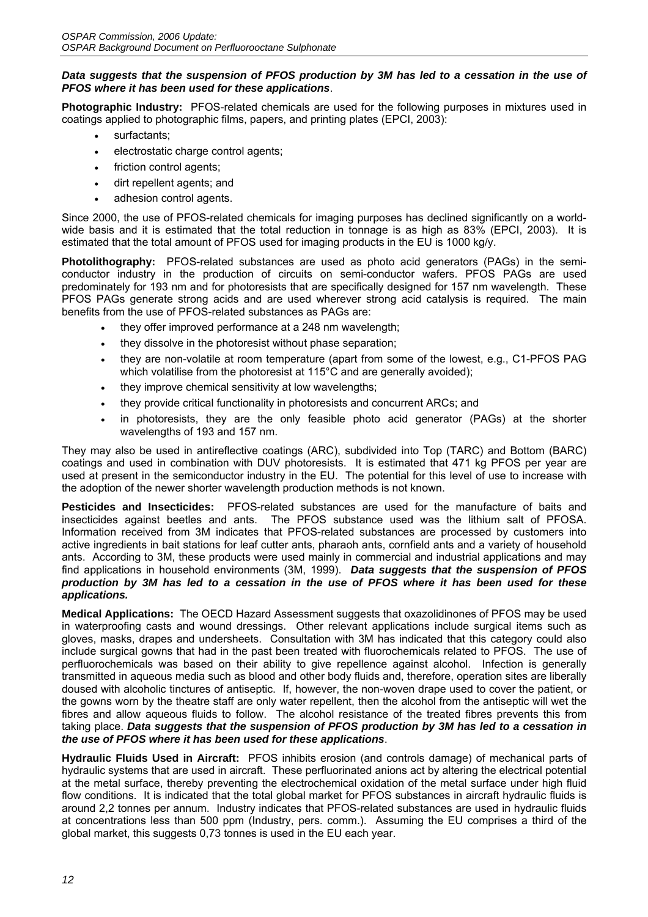***Data suggests that the suspension of PFOS production by 3M has led to a cessation in the use of PFOS where it has been used for these applications***.

**Photographic Industry:** PFOS-related chemicals are used for the following purposes in mixtures used in coatings applied to photographic films, papers, and printing plates (EPCI, 2003):

- surfactants;
- electrostatic charge control agents;
- friction control agents;
- dirt repellent agents; and
- adhesion control agents.

Since 2000, the use of PFOS-related chemicals for imaging purposes has declined significantly on a world-wide basis and it is estimated that the total reduction in tonnage is as high as 83% (EPCI, 2003). It is estimated that the total amount of PFOS used for imaging products in the EU is 1000 kg/y.

**Photolithography:** PFOS-related substances are used as photo acid generators (PAGs) in the semi-conductor industry in the production of circuits on semi-conductor wafers. PFOS PAGs are used predominately for 193 nm and for photoresists that are specifically designed for 157 nm wavelength. These PFOS PAGs generate strong acids and are used wherever strong acid catalysis is required. The main benefits from the use of PFOS-related substances as PAGs are:

- they offer improved performance at a 248 nm wavelength;
- they dissolve in the photoresist without phase separation;
- they are non-volatile at room temperature (apart from some of the lowest, e.g., C1-PFOS PAG which volatilise from the photoresist at 115°C and are generally avoided);
- they improve chemical sensitivity at low wavelengths;
- they provide critical functionality in photoresists and concurrent ARCs; and
- in photoresists, they are the only feasible photo acid generator (PAGs) at the shorter wavelengths of 193 and 157 nm.

They may also be used in antireflective coatings (ARC), subdivided into Top (TARC) and Bottom (BARC) coatings and used in combination with DUV photoresists. It is estimated that 471 kg PFOS per year are used at present in the semiconductor industry in the EU. The potential for this level of use to increase with the adoption of the newer shorter wavelength production methods is not known.

**Pesticides and Insecticides:** PFOS-related substances are used for the manufacture of baits and insecticides against beetles and ants. The PFOS substance used was the lithium salt of PFOSA. Information received from 3M indicates that PFOS-related substances are processed by customers into active ingredients in bait stations for leaf cutter ants, pharaoh ants, cornfield ants and a variety of household ants. According to 3M, these products were used mainly in commercial and industrial applications and may find applications in household environments (3M, 1999). ***Data suggests that the suspension of PFOS production by 3M has led to a cessation in the use of PFOS where it has been used for these applications.***

**Medical Applications:** The OECD Hazard Assessment suggests that oxazolidinones of PFOS may be used in waterproofing casts and wound dressings. Other relevant applications include surgical items such as gloves, masks, drapes and undersheets. Consultation with 3M has indicated that this category could also include surgical gowns that had in the past been treated with fluorochemicals related to PFOS. The use of perfluorochemicals was based on their ability to give repellence against alcohol. Infection is generally transmitted in aqueous media such as blood and other body fluids and, therefore, operation sites are liberally doused with alcoholic tinctures of antiseptic. If, however, the non-woven drape used to cover the patient, or the gowns worn by the theatre staff are only water repellent, then the alcohol from the antiseptic will wet the fibres and allow aqueous fluids to follow. The alcohol resistance of the treated fibres prevents this from taking place. ***Data suggests that the suspension of PFOS production by 3M has led to a cessation in the use of PFOS where it has been used for these applications***.

**Hydraulic Fluids Used in Aircraft:** PFOS inhibits erosion (and controls damage) of mechanical parts of hydraulic systems that are used in aircraft. These perfluorinated anions act by altering the electrical potential at the metal surface, thereby preventing the electrochemical oxidation of the metal surface under high fluid flow conditions. It is indicated that the total global market for PFOS substances in aircraft hydraulic fluids is around 2,2 tonnes per annum. Industry indicates that PFOS-related substances are used in hydraulic fluids at concentrations less than 500 ppm (Industry, pers. comm.). Assuming the EU comprises a third of the global market, this suggests 0,73 tonnes is used in the EU each year.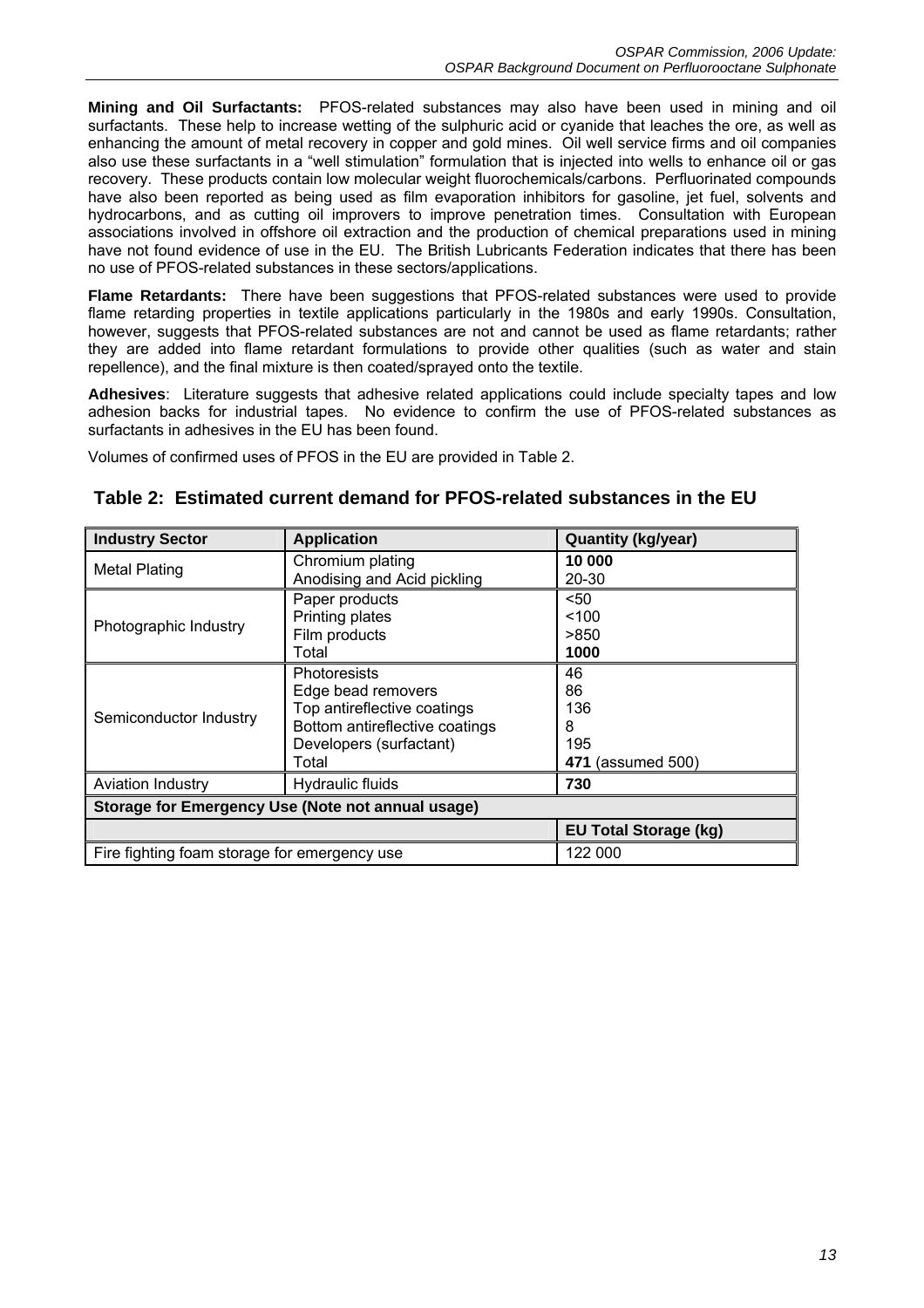**Mining and Oil Surfactants:** PFOS-related substances may also have been used in mining and oil surfactants. These help to increase wetting of the sulphuric acid or cyanide that leaches the ore, as well as enhancing the amount of metal recovery in copper and gold mines. Oil well service firms and oil companies also use these surfactants in a "well stimulation" formulation that is injected into wells to enhance oil or gas recovery. These products contain low molecular weight fluorochemicals/carbons. Perfluorinated compounds have also been reported as being used as film evaporation inhibitors for gasoline, jet fuel, solvents and hydrocarbons, and as cutting oil improvers to improve penetration times. Consultation with European associations involved in offshore oil extraction and the production of chemical preparations used in mining have not found evidence of use in the EU. The British Lubricants Federation indicates that there has been no use of PFOS-related substances in these sectors/applications.

**Flame Retardants:** There have been suggestions that PFOS-related substances were used to provide flame retarding properties in textile applications particularly in the 1980s and early 1990s. Consultation, however, suggests that PFOS-related substances are not and cannot be used as flame retardants; rather they are added into flame retardant formulations to provide other qualities (such as water and stain repellence), and the final mixture is then coated/sprayed onto the textile.

**Adhesives**: Literature suggests that adhesive related applications could include specialty tapes and low adhesion backs for industrial tapes. No evidence to confirm the use of PFOS-related substances as surfactants in adhesives in the EU has been found.

Volumes of confirmed uses of PFOS in the EU are provided in Table 2.

**Table 2: Estimated current demand for PFOS-related substances in the EU**

| Industry Sector | Application | Quantity (kg/year) |
|---|---|---|
| Metal Plating | Chromium plating<br>Anodising and Acid pickling | **10 000**<br>20-30 |
| Photographic Industry | Paper products<br>Printing plates<br>Film products<br>Total | <50<br><100<br>>850<br>**1000** |
| Semiconductor Industry | Photoresists<br>Edge bead removers<br>Top antireflective coatings<br>Bottom antireflective coatings<br>Developers (surfactant)<br>Total | 46<br>86<br>136<br>8<br>195<br>**471** (assumed 500) |
| Aviation Industry | Hydraulic fluids | **730** |
| **Storage for Emergency Use (Note not annual usage)** | | |
| | | **EU Total Storage (kg)** |
| Fire fighting foam storage for emergency use | | 122 000 |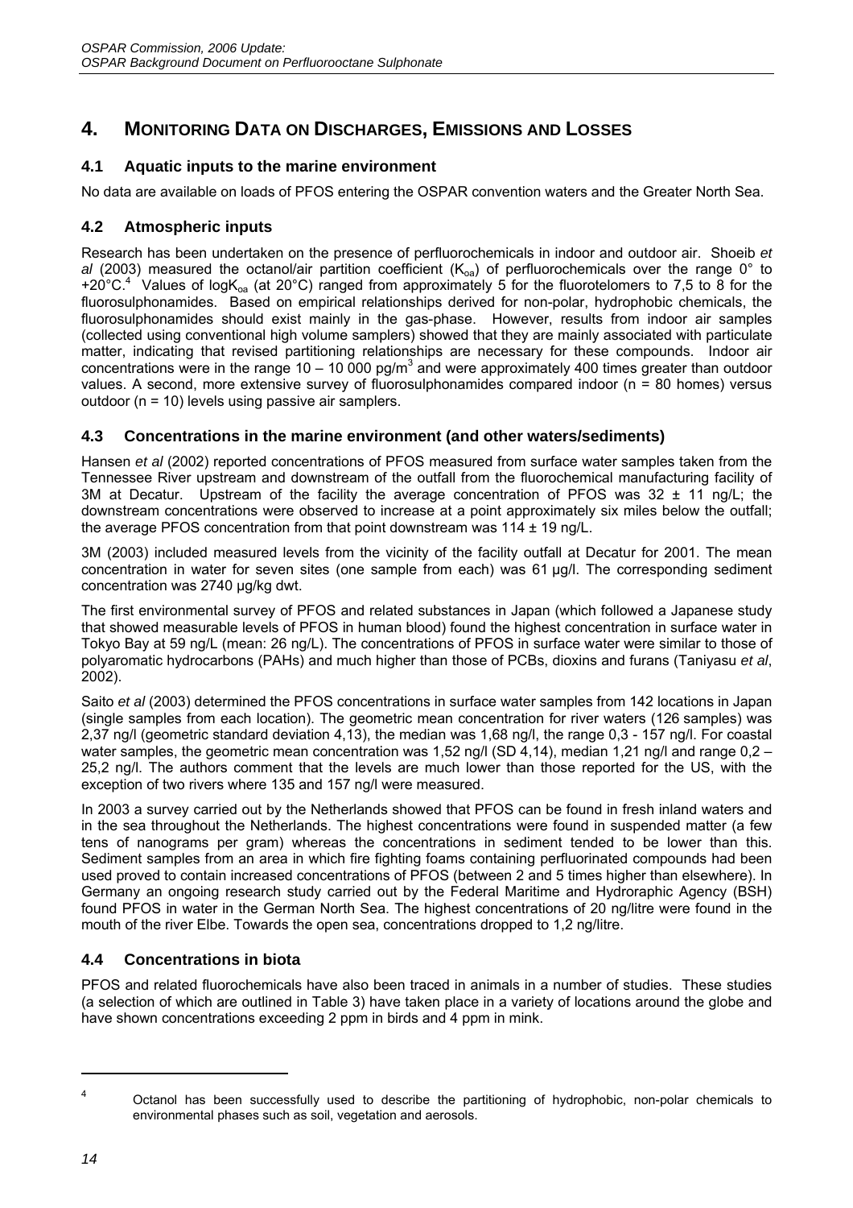# 4. MONITORING DATA ON DISCHARGES, EMISSIONS AND LOSSES

## 4.1 Aquatic inputs to the marine environment

No data are available on loads of PFOS entering the OSPAR convention waters and the Greater North Sea.

## 4.2 Atmospheric inputs

Research has been undertaken on the presence of perfluorochemicals in indoor and outdoor air. Shoeib *et al* (2003) measured the octanol/air partition coefficient ($K_{oa}$) of perfluorochemicals over the range 0° to +20°C.[4] Values of log$K_{oa}$ (at 20°C) ranged from approximately 5 for the fluorotelomers to 7,5 to 8 for the fluorosulphonamides. Based on empirical relationships derived for non-polar, hydrophobic chemicals, the fluorosulphonamides should exist mainly in the gas-phase. However, results from indoor air samples (collected using conventional high volume samplers) showed that they are mainly associated with particulate matter, indicating that revised partitioning relationships are necessary for these compounds. Indoor air concentrations were in the range 10 – 10 000 pg/m$^3$ and were approximately 400 times greater than outdoor values. A second, more extensive survey of fluorosulphonamides compared indoor (n = 80 homes) versus outdoor (n = 10) levels using passive air samplers.

## 4.3 Concentrations in the marine environment (and other waters/sediments)

Hansen *et al* (2002) reported concentrations of PFOS measured from surface water samples taken from the Tennessee River upstream and downstream of the outfall from the fluorochemical manufacturing facility of 3M at Decatur. Upstream of the facility the average concentration of PFOS was 32 ± 11 ng/L; the downstream concentrations were observed to increase at a point approximately six miles below the outfall; the average PFOS concentration from that point downstream was 114 ± 19 ng/L.

3M (2003) included measured levels from the vicinity of the facility outfall at Decatur for 2001. The mean concentration in water for seven sites (one sample from each) was 61 µg/l. The corresponding sediment concentration was 2740 µg/kg dwt.

The first environmental survey of PFOS and related substances in Japan (which followed a Japanese study that showed measurable levels of PFOS in human blood) found the highest concentration in surface water in Tokyo Bay at 59 ng/L (mean: 26 ng/L). The concentrations of PFOS in surface water were similar to those of polyaromatic hydrocarbons (PAHs) and much higher than those of PCBs, dioxins and furans (Taniyasu *et al*, 2002).

Saito *et al* (2003) determined the PFOS concentrations in surface water samples from 142 locations in Japan (single samples from each location). The geometric mean concentration for river waters (126 samples) was 2,37 ng/l (geometric standard deviation 4,13), the median was 1,68 ng/l, the range 0,3 - 157 ng/l. For coastal water samples, the geometric mean concentration was 1,52 ng/l (SD 4,14), median 1,21 ng/l and range 0,2 – 25,2 ng/l. The authors comment that the levels are much lower than those reported for the US, with the exception of two rivers where 135 and 157 ng/l were measured.

In 2003 a survey carried out by the Netherlands showed that PFOS can be found in fresh inland waters and in the sea throughout the Netherlands. The highest concentrations were found in suspended matter (a few tens of nanograms per gram) whereas the concentrations in sediment tended to be lower than this. Sediment samples from an area in which fire fighting foams containing perfluorinated compounds had been used proved to contain increased concentrations of PFOS (between 2 and 5 times higher than elsewhere). In Germany an ongoing research study carried out by the Federal Maritime and Hydroraphic Agency (BSH) found PFOS in water in the German North Sea. The highest concentrations of 20 ng/litre were found in the mouth of the river Elbe. Towards the open sea, concentrations dropped to 1,2 ng/litre.

## 4.4 Concentrations in biota

PFOS and related fluorochemicals have also been traced in animals in a number of studies. These studies (a selection of which are outlined in Table 3) have taken place in a variety of locations around the globe and have shown concentrations exceeding 2 ppm in birds and 4 ppm in mink.

---

[4] Octanol has been successfully used to describe the partitioning of hydrophobic, non-polar chemicals to environmental phases such as soil, vegetation and aerosols.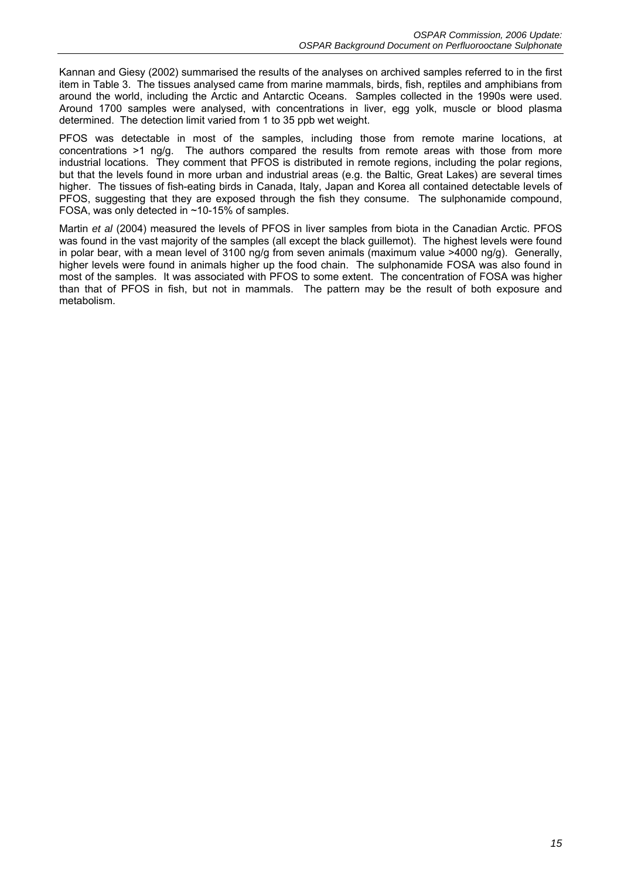Kannan and Giesy (2002) summarised the results of the analyses on archived samples referred to in the first item in Table 3. The tissues analysed came from marine mammals, birds, fish, reptiles and amphibians from around the world, including the Arctic and Antarctic Oceans. Samples collected in the 1990s were used. Around 1700 samples were analysed, with concentrations in liver, egg yolk, muscle or blood plasma determined. The detection limit varied from 1 to 35 ppb wet weight.

PFOS was detectable in most of the samples, including those from remote marine locations, at concentrations >1 ng/g. The authors compared the results from remote areas with those from more industrial locations. They comment that PFOS is distributed in remote regions, including the polar regions, but that the levels found in more urban and industrial areas (e.g. the Baltic, Great Lakes) are several times higher. The tissues of fish-eating birds in Canada, Italy, Japan and Korea all contained detectable levels of PFOS, suggesting that they are exposed through the fish they consume. The sulphonamide compound, FOSA, was only detected in ~10-15% of samples.

Martin *et al* (2004) measured the levels of PFOS in liver samples from biota in the Canadian Arctic. PFOS was found in the vast majority of the samples (all except the black guillemot). The highest levels were found in polar bear, with a mean level of 3100 ng/g from seven animals (maximum value >4000 ng/g). Generally, higher levels were found in animals higher up the food chain. The sulphonamide FOSA was also found in most of the samples. It was associated with PFOS to some extent. The concentration of FOSA was higher than that of PFOS in fish, but not in mammals. The pattern may be the result of both exposure and metabolism.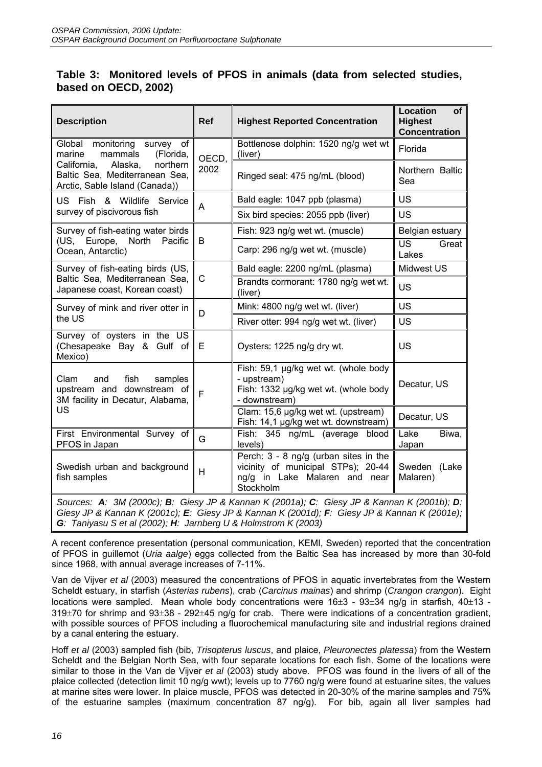## Table 3: Monitored levels of PFOS in animals (data from selected studies, based on OECD, 2002)

| Description | Ref | Highest Reported Concentration | Location of Highest Concentration |
|---|---|---|---|
| Global monitoring survey of marine mammals (Florida, California, Alaska, northern Baltic Sea, Mediterranean Sea, Arctic, Sable Island (Canada)) | OECD, 2002 | Bottlenose dolphin: 1520 ng/g wet wt (liver) | Florida |
| | | Ringed seal: 475 ng/mL (blood) | Northern Baltic Sea |
| US Fish & Wildlife Service survey of piscivorous fish | A | Bald eagle: 1047 ppb (plasma) | US |
| | | Six bird species: 2055 ppb (liver) | US |
| Survey of fish-eating water birds (US, Europe, North Pacific Ocean, Antarctic) | B | Fish: 923 ng/g wet wt. (muscle) | Belgian estuary |
| | | Carp: 296 ng/g wet wt. (muscle) | US Great Lakes |
| Survey of fish-eating birds (US, Baltic Sea, Mediterranean Sea, Japanese coast, Korean coast) | C | Bald eagle: 2200 ng/mL (plasma) | Midwest US |
| | | Brandts cormorant: 1780 ng/g wet wt. (liver) | US |
| Survey of mink and river otter in the US | D | Mink: 4800 ng/g wet wt. (liver) | US |
| | | River otter: 994 ng/g wet wt. (liver) | US |
| Survey of oysters in the US (Chesapeake Bay & Gulf of Mexico) | E | Oysters: 1225 ng/g dry wt. | US |
| Clam and fish samples upstream and downstream of 3M facility in Decatur, Alabama, US | F | Fish: 59,1 µg/kg wet wt. (whole body - upstream) Fish: 1332 µg/kg wet wt. (whole body - downstream) | Decatur, US |
| | | Clam: 15,6 µg/kg wet wt. (upstream) Fish: 14,1 µg/kg wet wt. downstream) | Decatur, US |
| First Environmental Survey of PFOS in Japan | G | Fish: 345 ng/mL (average blood levels) | Lake Biwa, Japan |
| Swedish urban and background fish samples | H | Perch: 3 - 8 ng/g (urban sites in the vicinity of municipal STPs); 20-44 ng/g in Lake Malaren and near Stockholm | Sweden (Lake Malaren) |

*Sources:* ***A****: 3M (2000c);* ***B****: Giesy JP & Kannan K (2001a);* ***C****: Giesy JP & Kannan K (2001b);* ***D****: Giesy JP & Kannan K (2001c);* ***E****: Giesy JP & Kannan K (2001d);* ***F****: Giesy JP & Kannan K (2001e);* ***G****: Taniyasu S et al (2002);* ***H****: Jarnberg U & Holmstrom K (2003)*

A recent conference presentation (personal communication, KEMI, Sweden) reported that the concentration of PFOS in guillemot (*Uria aalge*) eggs collected from the Baltic Sea has increased by more than 30-fold since 1968, with annual average increases of 7-11%.

Van de Vijver *et al* (2003) measured the concentrations of PFOS in aquatic invertebrates from the Western Scheldt estuary, in starfish (*Asterias rubens*), crab (*Carcinus mainas*) and shrimp (*Crangon crangon*). Eight locations were sampled. Mean whole body concentrations were 16±3 - 93±34 ng/g in starfish, 40±13 - 319±70 for shrimp and 93±38 - 292±45 ng/g for crab. There were indications of a concentration gradient, with possible sources of PFOS including a fluorochemical manufacturing site and industrial regions drained by a canal entering the estuary.

Hoff *et al* (2003) sampled fish (bib, *Trisopterus luscus*, and plaice, *Pleuronectes platessa*) from the Western Scheldt and the Belgian North Sea, with four separate locations for each fish. Some of the locations were similar to those in the Van de Vijver *et al* (2003) study above. PFOS was found in the livers of all of the plaice collected (detection limit 10 ng/g wwt); levels up to 7760 ng/g were found at estuarine sites, the values at marine sites were lower. In plaice muscle, PFOS was detected in 20-30% of the marine samples and 75% of the estuarine samples (maximum concentration 87 ng/g). For bib, again all liver samples had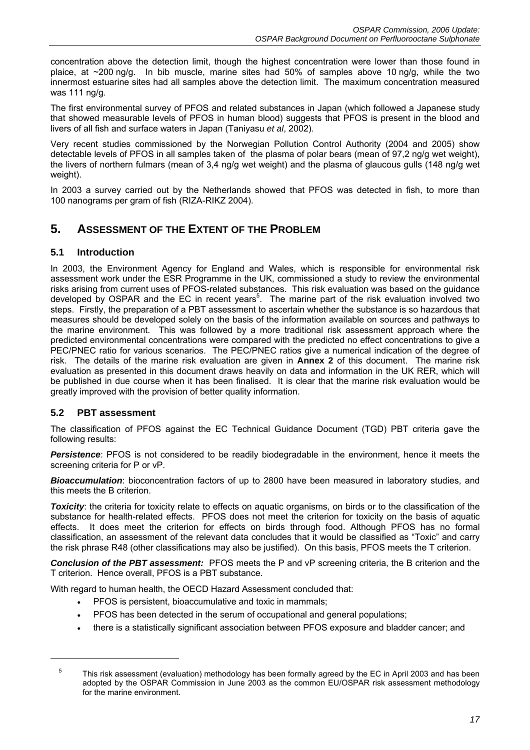concentration above the detection limit, though the highest concentration were lower than those found in plaice, at ~200 ng/g. In bib muscle, marine sites had 50% of samples above 10 ng/g, while the two innermost estuarine sites had all samples above the detection limit. The maximum concentration measured was 111 ng/g.

The first environmental survey of PFOS and related substances in Japan (which followed a Japanese study that showed measurable levels of PFOS in human blood) suggests that PFOS is present in the blood and livers of all fish and surface waters in Japan (Taniyasu *et al*, 2002).

Very recent studies commissioned by the Norwegian Pollution Control Authority (2004 and 2005) show detectable levels of PFOS in all samples taken of the plasma of polar bears (mean of 97,2 ng/g wet weight), the livers of northern fulmars (mean of 3,4 ng/g wet weight) and the plasma of glaucous gulls (148 ng/g wet weight).

In 2003 a survey carried out by the Netherlands showed that PFOS was detected in fish, to more than 100 nanograms per gram of fish (RIZA-RIKZ 2004).

# 5. Assessment of the Extent of the Problem

## 5.1 Introduction

In 2003, the Environment Agency for England and Wales, which is responsible for environmental risk assessment work under the ESR Programme in the UK, commissioned a study to review the environmental risks arising from current uses of PFOS-related substances. This risk evaluation was based on the guidance developed by OSPAR and the EC in recent years[5]. The marine part of the risk evaluation involved two steps. Firstly, the preparation of a PBT assessment to ascertain whether the substance is so hazardous that measures should be developed solely on the basis of the information available on sources and pathways to the marine environment. This was followed by a more traditional risk assessment approach where the predicted environmental concentrations were compared with the predicted no effect concentrations to give a PEC/PNEC ratio for various scenarios. The PEC/PNEC ratios give a numerical indication of the degree of risk. The details of the marine risk evaluation are given in **Annex 2** of this document. The marine risk evaluation as presented in this document draws heavily on data and information in the UK RER, which will be published in due course when it has been finalised. It is clear that the marine risk evaluation would be greatly improved with the provision of better quality information.

## 5.2 PBT assessment

The classification of PFOS against the EC Technical Guidance Document (TGD) PBT criteria gave the following results:

***Persistence***: PFOS is not considered to be readily biodegradable in the environment, hence it meets the screening criteria for P or vP.

***Bioaccumulation***: bioconcentration factors of up to 2800 have been measured in laboratory studies, and this meets the B criterion.

***Toxicity***: the criteria for toxicity relate to effects on aquatic organisms, on birds or to the classification of the substance for health-related effects. PFOS does not meet the criterion for toxicity on the basis of aquatic effects. It does meet the criterion for effects on birds through food. Although PFOS has no formal classification, an assessment of the relevant data concludes that it would be classified as "Toxic" and carry the risk phrase R48 (other classifications may also be justified). On this basis, PFOS meets the T criterion.

***Conclusion of the PBT assessment:*** PFOS meets the P and vP screening criteria, the B criterion and the T criterion. Hence overall, PFOS is a PBT substance.

With regard to human health, the OECD Hazard Assessment concluded that:

- PFOS is persistent, bioaccumulative and toxic in mammals;
- PFOS has been detected in the serum of occupational and general populations;
- there is a statistically significant association between PFOS exposure and bladder cancer; and

[5] This risk assessment (evaluation) methodology has been formally agreed by the EC in April 2003 and has been adopted by the OSPAR Commission in June 2003 as the common EU/OSPAR risk assessment methodology for the marine environment.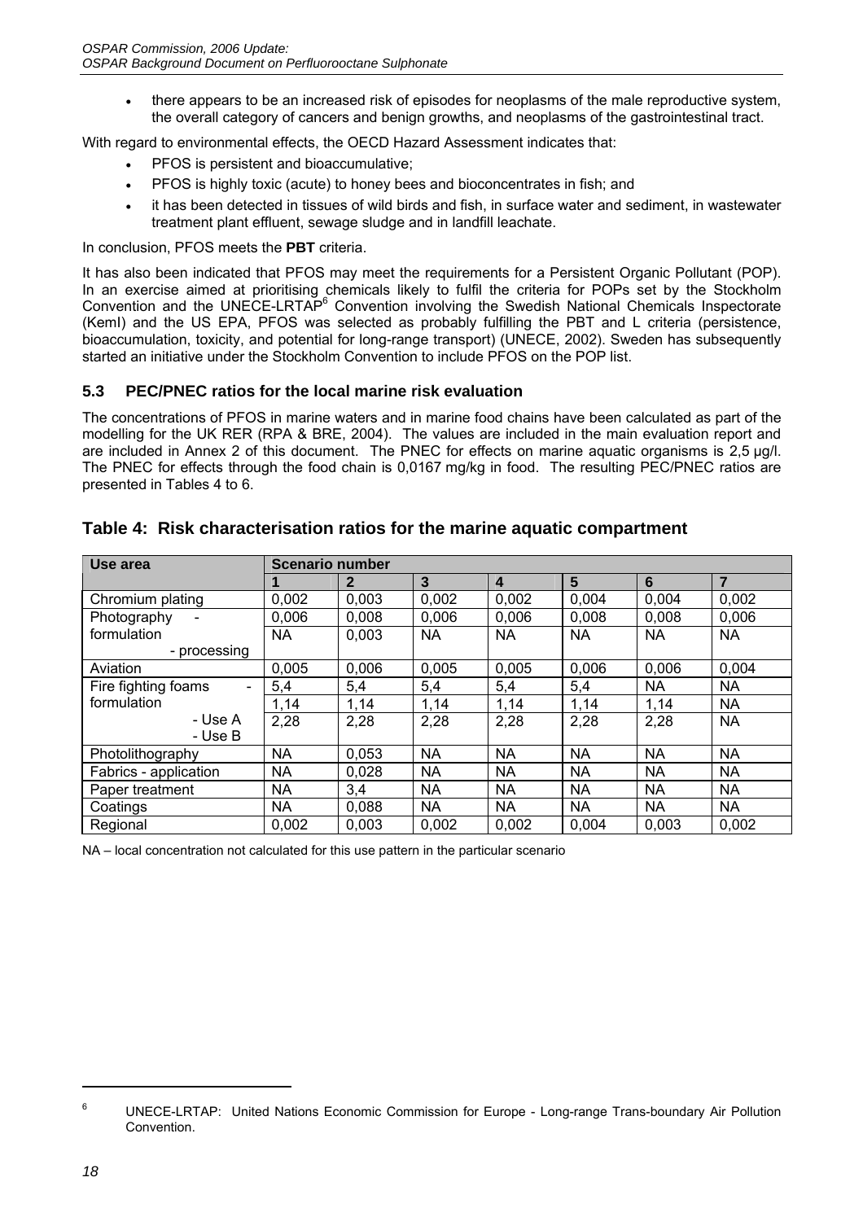- there appears to be an increased risk of episodes for neoplasms of the male reproductive system, the overall category of cancers and benign growths, and neoplasms of the gastrointestinal tract.

With regard to environmental effects, the OECD Hazard Assessment indicates that:

- PFOS is persistent and bioaccumulative;
- PFOS is highly toxic (acute) to honey bees and bioconcentrates in fish; and
- it has been detected in tissues of wild birds and fish, in surface water and sediment, in wastewater treatment plant effluent, sewage sludge and in landfill leachate.

In conclusion, PFOS meets the **PBT** criteria.

It has also been indicated that PFOS may meet the requirements for a Persistent Organic Pollutant (POP). In an exercise aimed at prioritising chemicals likely to fulfil the criteria for POPs set by the Stockholm Convention and the UNECE-LRTAP[6] Convention involving the Swedish National Chemicals Inspectorate (KemI) and the US EPA, PFOS was selected as probably fulfilling the PBT and L criteria (persistence, bioaccumulation, toxicity, and potential for long-range transport) (UNECE, 2002). Sweden has subsequently started an initiative under the Stockholm Convention to include PFOS on the POP list.

### 5.3 PEC/PNEC ratios for the local marine risk evaluation

The concentrations of PFOS in marine waters and in marine food chains have been calculated as part of the modelling for the UK RER (RPA & BRE, 2004). The values are included in the main evaluation report and are included in Annex 2 of this document. The PNEC for effects on marine aquatic organisms is 2,5 µg/l. The PNEC for effects through the food chain is 0,0167 mg/kg in food. The resulting PEC/PNEC ratios are presented in Tables 4 to 6.

### Table 4: Risk characterisation ratios for the marine aquatic compartment

| Use area | Scenario number | | | | | | |
|---|---|---|---|---|---|---|---|
| | 1 | 2 | 3 | 4 | 5 | 6 | 7 |
| Chromium plating | 0,002 | 0,003 | 0,002 | 0,002 | 0,004 | 0,004 | 0,002 |
| Photography - formulation | 0,006 | 0,008 | 0,006 | 0,006 | 0,008 | 0,008 | 0,006 |
| - processing | NA | 0,003 | NA | NA | NA | NA | NA |
| Aviation | 0,005 | 0,006 | 0,005 | 0,005 | 0,006 | 0,006 | 0,004 |
| Fire fighting foams - formulation | 5,4 | 5,4 | 5,4 | 5,4 | 5,4 | NA | NA |
| - Use A | 1,14 | 1,14 | 1,14 | 1,14 | 1,14 | 1,14 | NA |
| - Use B | 2,28 | 2,28 | 2,28 | 2,28 | 2,28 | 2,28 | NA |
| Photolithography | NA | 0,053 | NA | NA | NA | NA | NA |
| Fabrics - application | NA | 0,028 | NA | NA | NA | NA | NA |
| Paper treatment | NA | 3,4 | NA | NA | NA | NA | NA |
| Coatings | NA | 0,088 | NA | NA | NA | NA | NA |
| Regional | 0,002 | 0,003 | 0,002 | 0,002 | 0,004 | 0,003 | 0,002 |

NA – local concentration not calculated for this use pattern in the particular scenario

[6] UNECE-LRTAP: United Nations Economic Commission for Europe - Long-range Trans-boundary Air Pollution Convention.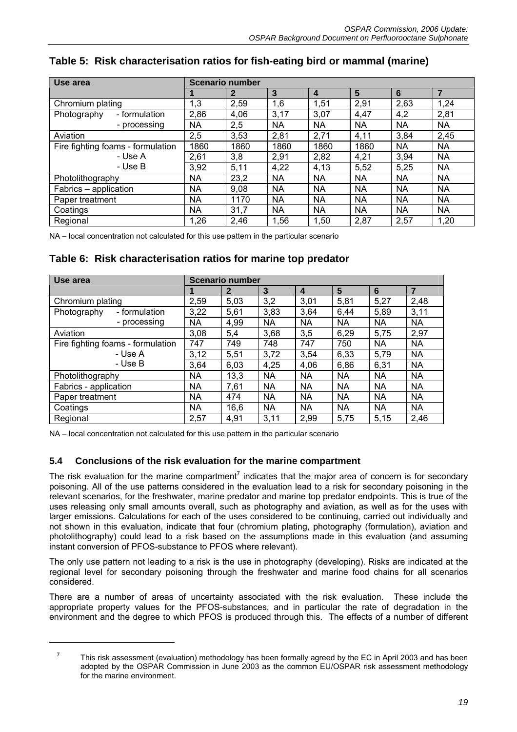## Table 5: Risk characterisation ratios for fish-eating bird or mammal (marine)

| Use area | Scenario number | | | | | | |
|---|---|---|---|---|---|---|---|
| | 1 | 2 | 3 | 4 | 5 | 6 | 7 |
| Chromium plating | 1,3 | 2,59 | 1,6 | 1,51 | 2,91 | 2,63 | 1,24 |
| Photography - formulation | 2,86 | 4,06 | 3,17 | 3,07 | 4,47 | 4,2 | 2,81 |
| - processing | NA | 2,5 | NA | NA | NA | NA | NA |
| Aviation | 2,5 | 3,53 | 2,81 | 2,71 | 4,11 | 3,84 | 2,45 |
| Fire fighting foams - formulation | 1860 | 1860 | 1860 | 1860 | 1860 | NA | NA |
| - Use A | 2,61 | 3,8 | 2,91 | 2,82 | 4,21 | 3,94 | NA |
| - Use B | 3,92 | 5,11 | 4,22 | 4,13 | 5,52 | 5,25 | NA |
| Photolithography | NA | 23,2 | NA | NA | NA | NA | NA |
| Fabrics – application | NA | 9,08 | NA | NA | NA | NA | NA |
| Paper treatment | NA | 1170 | NA | NA | NA | NA | NA |
| Coatings | NA | 31,7 | NA | NA | NA | NA | NA |
| Regional | 1,26 | 2,46 | 1,56 | 1,50 | 2,87 | 2,57 | 1,20 |

NA – local concentration not calculated for this use pattern in the particular scenario

## Table 6: Risk characterisation ratios for marine top predator

| Use area | Scenario number | | | | | | |
|---|---|---|---|---|---|---|---|
| | 1 | 2 | 3 | 4 | 5 | 6 | 7 |
| Chromium plating | 2,59 | 5,03 | 3,2 | 3,01 | 5,81 | 5,27 | 2,48 |
| Photography - formulation | 3,22 | 5,61 | 3,83 | 3,64 | 6,44 | 5,89 | 3,11 |
| - processing | NA | 4,99 | NA | NA | NA | NA | NA |
| Aviation | 3,08 | 5,4 | 3,68 | 3,5 | 6,29 | 5,75 | 2,97 |
| Fire fighting foams - formulation | 747 | 749 | 748 | 747 | 750 | NA | NA |
| - Use A | 3,12 | 5,51 | 3,72 | 3,54 | 6,33 | 5,79 | NA |
| - Use B | 3,64 | 6,03 | 4,25 | 4,06 | 6,86 | 6,31 | NA |
| Photolithography | NA | 13,3 | NA | NA | NA | NA | NA |
| Fabrics - application | NA | 7,61 | NA | NA | NA | NA | NA |
| Paper treatment | NA | 474 | NA | NA | NA | NA | NA |
| Coatings | NA | 16,6 | NA | NA | NA | NA | NA |
| Regional | 2,57 | 4,91 | 3,11 | 2,99 | 5,75 | 5,15 | 2,46 |

NA – local concentration not calculated for this use pattern in the particular scenario

### 5.4 Conclusions of the risk evaluation for the marine compartment

The risk evaluation for the marine compartment[7] indicates that the major area of concern is for secondary poisoning. All of the use patterns considered in the evaluation lead to a risk for secondary poisoning in the relevant scenarios, for the freshwater, marine predator and marine top predator endpoints. This is true of the uses releasing only small amounts overall, such as photography and aviation, as well as for the uses with larger emissions. Calculations for each of the uses considered to be continuing, carried out individually and not shown in this evaluation, indicate that four (chromium plating, photography (formulation), aviation and photolithography) could lead to a risk based on the assumptions made in this evaluation (and assuming instant conversion of PFOS-substance to PFOS where relevant).

The only use pattern not leading to a risk is the use in photography (developing). Risks are indicated at the regional level for secondary poisoning through the freshwater and marine food chains for all scenarios considered.

There are a number of areas of uncertainty associated with the risk evaluation. These include the appropriate property values for the PFOS-substances, and in particular the rate of degradation in the environment and the degree to which PFOS is produced through this. The effects of a number of different

[7] This risk assessment (evaluation) methodology has been formally agreed by the EC in April 2003 and has been adopted by the OSPAR Commission in June 2003 as the common EU/OSPAR risk assessment methodology for the marine environment.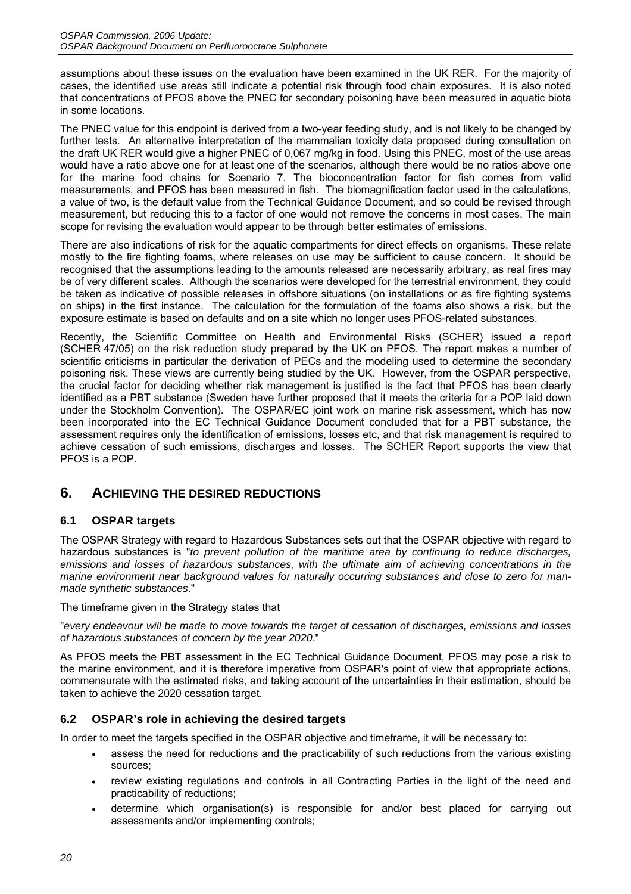assumptions about these issues on the evaluation have been examined in the UK RER. For the majority of cases, the identified use areas still indicate a potential risk through food chain exposures. It is also noted that concentrations of PFOS above the PNEC for secondary poisoning have been measured in aquatic biota in some locations.

The PNEC value for this endpoint is derived from a two-year feeding study, and is not likely to be changed by further tests. An alternative interpretation of the mammalian toxicity data proposed during consultation on the draft UK RER would give a higher PNEC of 0,067 mg/kg in food. Using this PNEC, most of the use areas would have a ratio above one for at least one of the scenarios, although there would be no ratios above one for the marine food chains for Scenario 7. The bioconcentration factor for fish comes from valid measurements, and PFOS has been measured in fish. The biomagnification factor used in the calculations, a value of two, is the default value from the Technical Guidance Document, and so could be revised through measurement, but reducing this to a factor of one would not remove the concerns in most cases. The main scope for revising the evaluation would appear to be through better estimates of emissions.

There are also indications of risk for the aquatic compartments for direct effects on organisms. These relate mostly to the fire fighting foams, where releases on use may be sufficient to cause concern. It should be recognised that the assumptions leading to the amounts released are necessarily arbitrary, as real fires may be of very different scales. Although the scenarios were developed for the terrestrial environment, they could be taken as indicative of possible releases in offshore situations (on installations or as fire fighting systems on ships) in the first instance. The calculation for the formulation of the foams also shows a risk, but the exposure estimate is based on defaults and on a site which no longer uses PFOS-related substances.

Recently, the Scientific Committee on Health and Environmental Risks (SCHER) issued a report (SCHER 47/05) on the risk reduction study prepared by the UK on PFOS. The report makes a number of scientific criticisms in particular the derivation of PECs and the modeling used to determine the secondary poisoning risk. These views are currently being studied by the UK. However, from the OSPAR perspective, the crucial factor for deciding whether risk management is justified is the fact that PFOS has been clearly identified as a PBT substance (Sweden have further proposed that it meets the criteria for a POP laid down under the Stockholm Convention). The OSPAR/EC joint work on marine risk assessment, which has now been incorporated into the EC Technical Guidance Document concluded that for a PBT substance, the assessment requires only the identification of emissions, losses etc, and that risk management is required to achieve cessation of such emissions, discharges and losses. The SCHER Report supports the view that PFOS is a POP.

# 6. ACHIEVING THE DESIRED REDUCTIONS

## 6.1 OSPAR targets

The OSPAR Strategy with regard to Hazardous Substances sets out that the OSPAR objective with regard to hazardous substances is "*to prevent pollution of the maritime area by continuing to reduce discharges, emissions and losses of hazardous substances, with the ultimate aim of achieving concentrations in the marine environment near background values for naturally occurring substances and close to zero for man-made synthetic substances*."

The timeframe given in the Strategy states that

"*every endeavour will be made to move towards the target of cessation of discharges, emissions and losses of hazardous substances of concern by the year 2020*."

As PFOS meets the PBT assessment in the EC Technical Guidance Document, PFOS may pose a risk to the marine environment, and it is therefore imperative from OSPAR's point of view that appropriate actions, commensurate with the estimated risks, and taking account of the uncertainties in their estimation, should be taken to achieve the 2020 cessation target.

## 6.2 OSPAR's role in achieving the desired targets

In order to meet the targets specified in the OSPAR objective and timeframe, it will be necessary to:

- assess the need for reductions and the practicability of such reductions from the various existing sources;
- review existing regulations and controls in all Contracting Parties in the light of the need and practicability of reductions;
- determine which organisation(s) is responsible for and/or best placed for carrying out assessments and/or implementing controls;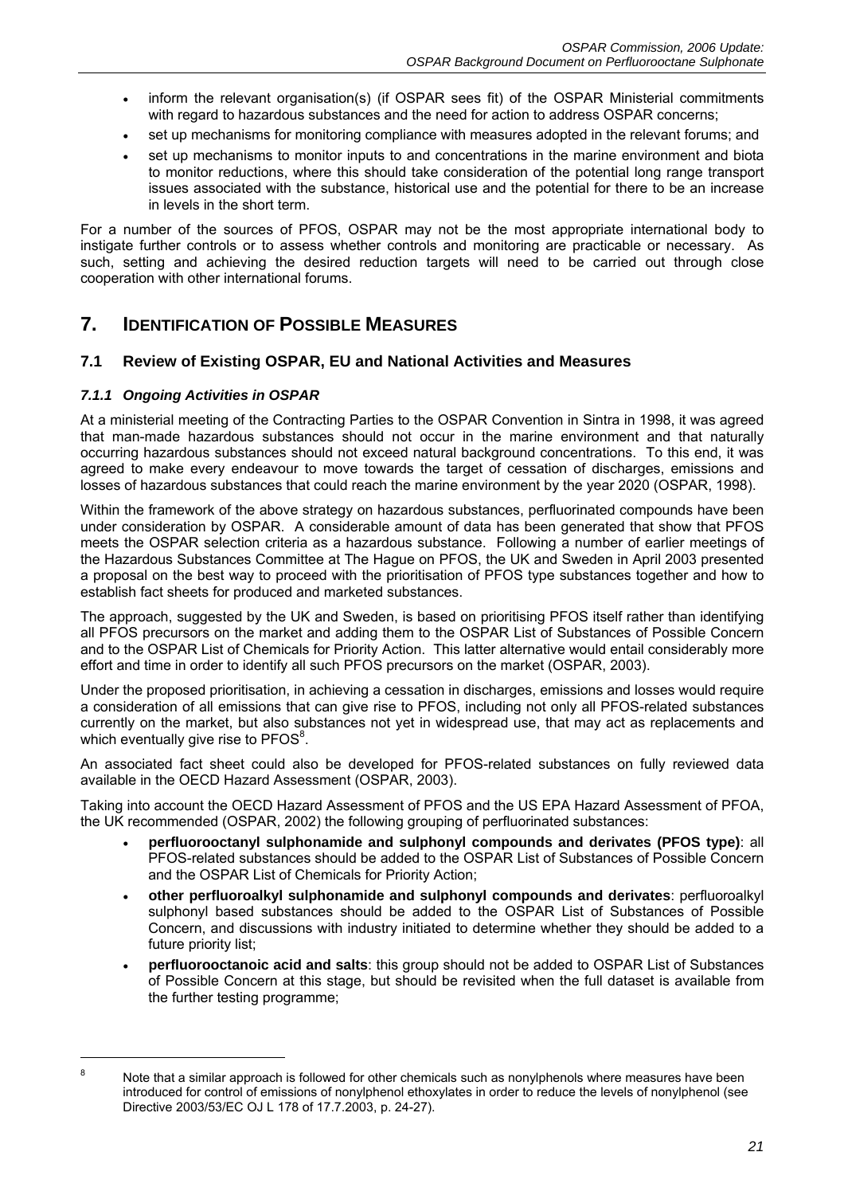- inform the relevant organisation(s) (if OSPAR sees fit) of the OSPAR Ministerial commitments with regard to hazardous substances and the need for action to address OSPAR concerns;
- set up mechanisms for monitoring compliance with measures adopted in the relevant forums; and
- set up mechanisms to monitor inputs to and concentrations in the marine environment and biota to monitor reductions, where this should take consideration of the potential long range transport issues associated with the substance, historical use and the potential for there to be an increase in levels in the short term.

For a number of the sources of PFOS, OSPAR may not be the most appropriate international body to instigate further controls or to assess whether controls and monitoring are practicable or necessary. As such, setting and achieving the desired reduction targets will need to be carried out through close cooperation with other international forums.

# 7. Identification of Possible Measures

## 7.1 Review of Existing OSPAR, EU and National Activities and Measures

### *7.1.1 Ongoing Activities in OSPAR*

At a ministerial meeting of the Contracting Parties to the OSPAR Convention in Sintra in 1998, it was agreed that man-made hazardous substances should not occur in the marine environment and that naturally occurring hazardous substances should not exceed natural background concentrations. To this end, it was agreed to make every endeavour to move towards the target of cessation of discharges, emissions and losses of hazardous substances that could reach the marine environment by the year 2020 (OSPAR, 1998).

Within the framework of the above strategy on hazardous substances, perfluorinated compounds have been under consideration by OSPAR. A considerable amount of data has been generated that show that PFOS meets the OSPAR selection criteria as a hazardous substance. Following a number of earlier meetings of the Hazardous Substances Committee at The Hague on PFOS, the UK and Sweden in April 2003 presented a proposal on the best way to proceed with the prioritisation of PFOS type substances together and how to establish fact sheets for produced and marketed substances.

The approach, suggested by the UK and Sweden, is based on prioritising PFOS itself rather than identifying all PFOS precursors on the market and adding them to the OSPAR List of Substances of Possible Concern and to the OSPAR List of Chemicals for Priority Action. This latter alternative would entail considerably more effort and time in order to identify all such PFOS precursors on the market (OSPAR, 2003).

Under the proposed prioritisation, in achieving a cessation in discharges, emissions and losses would require a consideration of all emissions that can give rise to PFOS, including not only all PFOS-related substances currently on the market, but also substances not yet in widespread use, that may act as replacements and which eventually give rise to PFOS[8].

An associated fact sheet could also be developed for PFOS-related substances on fully reviewed data available in the OECD Hazard Assessment (OSPAR, 2003).

Taking into account the OECD Hazard Assessment of PFOS and the US EPA Hazard Assessment of PFOA, the UK recommended (OSPAR, 2002) the following grouping of perfluorinated substances:

- **perfluorooctanyl sulphonamide and sulphonyl compounds and derivates (PFOS type)**: all PFOS-related substances should be added to the OSPAR List of Substances of Possible Concern and the OSPAR List of Chemicals for Priority Action;
- **other perfluoroalkyl sulphonamide and sulphonyl compounds and derivates**: perfluoroalkyl sulphonyl based substances should be added to the OSPAR List of Substances of Possible Concern, and discussions with industry initiated to determine whether they should be added to a future priority list;
- **perfluorooctanoic acid and salts**: this group should not be added to OSPAR List of Substances of Possible Concern at this stage, but should be revisited when the full dataset is available from the further testing programme;

[8] Note that a similar approach is followed for other chemicals such as nonylphenols where measures have been introduced for control of emissions of nonylphenol ethoxylates in order to reduce the levels of nonylphenol (see Directive 2003/53/EC OJ L 178 of 17.7.2003, p. 24-27).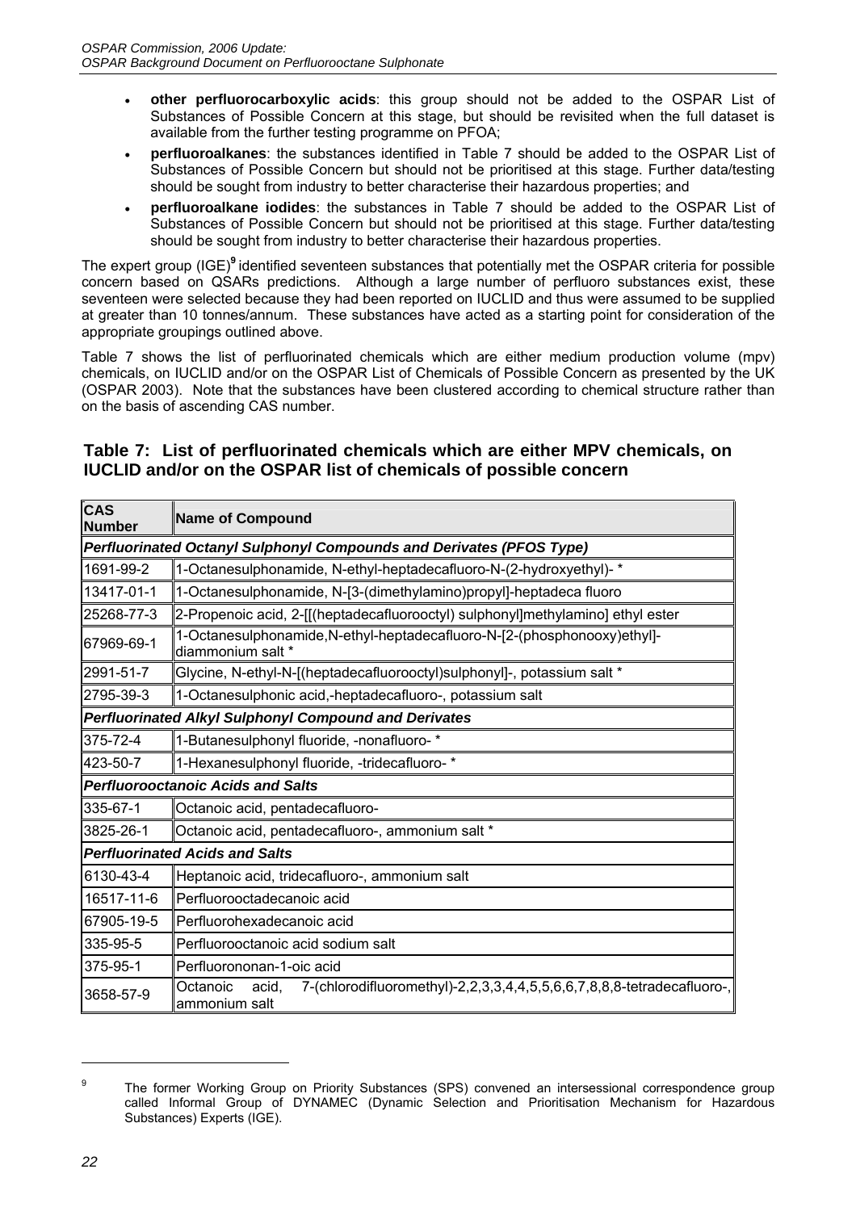- **other perfluorocarboxylic acids**: this group should not be added to the OSPAR List of Substances of Possible Concern at this stage, but should be revisited when the full dataset is available from the further testing programme on PFOA;
- **perfluoroalkanes**: the substances identified in Table 7 should be added to the OSPAR List of Substances of Possible Concern but should not be prioritised at this stage. Further data/testing should be sought from industry to better characterise their hazardous properties; and
- **perfluoroalkane iodides**: the substances in Table 7 should be added to the OSPAR List of Substances of Possible Concern but should not be prioritised at this stage. Further data/testing should be sought from industry to better characterise their hazardous properties.

The expert group (IGE)[9] identified seventeen substances that potentially met the OSPAR criteria for possible concern based on QSARs predictions. Although a large number of perfluoro substances exist, these seventeen were selected because they had been reported on IUCLID and thus were assumed to be supplied at greater than 10 tonnes/annum. These substances have acted as a starting point for consideration of the appropriate groupings outlined above.

Table 7 shows the list of perfluorinated chemicals which are either medium production volume (mpv) chemicals, on IUCLID and/or on the OSPAR List of Chemicals of Possible Concern as presented by the UK (OSPAR 2003). Note that the substances have been clustered according to chemical structure rather than on the basis of ascending CAS number.

### Table 7: List of perfluorinated chemicals which are either MPV chemicals, on IUCLID and/or on the OSPAR list of chemicals of possible concern

| CAS Number | Name of Compound |
|---|---|
| ***Perfluorinated Octanyl Sulphonyl Compounds and Derivates (PFOS Type)*** | |
| 1691-99-2 | 1-Octanesulphonamide, N-ethyl-heptadecafluoro-N-(2-hydroxyethyl)- * |
| 13417-01-1 | 1-Octanesulphonamide, N-[3-(dimethylamino)propyl]-heptadeca fluoro |
| 25268-77-3 | 2-Propenoic acid, 2-[[(heptadecafluorooctyl) sulphonyl]methylamino] ethyl ester |
| 67969-69-1 | 1-Octanesulphonamide,N-ethyl-heptadecafluoro-N-[2-(phosphonooxy)ethyl]-diammonium salt * |
| 2991-51-7 | Glycine, N-ethyl-N-[(heptadecafluorooctyl)sulphonyl]-, potassium salt * |
| 2795-39-3 | 1-Octanesulphonic acid,-heptadecafluoro-, potassium salt |
| ***Perfluorinated Alkyl Sulphonyl Compound and Derivates*** | |
| 375-72-4 | 1-Butanesulphonyl fluoride, -nonafluoro- * |
| 423-50-7 | 1-Hexanesulphonyl fluoride, -tridecafluoro- * |
| ***Perfluorooctanoic Acids and Salts*** | |
| 335-67-1 | Octanoic acid, pentadecafluoro- |
| 3825-26-1 | Octanoic acid, pentadecafluoro-, ammonium salt * |
| ***Perfluorinated Acids and Salts*** | |
| 6130-43-4 | Heptanoic acid, tridecafluoro-, ammonium salt |
| 16517-11-6 | Perfluorooctadecanoic acid |
| 67905-19-5 | Perfluorohexadecanoic acid |
| 335-95-5 | Perfluorooctanoic acid sodium salt |
| 375-95-1 | Perfluorononan-1-oic acid |
| 3658-57-9 | Octanoic acid, 7-(chlorodifluoromethyl)-2,2,3,3,4,4,5,5,6,6,7,8,8,8-tetradecafluoro-, ammonium salt |

[9] The former Working Group on Priority Substances (SPS) convened an intersessional correspondence group called Informal Group of DYNAMEC (Dynamic Selection and Prioritisation Mechanism for Hazardous Substances) Experts (IGE).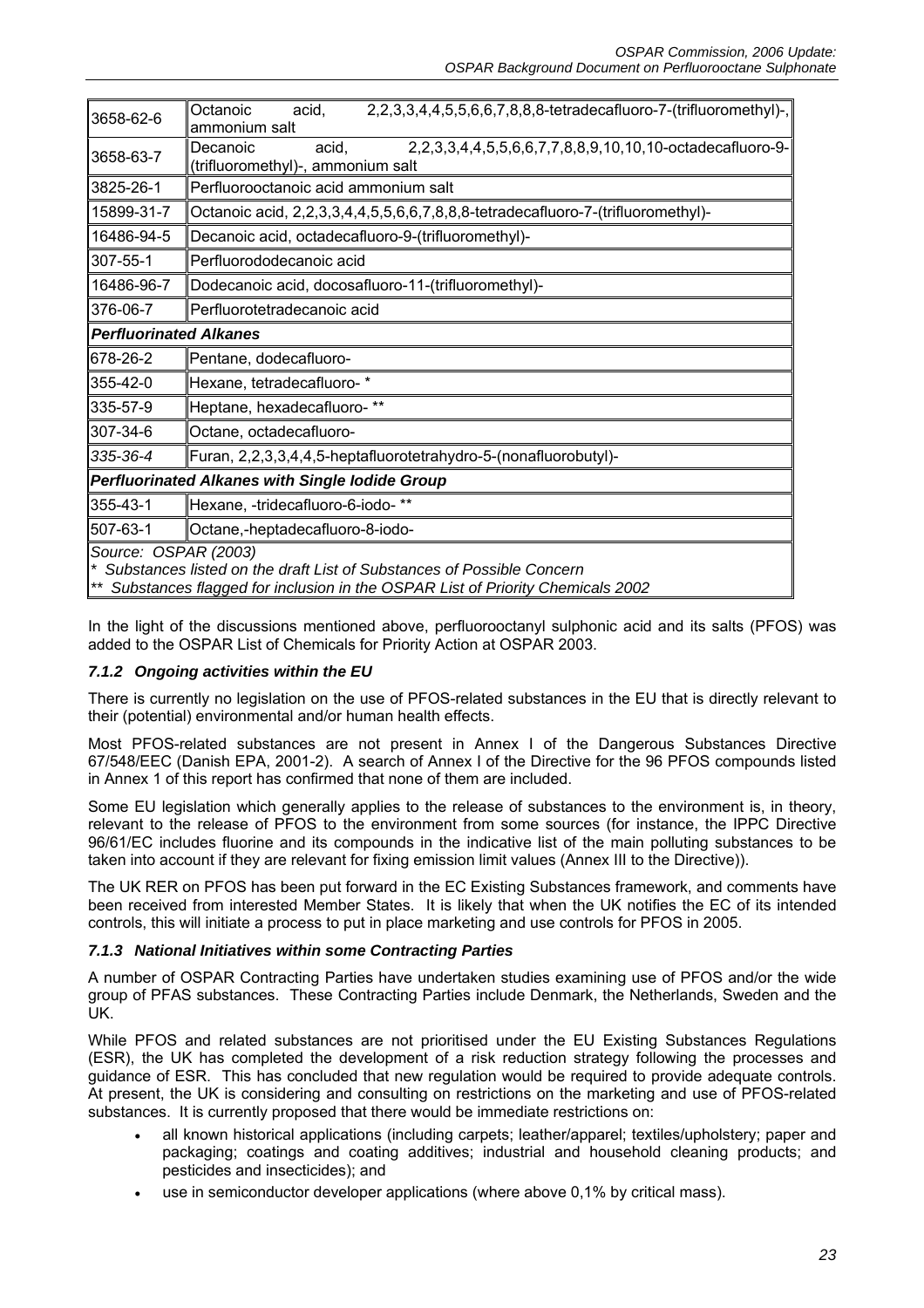| | |
|---|---|
| 3658-62-6 | Octanoic acid, 2,2,3,3,4,4,5,5,6,6,7,8,8,8-tetradecafluoro-7-(trifluoromethyl)-, ammonium salt |
| 3658-63-7 | Decanoic acid, 2,2,3,3,4,4,5,5,6,6,7,7,8,8,9,10,10,10-octadecafluoro-9-(trifluoromethyl)-, ammonium salt |
| 3825-26-1 | Perfluorooctanoic acid ammonium salt |
| 15899-31-7 | Octanoic acid, 2,2,3,3,4,4,5,5,6,6,7,8,8,8-tetradecafluoro-7-(trifluoromethyl)- |
| 16486-94-5 | Decanoic acid, octadecafluoro-9-(trifluoromethyl)- |
| 307-55-1 | Perfluorododecanoic acid |
| 16486-96-7 | Dodecanoic acid, docosafluoro-11-(trifluoromethyl)- |
| 376-06-7 | Perfluorotetradecanoic acid |
| ***Perfluorinated Alkanes*** | |
| 678-26-2 | Pentane, dodecafluoro- |
| 355-42-0 | Hexane, tetradecafluoro- * |
| 335-57-9 | Heptane, hexadecafluoro- ** |
| 307-34-6 | Octane, octadecafluoro- |
| *335-36-4* | Furan, 2,2,3,3,4,4,5-heptafluorotetrahydro-5-(nonafluorobutyl)- |
| ***Perfluorinated Alkanes with Single Iodide Group*** | |
| 355-43-1 | Hexane, -tridecafluoro-6-iodo- ** |
| 507-63-1 | Octane,-heptadecafluoro-8-iodo- |

*Source: OSPAR (2003)*
*\* Substances listed on the draft List of Substances of Possible Concern*
*\*\* Substances flagged for inclusion in the OSPAR List of Priority Chemicals 2002*

In the light of the discussions mentioned above, perfluorooctanyl sulphonic acid and its salts (PFOS) was added to the OSPAR List of Chemicals for Priority Action at OSPAR 2003.

### *7.1.2 Ongoing activities within the EU*

There is currently no legislation on the use of PFOS-related substances in the EU that is directly relevant to their (potential) environmental and/or human health effects.

Most PFOS-related substances are not present in Annex I of the Dangerous Substances Directive 67/548/EEC (Danish EPA, 2001-2). A search of Annex I of the Directive for the 96 PFOS compounds listed in Annex 1 of this report has confirmed that none of them are included.

Some EU legislation which generally applies to the release of substances to the environment is, in theory, relevant to the release of PFOS to the environment from some sources (for instance, the IPPC Directive 96/61/EC includes fluorine and its compounds in the indicative list of the main polluting substances to be taken into account if they are relevant for fixing emission limit values (Annex III to the Directive)).

The UK RER on PFOS has been put forward in the EC Existing Substances framework, and comments have been received from interested Member States. It is likely that when the UK notifies the EC of its intended controls, this will initiate a process to put in place marketing and use controls for PFOS in 2005.

### *7.1.3 National Initiatives within some Contracting Parties*

A number of OSPAR Contracting Parties have undertaken studies examining use of PFOS and/or the wide group of PFAS substances. These Contracting Parties include Denmark, the Netherlands, Sweden and the UK.

While PFOS and related substances are not prioritised under the EU Existing Substances Regulations (ESR), the UK has completed the development of a risk reduction strategy following the processes and guidance of ESR. This has concluded that new regulation would be required to provide adequate controls. At present, the UK is considering and consulting on restrictions on the marketing and use of PFOS-related substances. It is currently proposed that there would be immediate restrictions on:

- all known historical applications (including carpets; leather/apparel; textiles/upholstery; paper and packaging; coatings and coating additives; industrial and household cleaning products; and pesticides and insecticides); and
- use in semiconductor developer applications (where above 0,1% by critical mass).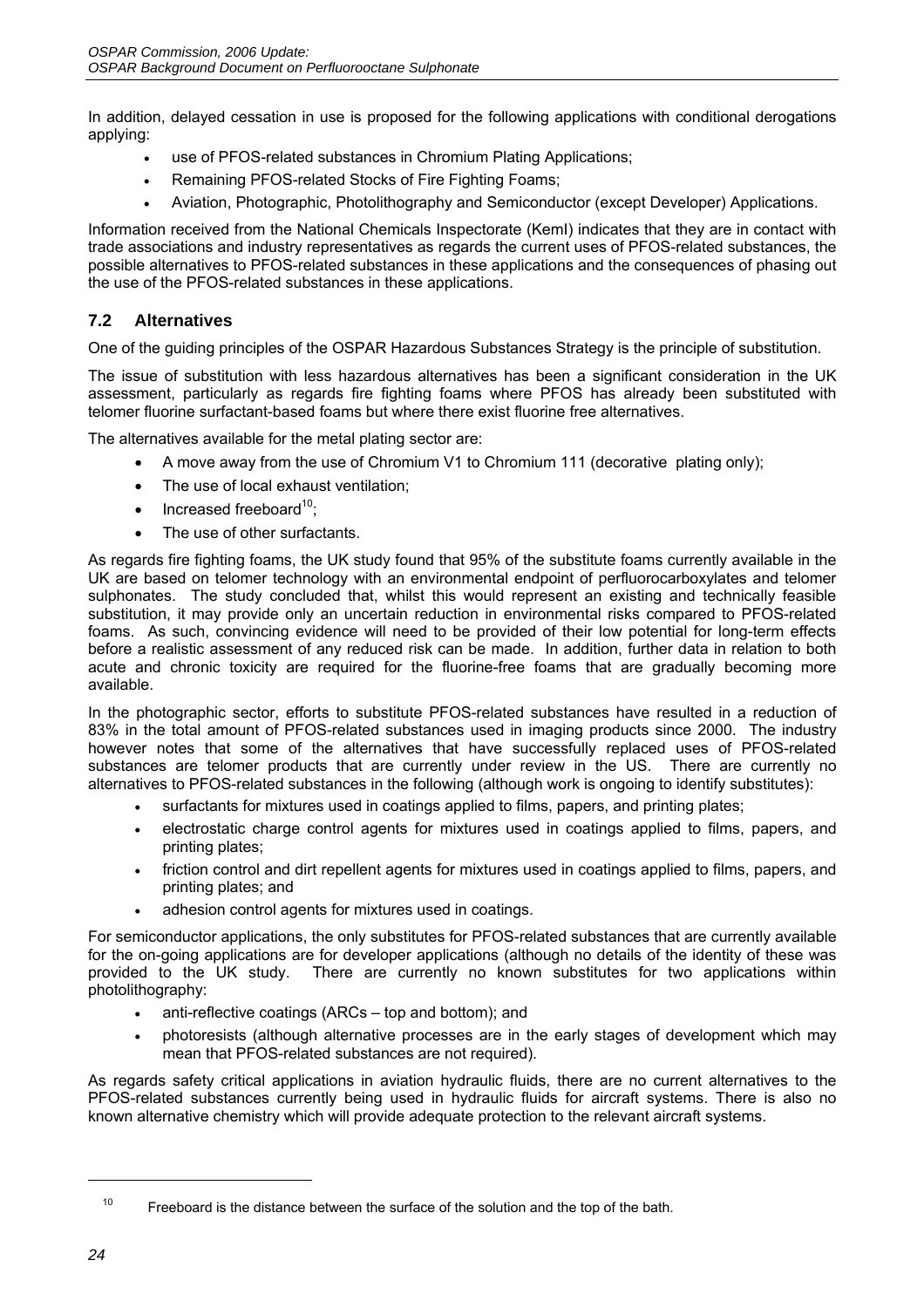In addition, delayed cessation in use is proposed for the following applications with conditional derogations applying:

- use of PFOS-related substances in Chromium Plating Applications;
- Remaining PFOS-related Stocks of Fire Fighting Foams;
- Aviation, Photographic, Photolithography and Semiconductor (except Developer) Applications.

Information received from the National Chemicals Inspectorate (KemI) indicates that they are in contact with trade associations and industry representatives as regards the current uses of PFOS-related substances, the possible alternatives to PFOS-related substances in these applications and the consequences of phasing out the use of the PFOS-related substances in these applications.

## 7.2 Alternatives

One of the guiding principles of the OSPAR Hazardous Substances Strategy is the principle of substitution.

The issue of substitution with less hazardous alternatives has been a significant consideration in the UK assessment, particularly as regards fire fighting foams where PFOS has already been substituted with telomer fluorine surfactant-based foams but where there exist fluorine free alternatives.

The alternatives available for the metal plating sector are:

- A move away from the use of Chromium V1 to Chromium 111 (decorative plating only);
- The use of local exhaust ventilation;
- Increased freeboard[10];
- The use of other surfactants.

As regards fire fighting foams, the UK study found that 95% of the substitute foams currently available in the UK are based on telomer technology with an environmental endpoint of perfluorocarboxylates and telomer sulphonates. The study concluded that, whilst this would represent an existing and technically feasible substitution, it may provide only an uncertain reduction in environmental risks compared to PFOS-related foams. As such, convincing evidence will need to be provided of their low potential for long-term effects before a realistic assessment of any reduced risk can be made. In addition, further data in relation to both acute and chronic toxicity are required for the fluorine-free foams that are gradually becoming more available.

In the photographic sector, efforts to substitute PFOS-related substances have resulted in a reduction of 83% in the total amount of PFOS-related substances used in imaging products since 2000. The industry however notes that some of the alternatives that have successfully replaced uses of PFOS-related substances are telomer products that are currently under review in the US. There are currently no alternatives to PFOS-related substances in the following (although work is ongoing to identify substitutes):

- surfactants for mixtures used in coatings applied to films, papers, and printing plates;
- electrostatic charge control agents for mixtures used in coatings applied to films, papers, and printing plates;
- friction control and dirt repellent agents for mixtures used in coatings applied to films, papers, and printing plates; and
- adhesion control agents for mixtures used in coatings.

For semiconductor applications, the only substitutes for PFOS-related substances that are currently available for the on-going applications are for developer applications (although no details of the identity of these was provided to the UK study. There are currently no known substitutes for two applications within photolithography:

- anti-reflective coatings (ARCs – top and bottom); and
- photoresists (although alternative processes are in the early stages of development which may mean that PFOS-related substances are not required).

As regards safety critical applications in aviation hydraulic fluids, there are no current alternatives to the PFOS-related substances currently being used in hydraulic fluids for aircraft systems. There is also no known alternative chemistry which will provide adequate protection to the relevant aircraft systems.

[10] Freeboard is the distance between the surface of the solution and the top of the bath.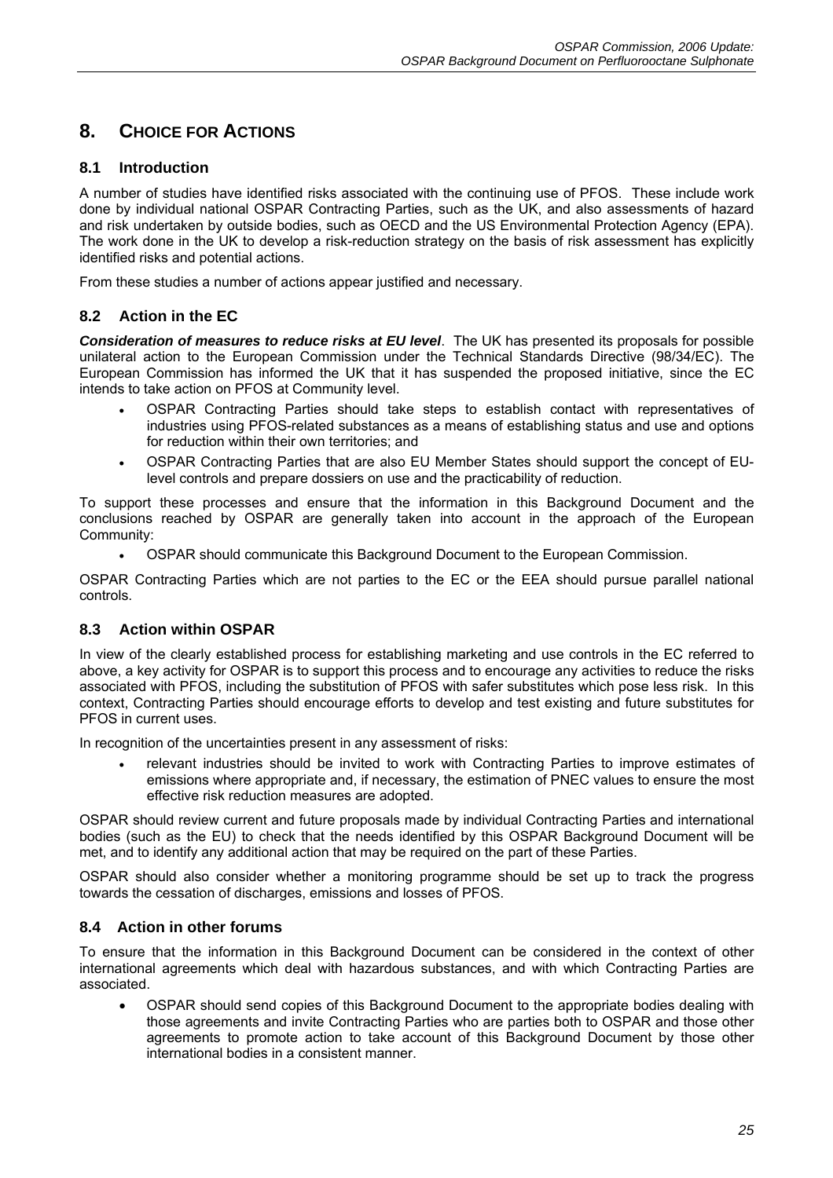# 8. CHOICE FOR ACTIONS

## 8.1 Introduction

A number of studies have identified risks associated with the continuing use of PFOS. These include work done by individual national OSPAR Contracting Parties, such as the UK, and also assessments of hazard and risk undertaken by outside bodies, such as OECD and the US Environmental Protection Agency (EPA). The work done in the UK to develop a risk-reduction strategy on the basis of risk assessment has explicitly identified risks and potential actions.

From these studies a number of actions appear justified and necessary.

## 8.2 Action in the EC

***Consideration of measures to reduce risks at EU level***. The UK has presented its proposals for possible unilateral action to the European Commission under the Technical Standards Directive (98/34/EC). The European Commission has informed the UK that it has suspended the proposed initiative, since the EC intends to take action on PFOS at Community level.

- OSPAR Contracting Parties should take steps to establish contact with representatives of industries using PFOS-related substances as a means of establishing status and use and options for reduction within their own territories; and
- OSPAR Contracting Parties that are also EU Member States should support the concept of EU-level controls and prepare dossiers on use and the practicability of reduction.

To support these processes and ensure that the information in this Background Document and the conclusions reached by OSPAR are generally taken into account in the approach of the European Community:

- OSPAR should communicate this Background Document to the European Commission.

OSPAR Contracting Parties which are not parties to the EC or the EEA should pursue parallel national controls.

## 8.3 Action within OSPAR

In view of the clearly established process for establishing marketing and use controls in the EC referred to above, a key activity for OSPAR is to support this process and to encourage any activities to reduce the risks associated with PFOS, including the substitution of PFOS with safer substitutes which pose less risk. In this context, Contracting Parties should encourage efforts to develop and test existing and future substitutes for PFOS in current uses.

In recognition of the uncertainties present in any assessment of risks:

- relevant industries should be invited to work with Contracting Parties to improve estimates of emissions where appropriate and, if necessary, the estimation of PNEC values to ensure the most effective risk reduction measures are adopted.

OSPAR should review current and future proposals made by individual Contracting Parties and international bodies (such as the EU) to check that the needs identified by this OSPAR Background Document will be met, and to identify any additional action that may be required on the part of these Parties.

OSPAR should also consider whether a monitoring programme should be set up to track the progress towards the cessation of discharges, emissions and losses of PFOS.

## 8.4 Action in other forums

To ensure that the information in this Background Document can be considered in the context of other international agreements which deal with hazardous substances, and with which Contracting Parties are associated.

- OSPAR should send copies of this Background Document to the appropriate bodies dealing with those agreements and invite Contracting Parties who are parties both to OSPAR and those other agreements to promote action to take account of this Background Document by those other international bodies in a consistent manner.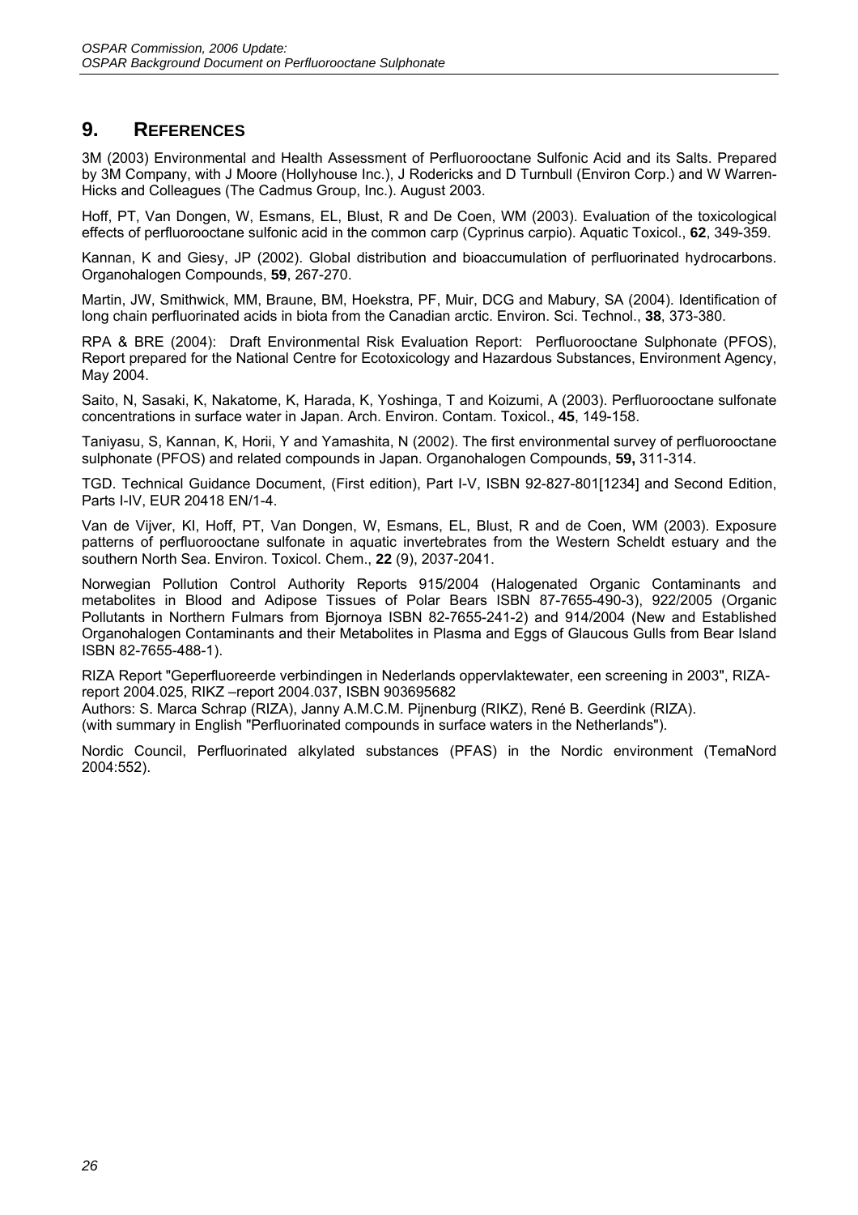# 9. REFERENCES

3M (2003) Environmental and Health Assessment of Perfluorooctane Sulfonic Acid and its Salts. Prepared by 3M Company, with J Moore (Hollyhouse Inc.), J Rodericks and D Turnbull (Environ Corp.) and W Warren-Hicks and Colleagues (The Cadmus Group, Inc.). August 2003.

Hoff, PT, Van Dongen, W, Esmans, EL, Blust, R and De Coen, WM (2003). Evaluation of the toxicological effects of perfluorooctane sulfonic acid in the common carp (Cyprinus carpio). Aquatic Toxicol., **62**, 349-359.

Kannan, K and Giesy, JP (2002). Global distribution and bioaccumulation of perfluorinated hydrocarbons. Organohalogen Compounds, **59**, 267-270.

Martin, JW, Smithwick, MM, Braune, BM, Hoekstra, PF, Muir, DCG and Mabury, SA (2004). Identification of long chain perfluorinated acids in biota from the Canadian arctic. Environ. Sci. Technol., **38**, 373-380.

RPA & BRE (2004): Draft Environmental Risk Evaluation Report: Perfluorooctane Sulphonate (PFOS), Report prepared for the National Centre for Ecotoxicology and Hazardous Substances, Environment Agency, May 2004.

Saito, N, Sasaki, K, Nakatome, K, Harada, K, Yoshinga, T and Koizumi, A (2003). Perfluorooctane sulfonate concentrations in surface water in Japan. Arch. Environ. Contam. Toxicol., **45**, 149-158.

Taniyasu, S, Kannan, K, Horii, Y and Yamashita, N (2002). The first environmental survey of perfluorooctane sulphonate (PFOS) and related compounds in Japan. Organohalogen Compounds, **59,** 311-314.

TGD. Technical Guidance Document, (First edition), Part I-V, ISBN 92-827-801[1234] and Second Edition, Parts I-IV, EUR 20418 EN/1-4.

Van de Vijver, KI, Hoff, PT, Van Dongen, W, Esmans, EL, Blust, R and de Coen, WM (2003). Exposure patterns of perfluorooctane sulfonate in aquatic invertebrates from the Western Scheldt estuary and the southern North Sea. Environ. Toxicol. Chem., **22** (9), 2037-2041.

Norwegian Pollution Control Authority Reports 915/2004 (Halogenated Organic Contaminants and metabolites in Blood and Adipose Tissues of Polar Bears ISBN 87-7655-490-3), 922/2005 (Organic Pollutants in Northern Fulmars from Bjornoya ISBN 82-7655-241-2) and 914/2004 (New and Established Organohalogen Contaminants and their Metabolites in Plasma and Eggs of Glaucous Gulls from Bear Island ISBN 82-7655-488-1).

RIZA Report "Geperfluoreerde verbindingen in Nederlands oppervlaktewater, een screening in 2003", RIZA-report 2004.025, RIKZ –report 2004.037, ISBN 903695682
Authors: S. Marca Schrap (RIZA), Janny A.M.C.M. Pijnenburg (RIKZ), René B. Geerdink (RIZA).
(with summary in English "Perfluorinated compounds in surface waters in the Netherlands").

Nordic Council, Perfluorinated alkylated substances (PFAS) in the Nordic environment (TemaNord 2004:552).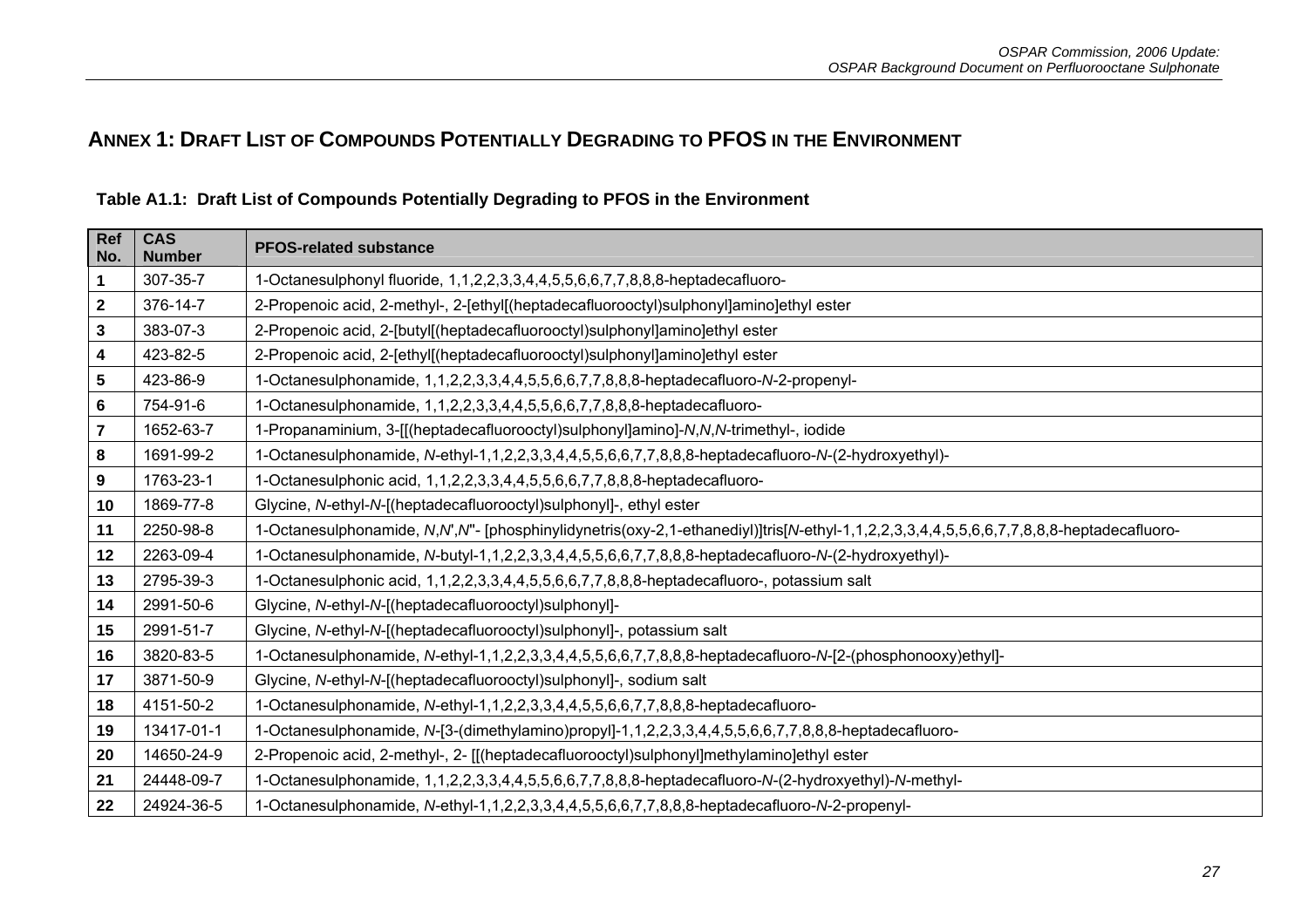## ANNEX 1: DRAFT LIST OF COMPOUNDS POTENTIALLY DEGRADING TO PFOS IN THE ENVIRONMENT

**Table A1.1: Draft List of Compounds Potentially Degrading to PFOS in the Environment**

| Ref No. | CAS Number | PFOS-related substance |
|---|---|---|
| **1** | 307-35-7 | 1-Octanesulphonyl fluoride, 1,1,2,2,3,3,4,4,5,5,6,6,7,7,8,8,8-heptadecafluoro- |
| **2** | 376-14-7 | 2-Propenoic acid, 2-methyl-, 2-[ethyl[(heptadecafluorooctyl)sulphonyl]amino]ethyl ester |
| **3** | 383-07-3 | 2-Propenoic acid, 2-[butyl[(heptadecafluorooctyl)sulphonyl]amino]ethyl ester |
| **4** | 423-82-5 | 2-Propenoic acid, 2-[ethyl[(heptadecafluorooctyl)sulphonyl]amino]ethyl ester |
| **5** | 423-86-9 | 1-Octanesulphonamide, 1,1,2,2,3,3,4,4,5,5,6,6,7,7,8,8,8-heptadecafluoro-*N*-2-propenyl- |
| **6** | 754-91-6 | 1-Octanesulphonamide, 1,1,2,2,3,3,4,4,5,5,6,6,7,7,8,8,8-heptadecafluoro- |
| **7** | 1652-63-7 | 1-Propanaminium, 3-[[(heptadecafluorooctyl)sulphonyl]amino]-*N*,*N*,*N*-trimethyl-, iodide |
| **8** | 1691-99-2 | 1-Octanesulphonamide, *N*-ethyl-1,1,2,2,3,3,4,4,5,5,6,6,7,7,8,8,8-heptadecafluoro-*N*-(2-hydroxyethyl)- |
| **9** | 1763-23-1 | 1-Octanesulphonic acid, 1,1,2,2,3,3,4,4,5,5,6,6,7,7,8,8,8-heptadecafluoro- |
| **10** | 1869-77-8 | Glycine, *N*-ethyl-*N*-[(heptadecafluorooctyl)sulphonyl]-, ethyl ester |
| **11** | 2250-98-8 | 1-Octanesulphonamide, *N*,*N*',*N*''- [phosphinylidynetris(oxy-2,1-ethanediyl)]tris[*N*-ethyl-1,1,2,2,3,3,4,4,5,5,6,6,7,7,8,8,8-heptadecafluoro- |
| **12** | 2263-09-4 | 1-Octanesulphonamide, *N*-butyl-1,1,2,2,3,3,4,4,5,5,6,6,7,7,8,8,8-heptadecafluoro-*N*-(2-hydroxyethyl)- |
| **13** | 2795-39-3 | 1-Octanesulphonic acid, 1,1,2,2,3,3,4,4,5,5,6,6,7,7,8,8,8-heptadecafluoro-, potassium salt |
| **14** | 2991-50-6 | Glycine, *N*-ethyl-*N*-[(heptadecafluorooctyl)sulphonyl]- |
| **15** | 2991-51-7 | Glycine, *N*-ethyl-*N*-[(heptadecafluorooctyl)sulphonyl]-, potassium salt |
| **16** | 3820-83-5 | 1-Octanesulphonamide, *N*-ethyl-1,1,2,2,3,3,4,4,5,5,6,6,7,7,8,8,8-heptadecafluoro-*N*-[2-(phosphonooxy)ethyl]- |
| **17** | 3871-50-9 | Glycine, *N*-ethyl-*N*-[(heptadecafluorooctyl)sulphonyl]-, sodium salt |
| **18** | 4151-50-2 | 1-Octanesulphonamide, *N*-ethyl-1,1,2,2,3,3,4,4,5,5,6,6,7,7,8,8,8-heptadecafluoro- |
| **19** | 13417-01-1 | 1-Octanesulphonamide, *N*-[3-(dimethylamino)propyl]-1,1,2,2,3,3,4,4,5,5,6,6,7,7,8,8,8-heptadecafluoro- |
| **20** | 14650-24-9 | 2-Propenoic acid, 2-methyl-, 2- [[(heptadecafluorooctyl)sulphonyl]methylamino]ethyl ester |
| **21** | 24448-09-7 | 1-Octanesulphonamide, 1,1,2,2,3,3,4,4,5,5,6,6,7,7,8,8,8-heptadecafluoro-*N*-(2-hydroxyethyl)-*N*-methyl- |
| **22** | 24924-36-5 | 1-Octanesulphonamide, *N*-ethyl-1,1,2,2,3,3,4,4,5,5,6,6,7,7,8,8,8-heptadecafluoro-*N*-2-propenyl- |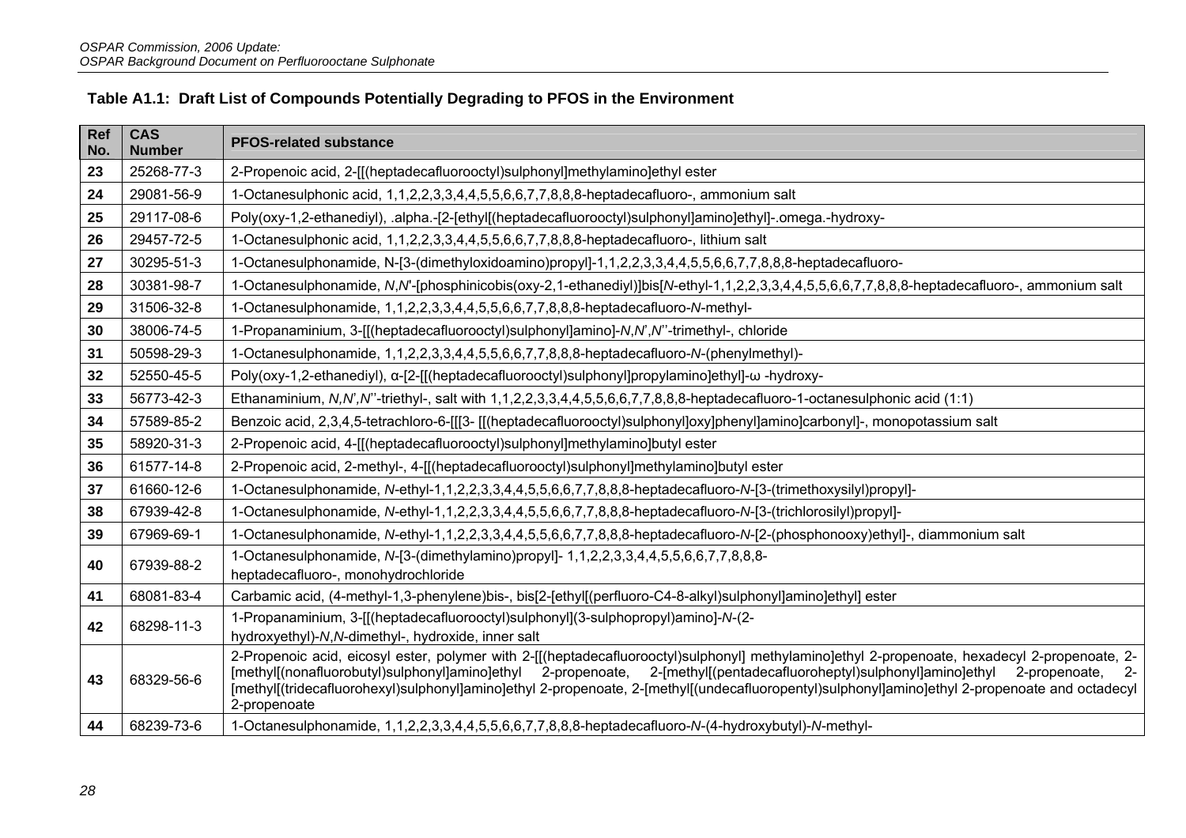**Table A1.1: Draft List of Compounds Potentially Degrading to PFOS in the Environment**

| Ref No. | CAS Number | PFOS-related substance |
|---|---|---|
| 23 | 25268-77-3 | 2-Propenoic acid, 2-[[(heptadecafluorooctyl)sulphonyl]methylamino]ethyl ester |
| 24 | 29081-56-9 | 1-Octanesulphonic acid, 1,1,2,2,3,3,4,4,5,5,6,6,7,7,8,8,8-heptadecafluoro-, ammonium salt |
| 25 | 29117-08-6 | Poly(oxy-1,2-ethanediyl), .alpha.-[2-[ethyl[(heptadecafluorooctyl)sulphonyl]amino]ethyl]-.omega.-hydroxy- |
| 26 | 29457-72-5 | 1-Octanesulphonic acid, 1,1,2,2,3,3,4,4,5,5,6,6,7,7,8,8,8-heptadecafluoro-, lithium salt |
| 27 | 30295-51-3 | 1-Octanesulphonamide, N-[3-(dimethyloxidoamino)propyl]-1,1,2,2,3,3,4,4,5,5,6,6,7,7,8,8,8-heptadecafluoro- |
| 28 | 30381-98-7 | 1-Octanesulphonamide, *N,N'*-[phosphinicobis(oxy-2,1-ethanediyl)]bis[*N*-ethyl-1,1,2,2,3,3,4,4,5,5,6,6,7,7,8,8,8-heptadecafluoro-, ammonium salt |
| 29 | 31506-32-8 | 1-Octanesulphonamide, 1,1,2,2,3,3,4,4,5,5,6,6,7,7,8,8,8-heptadecafluoro-*N*-methyl- |
| 30 | 38006-74-5 | 1-Propanaminium, 3-[[(heptadecafluorooctyl)sulphonyl]amino]-*N,N',N''*-trimethyl-, chloride |
| 31 | 50598-29-3 | 1-Octanesulphonamide, 1,1,2,2,3,3,4,4,5,5,6,6,7,7,8,8,8-heptadecafluoro-*N*-(phenylmethyl)- |
| 32 | 52550-45-5 | Poly(oxy-1,2-ethanediyl), α-[2-[[(heptadecafluorooctyl)sulphonyl]propylamino]ethyl]-ω -hydroxy- |
| 33 | 56773-42-3 | Ethanaminium, *N,N',N''*-triethyl-, salt with 1,1,2,2,3,3,4,4,5,5,6,6,7,7,8,8,8-heptadecafluoro-1-octanesulphonic acid (1:1) |
| 34 | 57589-85-2 | Benzoic acid, 2,3,4,5-tetrachloro-6-[[[3- [[(heptadecafluorooctyl)sulphonyl]oxy]phenyl]amino]carbonyl]-, monopotassium salt |
| 35 | 58920-31-3 | 2-Propenoic acid, 4-[[(heptadecafluorooctyl)sulphonyl]methylamino]butyl ester |
| 36 | 61577-14-8 | 2-Propenoic acid, 2-methyl-, 4-[[(heptadecafluorooctyl)sulphonyl]methylamino]butyl ester |
| 37 | 61660-12-6 | 1-Octanesulphonamide, *N*-ethyl-1,1,2,2,3,3,4,4,5,5,6,6,7,7,8,8,8-heptadecafluoro-*N*-[3-(trimethoxysilyl)propyl]- |
| 38 | 67939-42-8 | 1-Octanesulphonamide, *N*-ethyl-1,1,2,2,3,3,4,4,5,5,6,6,7,7,8,8,8-heptadecafluoro-*N*-[3-(trichlorosilyl)propyl]- |
| 39 | 67969-69-1 | 1-Octanesulphonamide, *N*-ethyl-1,1,2,2,3,3,4,4,5,5,6,6,7,7,8,8,8-heptadecafluoro-*N*-[2-(phosphonooxy)ethyl]-, diammonium salt |
| 40 | 67939-88-2 | 1-Octanesulphonamide, *N*-[3-(dimethylamino)propyl]- 1,1,2,2,3,3,4,4,5,5,6,6,7,7,8,8,8-heptadecafluoro-, monohydrochloride |
| 41 | 68081-83-4 | Carbamic acid, (4-methyl-1,3-phenylene)bis-, bis[2-[ethyl[(perfluoro-C4-8-alkyl)sulphonyl]amino]ethyl] ester |
| 42 | 68298-11-3 | 1-Propanaminium, 3-[[(heptadecafluorooctyl)sulphonyl](3-sulphopropyl)amino]-*N*-(2-hydroxyethyl)-*N,N*-dimethyl-, hydroxide, inner salt |
| 43 | 68329-56-6 | 2-Propenoic acid, eicosyl ester, polymer with 2-[[(heptadecafluorooctyl)sulphonyl] methylamino]ethyl 2-propenoate, hexadecyl 2-propenoate, 2-[methyl[(nonafluorobutyl)sulphonyl]amino]ethyl 2-propenoate, 2-[methyl[(pentadecafluoroheptyl)sulphonyl]amino]ethyl 2-propenoate, 2-[methyl[(tridecafluorohexyl)sulphonyl]amino]ethyl 2-propenoate, 2-[methyl[(undecafluoropentyl)sulphonyl]amino]ethyl 2-propenoate and octadecyl 2-propenoate |
| 44 | 68239-73-6 | 1-Octanesulphonamide, 1,1,2,2,3,3,4,4,5,5,6,6,7,7,8,8,8-heptadecafluoro-*N*-(4-hydroxybutyl)-*N*-methyl- |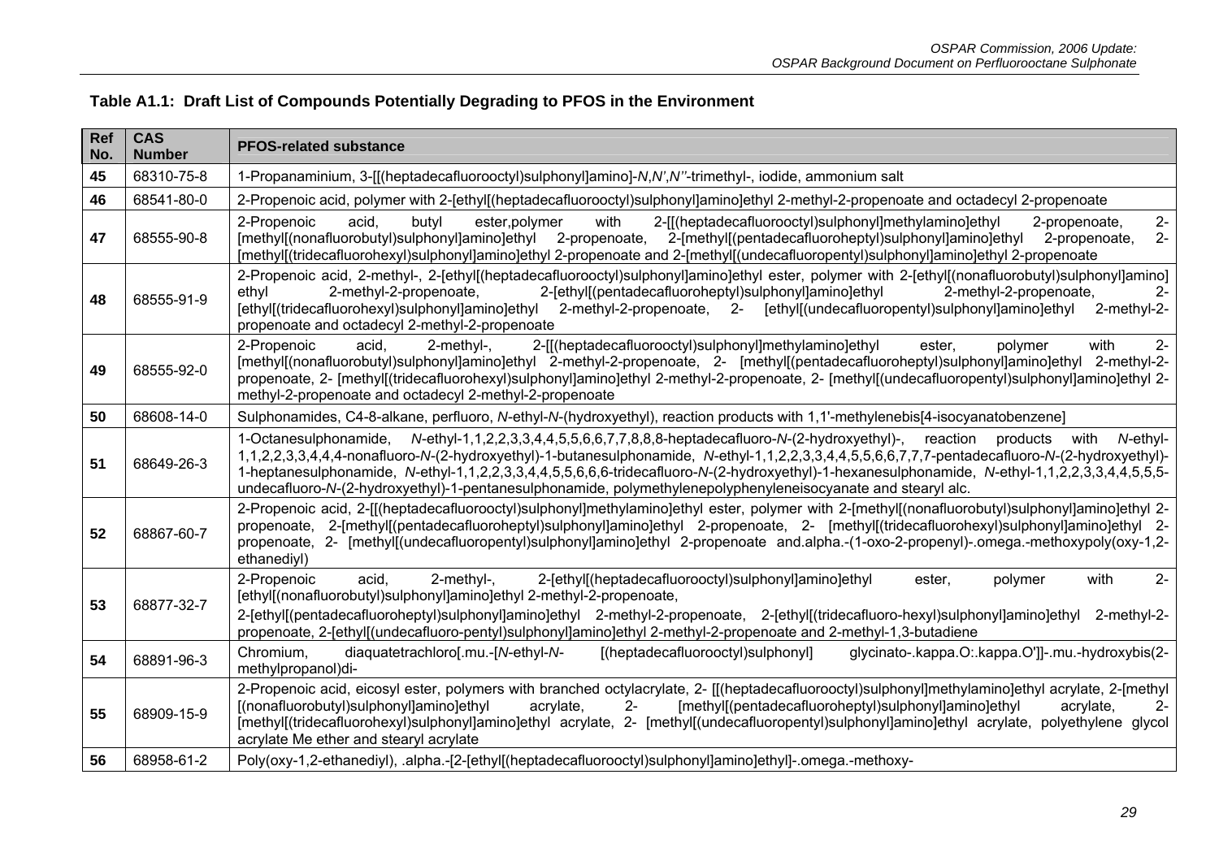**Table A1.1: Draft List of Compounds Potentially Degrading to PFOS in the Environment**

| Ref No. | CAS Number | PFOS-related substance |
|---|---|---|
| 45 | 68310-75-8 | 1-Propanaminium, 3-[[(heptadecafluorooctyl)sulphonyl]amino]-*N*,*N'*,*N''*-trimethyl-, iodide, ammonium salt |
| 46 | 68541-80-0 | 2-Propenoic acid, polymer with 2-[ethyl[(heptadecafluorooctyl)sulphonyl]amino]ethyl 2-methyl-2-propenoate and octadecyl 2-propenoate |
| 47 | 68555-90-8 | 2-Propenoic acid, butyl ester,polymer with 2-[[(heptadecafluorooctyl)sulphonyl]methylamino]ethyl 2-propenoate, 2-[methyl[(nonafluorobutyl)sulphonyl]amino]ethyl 2-propenoate, 2-[methyl[(pentadecafluoroheptyl)sulphonyl]amino]ethyl 2-propenoate, 2-[methyl[(tridecafluorohexyl)sulphonyl]amino]ethyl 2-propenoate and 2-[methyl[(undecafluoropentyl)sulphonyl]amino]ethyl 2-propenoate |
| 48 | 68555-91-9 | 2-Propenoic acid, 2-methyl-, 2-[ethyl[(heptadecafluorooctyl)sulphonyl]amino]ethyl ester, polymer with 2-[ethyl[(nonafluorobutyl)sulphonyl]amino] ethyl 2-methyl-2-propenoate, 2-[ethyl[(pentadecafluoroheptyl)sulphonyl]amino]ethyl 2-methyl-2-propenoate, 2-[ethyl[(tridecafluorohexyl)sulphonyl]amino]ethyl 2-methyl-2-propenoate, 2- [ethyl[(undecafluoropentyl)sulphonyl]amino]ethyl 2-methyl-2-propenoate and octadecyl 2-methyl-2-propenoate |
| 49 | 68555-92-0 | 2-Propenoic acid, 2-methyl-, 2-[[(heptadecafluorooctyl)sulphonyl]methylamino]ethyl ester, polymer with 2-[methyl[(nonafluorobutyl)sulphonyl]amino]ethyl 2-methyl-2-propenoate, 2- [methyl[(pentadecafluoroheptyl)sulphonyl]amino]ethyl 2-methyl-2-propenoate, 2- [methyl[(tridecafluorohexyl)sulphonyl]amino]ethyl 2-methyl-2-propenoate, 2- [methyl[(undecafluoropentyl)sulphonyl]amino]ethyl 2-methyl-2-propenoate and octadecyl 2-methyl-2-propenoate |
| 50 | 68608-14-0 | Sulphonamides, C4-8-alkane, perfluoro, *N*-ethyl-*N*-(hydroxyethyl), reaction products with 1,1'-methylenebis[4-isocyanatobenzene] |
| 51 | 68649-26-3 | 1-Octanesulphonamide, *N*-ethyl-1,1,2,2,3,3,4,4,5,5,6,6,7,7,8,8,8-heptadecafluoro-*N*-(2-hydroxyethyl)-, reaction products with *N*-ethyl-1,1,2,2,3,3,4,4,4-nonafluoro-*N*-(2-hydroxyethyl)-1-butanesulphonamide, *N*-ethyl-1,1,2,2,3,3,4,4,5,5,6,6,7,7,7-pentadecafluoro-*N*-(2-hydroxyethyl)-1-heptanesulphonamide, *N*-ethyl-1,1,2,2,3,3,4,4,5,5,6,6,6-tridecafluoro-*N*-(2-hydroxyethyl)-1-hexanesulphonamide, *N*-ethyl-1,1,2,2,3,3,4,4,5,5,5-undecafluoro-*N*-(2-hydroxyethyl)-1-pentanesulphonamide, polymethylenepolyphenyleneisocyanate and stearyl alc. |
| 52 | 68867-60-7 | 2-Propenoic acid, 2-[[(heptadecafluorooctyl)sulphonyl]methylamino]ethyl ester, polymer with 2-[methyl[(nonafluorobutyl)sulphonyl]amino]ethyl 2-propenoate, 2-[methyl[(pentadecafluoroheptyl)sulphonyl]amino]ethyl 2-propenoate, 2- [methyl[(tridecafluorohexyl)sulphonyl]amino]ethyl 2-propenoate, 2- [methyl[(undecafluoropentyl)sulphonyl]amino]ethyl 2-propenoate and.alpha.-(1-oxo-2-propenyl)-.omega.-methoxypoly(oxy-1,2-ethanediyl) |
| 53 | 68877-32-7 | 2-Propenoic acid, 2-methyl-, 2-[ethyl[(heptadecafluorooctyl)sulphonyl]amino]ethyl ester, polymer with 2-[ethyl[(nonafluorobutyl)sulphonyl]amino]ethyl 2-methyl-2-propenoate, 2-[ethyl[(pentadecafluoroheptyl)sulphonyl]amino]ethyl 2-methyl-2-propenoate, 2-[ethyl[(tridecafluoro-hexyl)sulphonyl]amino]ethyl 2-methyl-2-propenoate, 2-[ethyl[(undecafluoro-pentyl)sulphonyl]amino]ethyl 2-methyl-2-propenoate and 2-methyl-1,3-butadiene |
| 54 | 68891-96-3 | Chromium, diaquatetrachloro[.mu.-[*N*-ethyl-*N*- [(heptadecafluorooctyl)sulphonyl] glycinato-.kappa.O:.kappa.O']]-.mu.-hydroxybis(2-methylpropanol)di- |
| 55 | 68909-15-9 | 2-Propenoic acid, eicosyl ester, polymers with branched octylacrylate, 2- [[(heptadecafluorooctyl)sulphonyl]methylamino]ethyl acrylate, 2-[methyl [(nonafluorobutyl)sulphonyl]amino]ethyl acrylate, 2- [methyl[(pentadecafluoroheptyl)sulphonyl]amino]ethyl acrylate, 2-[methyl[(tridecafluorohexyl)sulphonyl]amino]ethyl acrylate, 2- [methyl[(undecafluoropentyl)sulphonyl]amino]ethyl acrylate, polyethylene glycol acrylate Me ether and stearyl acrylate |
| 56 | 68958-61-2 | Poly(oxy-1,2-ethanediyl), .alpha.-[2-[ethyl[(heptadecafluorooctyl)sulphonyl]amino]ethyl]-.omega.-methoxy- |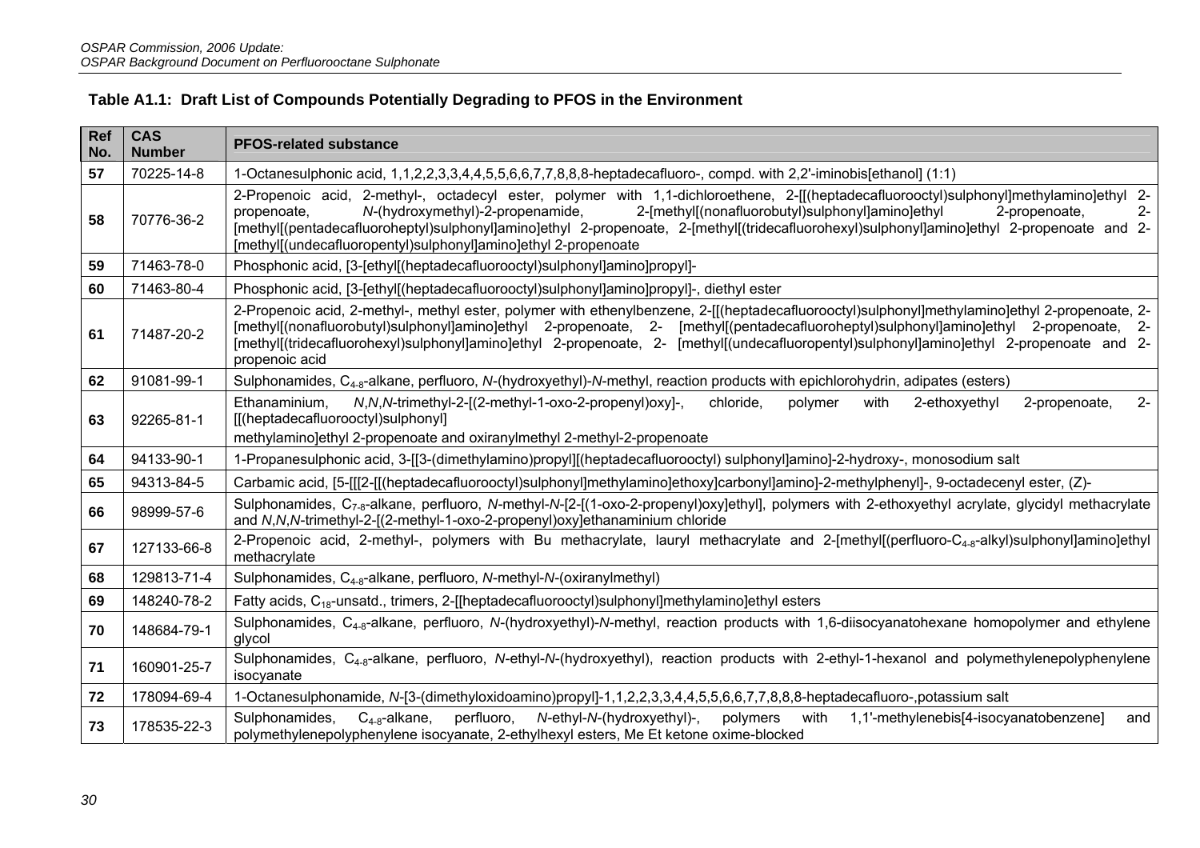**Table A1.1: Draft List of Compounds Potentially Degrading to PFOS in the Environment**

| Ref No. | CAS Number | PFOS-related substance |
|---|---|---|
| **57** | 70225-14-8 | 1-Octanesulphonic acid, 1,1,2,2,3,3,4,4,5,5,6,6,7,7,8,8,8-heptadecafluoro-, compd. with 2,2'-iminobis[ethanol] (1:1) |
| **58** | 70776-36-2 | 2-Propenoic acid, 2-methyl-, octadecyl ester, polymer with 1,1-dichloroethene, 2-[[(heptadecafluorooctyl)sulphonyl]methylamino]ethyl 2-propenoate, *N*-(hydroxymethyl)-2-propenamide, 2-[methyl[(nonafluorobutyl)sulphonyl]amino]ethyl 2-propenoate, 2-[methyl[(pentadecafluoroheptyl)sulphonyl]amino]ethyl 2-propenoate, 2-[methyl[(tridecafluorohexyl)sulphonyl]amino]ethyl 2-propenoate and 2-[methyl[(undecafluoropentyl)sulphonyl]amino]ethyl 2-propenoate |
| **59** | 71463-78-0 | Phosphonic acid, [3-[ethyl[(heptadecafluorooctyl)sulphonyl]amino]propyl]- |
| **60** | 71463-80-4 | Phosphonic acid, [3-[ethyl[(heptadecafluorooctyl)sulphonyl]amino]propyl]-, diethyl ester |
| **61** | 71487-20-2 | 2-Propenoic acid, 2-methyl-, methyl ester, polymer with ethenylbenzene, 2-[[(heptadecafluorooctyl)sulphonyl]methylamino]ethyl 2-propenoate, 2-[methyl[(nonafluorobutyl)sulphonyl]amino]ethyl 2-propenoate, 2- [methyl[(pentadecafluoroheptyl)sulphonyl]amino]ethyl 2-propenoate, 2-[methyl[(tridecafluorohexyl)sulphonyl]amino]ethyl 2-propenoate, 2- [methyl[(undecafluoropentyl)sulphonyl]amino]ethyl 2-propenoate and 2-propenoic acid |
| **62** | 91081-99-1 | Sulphonamides, $C_{4-8}$-alkane, perfluoro, *N*-(hydroxyethyl)-*N*-methyl, reaction products with epichlorohydrin, adipates (esters) |
| **63** | 92265-81-1 | Ethanaminium, *N*,*N*,*N*-trimethyl-2-[(2-methyl-1-oxo-2-propenyl)oxy]-, chloride, polymer with 2-ethoxyethyl 2-propenoate, 2-[[(heptadecafluorooctyl)sulphonyl] methylamino]ethyl 2-propenoate and oxiranylmethyl 2-methyl-2-propenoate |
| **64** | 94133-90-1 | 1-Propanesulphonic acid, 3-[[3-(dimethylamino)propyl][(heptadecafluorooctyl) sulphonyl]amino]-2-hydroxy-, monosodium salt |
| **65** | 94313-84-5 | Carbamic acid, [5-[[[2-[[(heptadecafluorooctyl)sulphonyl]methylamino]ethoxy]carbonyl]amino]-2-methylphenyl]-, 9-octadecenyl ester, (Z)- |
| **66** | 98999-57-6 | Sulphonamides, $C_{7-8}$-alkane, perfluoro, *N*-methyl-*N*-[2-[(1-oxo-2-propenyl)oxy]ethyl], polymers with 2-ethoxyethyl acrylate, glycidyl methacrylate and *N*,*N*,*N*-trimethyl-2-[(2-methyl-1-oxo-2-propenyl)oxy]ethanaminium chloride |
| **67** | 127133-66-8 | 2-Propenoic acid, 2-methyl-, polymers with Bu methacrylate, lauryl methacrylate and 2-[methyl[(perfluoro-$C_{4-8}$-alkyl)sulphonyl]amino]ethyl methacrylate |
| **68** | 129813-71-4 | Sulphonamides, $C_{4-8}$-alkane, perfluoro, *N*-methyl-*N*-(oxiranylmethyl) |
| **69** | 148240-78-2 | Fatty acids, $C_{18}$-unsatd., trimers, 2-[[heptadecafluorooctyl)sulphonyl]methylamino]ethyl esters |
| **70** | 148684-79-1 | Sulphonamides, $C_{4-8}$-alkane, perfluoro, *N*-(hydroxyethyl)-*N*-methyl, reaction products with 1,6-diisocyanatohexane homopolymer and ethylene glycol |
| **71** | 160901-25-7 | Sulphonamides, $C_{4-8}$-alkane, perfluoro, *N*-ethyl-*N*-(hydroxyethyl), reaction products with 2-ethyl-1-hexanol and polymethylenepolyphenylene isocyanate |
| **72** | 178094-69-4 | 1-Octanesulphonamide, *N*-[3-(dimethyloxidoamino)propyl]-1,1,2,2,3,3,4,4,5,5,6,6,7,7,8,8,8-heptadecafluoro-,potassium salt |
| **73** | 178535-22-3 | Sulphonamides, $C_{4-8}$-alkane, perfluoro, *N*-ethyl-*N*-(hydroxyethyl)-, polymers with 1,1'-methylenebis[4-isocyanatobenzene] and polymethylenepolyphenylene isocyanate, 2-ethylhexyl esters, Me Et ketone oxime-blocked |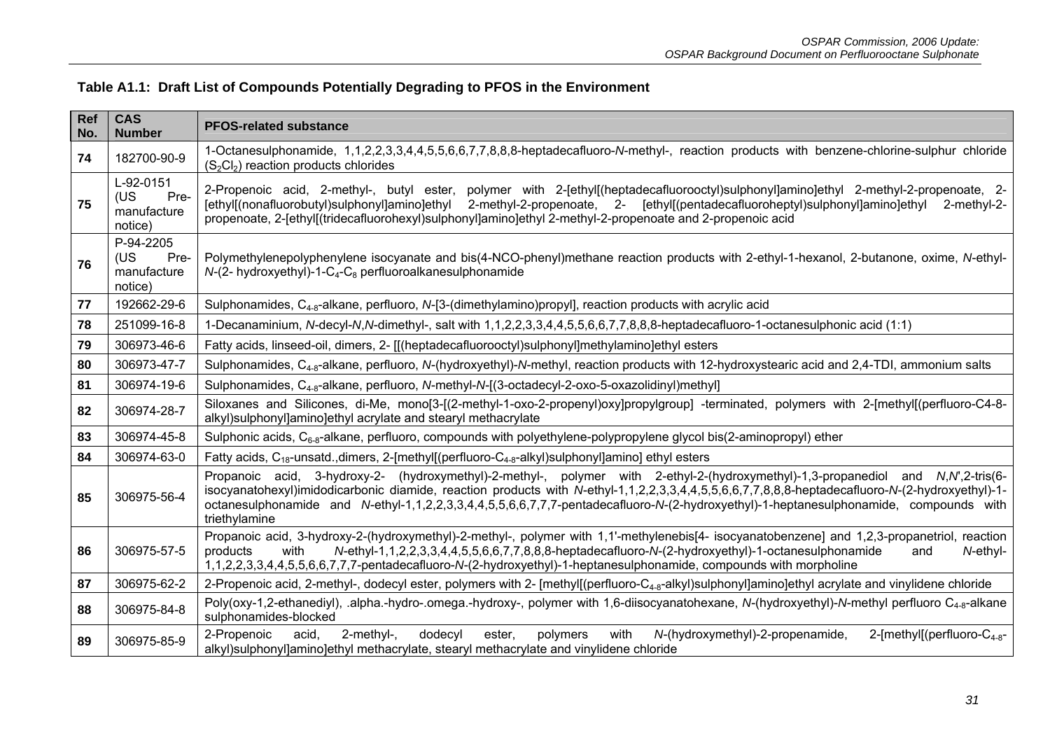**Table A1.1: Draft List of Compounds Potentially Degrading to PFOS in the Environment**

| Ref No. | CAS Number | PFOS-related substance |
|---|---|---|
| **74** | 182700-90-9 | 1-Octanesulphonamide, 1,1,2,2,3,3,4,4,5,5,6,6,7,7,8,8,8-heptadecafluoro-*N*-methyl-, reaction products with benzene-chlorine-sulphur chloride ($S_2Cl_2$) reaction products chlorides |
| **75** | L-92-0151 (US Pre-manufacture notice) | 2-Propenoic acid, 2-methyl-, butyl ester, polymer with 2-[ethyl[(heptadecafluorooctyl)sulphonyl]amino]ethyl 2-methyl-2-propenoate, 2-[ethyl[(nonafluorobutyl)sulphonyl]amino]ethyl 2-methyl-2-propenoate, 2- [ethyl[(pentadecafluoroheptyl)sulphonyl]amino]ethyl 2-methyl-2-propenoate, 2-[ethyl[(tridecafluorohexyl)sulphonyl]amino]ethyl 2-methyl-2-propenoate and 2-propenoic acid |
| **76** | P-94-2205 (US Pre-manufacture notice) | Polymethylenepolyphenylene isocyanate and bis(4-NCO-phenyl)methane reaction products with 2-ethyl-1-hexanol, 2-butanone, oxime, *N*-ethyl-*N*-(2- hydroxyethyl)-1-$C_4$-$C_8$ perfluoroalkanesulphonamide |
| **77** | 192662-29-6 | Sulphonamides, $C_{4\text{-}8}$-alkane, perfluoro, *N*-[3-(dimethylamino)propyl], reaction products with acrylic acid |
| **78** | 251099-16-8 | 1-Decanaminium, *N*-decyl-*N*,*N*-dimethyl-, salt with 1,1,2,2,3,3,4,4,5,5,6,6,7,7,8,8,8-heptadecafluoro-1-octanesulphonic acid (1:1) |
| **79** | 306973-46-6 | Fatty acids, linseed-oil, dimers, 2- [[(heptadecafluorooctyl)sulphonyl]methylamino]ethyl esters |
| **80** | 306973-47-7 | Sulphonamides, $C_{4\text{-}8}$-alkane, perfluoro, *N*-(hydroxyethyl)-*N*-methyl, reaction products with 12-hydroxystearic acid and 2,4-TDI, ammonium salts |
| **81** | 306974-19-6 | Sulphonamides, $C_{4\text{-}8}$-alkane, perfluoro, *N*-methyl-*N*-[(3-octadecyl-2-oxo-5-oxazolidinyl)methyl] |
| **82** | 306974-28-7 | Siloxanes and Silicones, di-Me, mono[3-[(2-methyl-1-oxo-2-propenyl)oxy]propylgroup] -terminated, polymers with 2-[methyl[(perfluoro-C4-8-alkyl)sulphonyl]amino]ethyl acrylate and stearyl methacrylate |
| **83** | 306974-45-8 | Sulphonic acids, $C_{6\text{-}8}$-alkane, perfluoro, compounds with polyethylene-polypropylene glycol bis(2-aminopropyl) ether |
| **84** | 306974-63-0 | Fatty acids, $C_{18}$-unsatd.,dimers, 2-[methyl[(perfluoro-$C_{4\text{-}8}$-alkyl)sulphonyl]amino] ethyl esters |
| **85** | 306975-56-4 | Propanoic acid, 3-hydroxy-2- (hydroxymethyl)-2-methyl-, polymer with 2-ethyl-2-(hydroxymethyl)-1,3-propanediol and *N*,*N*',2-tris(6-isocyanatohexyl)imidodicarbonic diamide, reaction products with *N*-ethyl-1,1,2,2,3,3,4,4,5,5,6,6,7,7,8,8,8-heptadecafluoro-*N*-(2-hydroxyethyl)-1-octanesulphonamide and *N*-ethyl-1,1,2,2,3,3,4,4,5,5,6,6,7,7,7-pentadecafluoro-*N*-(2-hydroxyethyl)-1-heptanesulphonamide, compounds with triethylamine |
| **86** | 306975-57-5 | Propanoic acid, 3-hydroxy-2-(hydroxymethyl)-2-methyl-, polymer with 1,1'-methylenebis[4- isocyanatobenzene] and 1,2,3-propanetriol, reaction products with *N*-ethyl-1,1,2,2,3,3,4,4,5,5,6,6,7,7,8,8,8-heptadecafluoro-*N*-(2-hydroxyethyl)-1-octanesulphonamide and *N*-ethyl-1,1,2,2,3,3,4,4,5,5,6,6,7,7,7-pentadecafluoro-*N*-(2-hydroxyethyl)-1-heptanesulphonamide, compounds with morpholine |
| **87** | 306975-62-2 | 2-Propenoic acid, 2-methyl-, dodecyl ester, polymers with 2- [methyl[(perfluoro-$C_{4\text{-}8}$-alkyl)sulphonyl]amino]ethyl acrylate and vinylidene chloride |
| **88** | 306975-84-8 | Poly(oxy-1,2-ethanediyl), .alpha.-hydro-.omega.-hydroxy-, polymer with 1,6-diisocyanatohexane, *N*-(hydroxyethyl)-*N*-methyl perfluoro $C_{4\text{-}8}$-alkane sulphonamides-blocked |
| **89** | 306975-85-9 | 2-Propenoic acid, 2-methyl-, dodecyl ester, polymers with *N*-(hydroxymethyl)-2-propenamide, 2-[methyl[(perfluoro-$C_{4\text{-}8}$-alkyl)sulphonyl]amino]ethyl methacrylate, stearyl methacrylate and vinylidene chloride |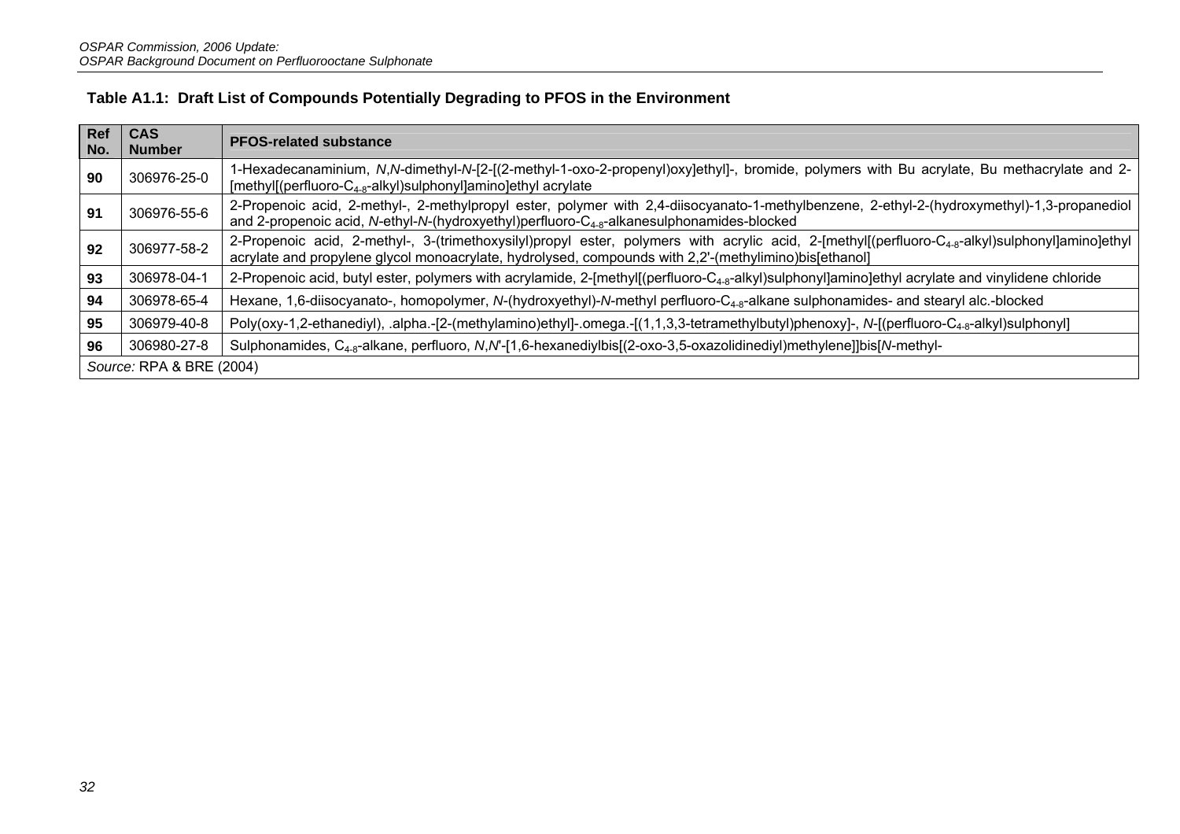**Table A1.1: Draft List of Compounds Potentially Degrading to PFOS in the Environment**

| Ref No. | CAS Number | PFOS-related substance |
|---|---|---|
| **90** | 306976-25-0 | 1-Hexadecanaminium, *N*,*N*-dimethyl-*N*-[2-[(2-methyl-1-oxo-2-propenyl)oxy]ethyl]-, bromide, polymers with Bu acrylate, Bu methacrylate and 2-[methyl[(perfluoro-$C_{4\text{-}8}$-alkyl)sulphonyl]amino]ethyl acrylate |
| **91** | 306976-55-6 | 2-Propenoic acid, 2-methyl-, 2-methylpropyl ester, polymer with 2,4-diisocyanato-1-methylbenzene, 2-ethyl-2-(hydroxymethyl)-1,3-propanediol and 2-propenoic acid, *N*-ethyl-*N*-(hydroxyethyl)perfluoro-$C_{4\text{-}8}$-alkanesulphonamides-blocked |
| **92** | 306977-58-2 | 2-Propenoic acid, 2-methyl-, 3-(trimethoxysilyl)propyl ester, polymers with acrylic acid, 2-[methyl[(perfluoro-$C_{4\text{-}8}$-alkyl)sulphonyl]amino]ethyl acrylate and propylene glycol monoacrylate, hydrolysed, compounds with 2,2'-(methylimino)bis[ethanol] |
| **93** | 306978-04-1 | 2-Propenoic acid, butyl ester, polymers with acrylamide, 2-[methyl[(perfluoro-$C_{4\text{-}8}$-alkyl)sulphonyl]amino]ethyl acrylate and vinylidene chloride |
| **94** | 306978-65-4 | Hexane, 1,6-diisocyanato-, homopolymer, *N*-(hydroxyethyl)-*N*-methyl perfluoro-$C_{4\text{-}8}$-alkane sulphonamides- and stearyl alc.-blocked |
| **95** | 306979-40-8 | Poly(oxy-1,2-ethanediyl), .alpha.-[2-(methylamino)ethyl]-.omega.-[(1,1,3,3-tetramethylbutyl)phenoxy]-, *N*-[(perfluoro-$C_{4\text{-}8}$-alkyl)sulphonyl] |
| **96** | 306980-27-8 | Sulphonamides, $C_{4\text{-}8}$-alkane, perfluoro, *N*,*N'*-[1,6-hexanediylbis[(2-oxo-3,5-oxazolidinediyl)methylene]]bis[*N*-methyl- |

*Source:* RPA & BRE (2004)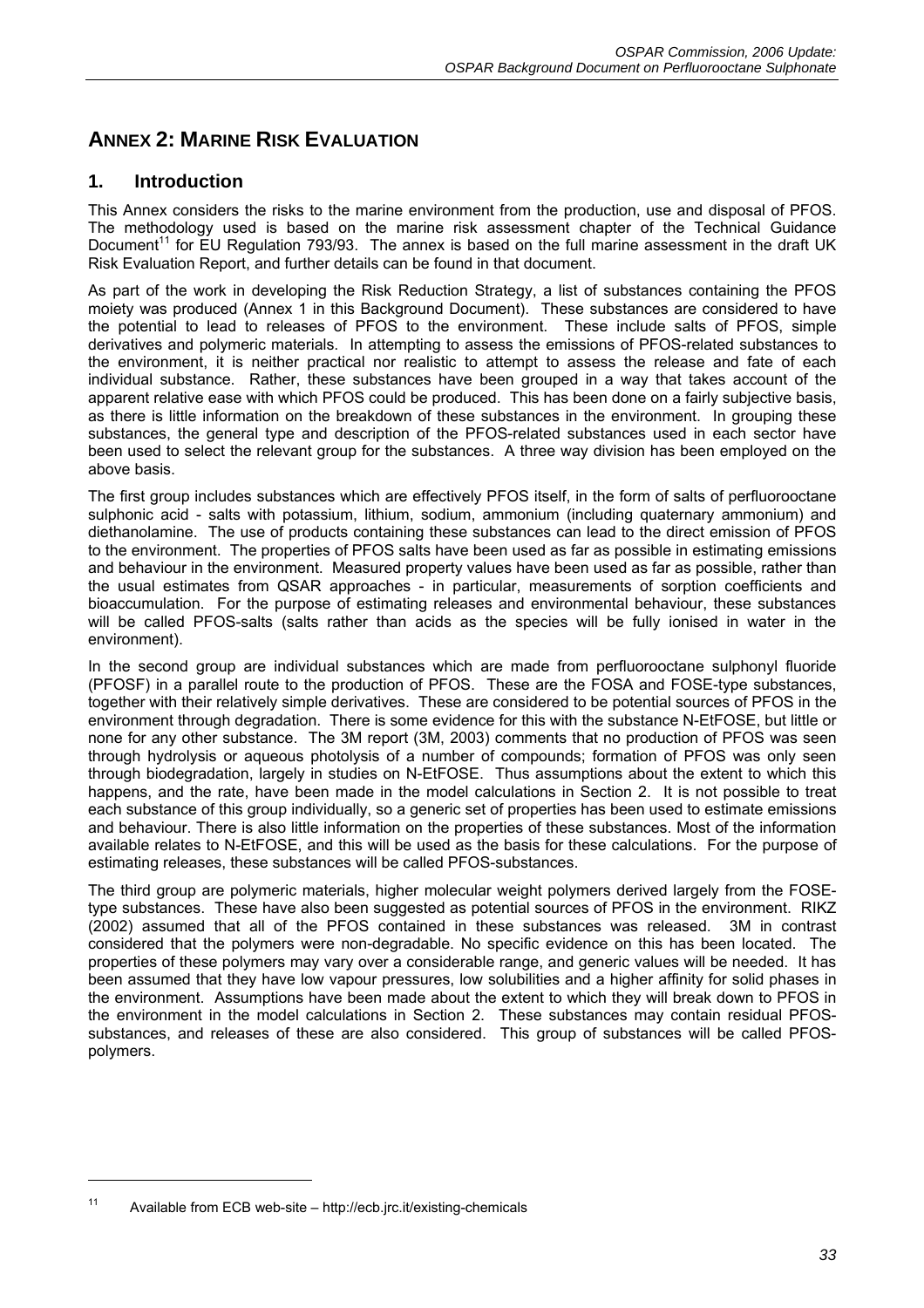# ANNEX 2: MARINE RISK EVALUATION

## 1. Introduction

This Annex considers the risks to the marine environment from the production, use and disposal of PFOS. The methodology used is based on the marine risk assessment chapter of the Technical Guidance Document[11] for EU Regulation 793/93. The annex is based on the full marine assessment in the draft UK Risk Evaluation Report, and further details can be found in that document.

As part of the work in developing the Risk Reduction Strategy, a list of substances containing the PFOS moiety was produced (Annex 1 in this Background Document). These substances are considered to have the potential to lead to releases of PFOS to the environment. These include salts of PFOS, simple derivatives and polymeric materials. In attempting to assess the emissions of PFOS-related substances to the environment, it is neither practical nor realistic to attempt to assess the release and fate of each individual substance. Rather, these substances have been grouped in a way that takes account of the apparent relative ease with which PFOS could be produced. This has been done on a fairly subjective basis, as there is little information on the breakdown of these substances in the environment. In grouping these substances, the general type and description of the PFOS-related substances used in each sector have been used to select the relevant group for the substances. A three way division has been employed on the above basis.

The first group includes substances which are effectively PFOS itself, in the form of salts of perfluorooctane sulphonic acid - salts with potassium, lithium, sodium, ammonium (including quaternary ammonium) and diethanolamine. The use of products containing these substances can lead to the direct emission of PFOS to the environment. The properties of PFOS salts have been used as far as possible in estimating emissions and behaviour in the environment. Measured property values have been used as far as possible, rather than the usual estimates from QSAR approaches - in particular, measurements of sorption coefficients and bioaccumulation. For the purpose of estimating releases and environmental behaviour, these substances will be called PFOS-salts (salts rather than acids as the species will be fully ionised in water in the environment).

In the second group are individual substances which are made from perfluorooctane sulphonyl fluoride (PFOSF) in a parallel route to the production of PFOS. These are the FOSA and FOSE-type substances, together with their relatively simple derivatives. These are considered to be potential sources of PFOS in the environment through degradation. There is some evidence for this with the substance N-EtFOSE, but little or none for any other substance. The 3M report (3M, 2003) comments that no production of PFOS was seen through hydrolysis or aqueous photolysis of a number of compounds; formation of PFOS was only seen through biodegradation, largely in studies on N-EtFOSE. Thus assumptions about the extent to which this happens, and the rate, have been made in the model calculations in Section 2. It is not possible to treat each substance of this group individually, so a generic set of properties has been used to estimate emissions and behaviour. There is also little information on the properties of these substances. Most of the information available relates to N-EtFOSE, and this will be used as the basis for these calculations. For the purpose of estimating releases, these substances will be called PFOS-substances.

The third group are polymeric materials, higher molecular weight polymers derived largely from the FOSE-type substances. These have also been suggested as potential sources of PFOS in the environment. RIKZ (2002) assumed that all of the PFOS contained in these substances was released. 3M in contrast considered that the polymers were non-degradable. No specific evidence on this has been located. The properties of these polymers may vary over a considerable range, and generic values will be needed. It has been assumed that they have low vapour pressures, low solubilities and a higher affinity for solid phases in the environment. Assumptions have been made about the extent to which they will break down to PFOS in the environment in the model calculations in Section 2. These substances may contain residual PFOS-substances, and releases of these are also considered. This group of substances will be called PFOS-polymers.

---

[11] Available from ECB web-site – http://ecb.jrc.it/existing-chemicals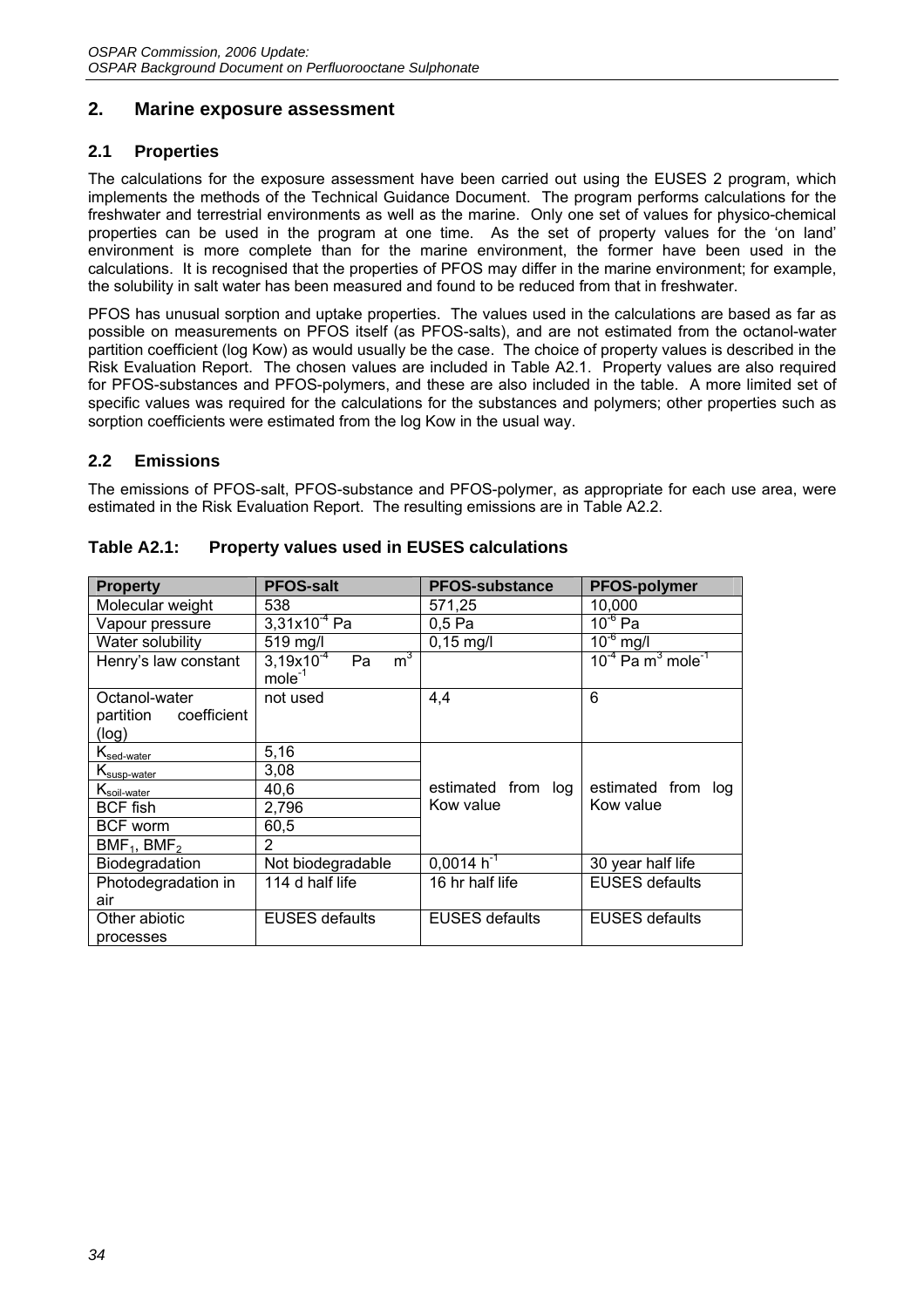## 2. Marine exposure assessment

### 2.1 Properties

The calculations for the exposure assessment have been carried out using the EUSES 2 program, which implements the methods of the Technical Guidance Document. The program performs calculations for the freshwater and terrestrial environments as well as the marine. Only one set of values for physico-chemical properties can be used in the program at one time. As the set of property values for the 'on land' environment is more complete than for the marine environment, the former have been used in the calculations. It is recognised that the properties of PFOS may differ in the marine environment; for example, the solubility in salt water has been measured and found to be reduced from that in freshwater.

PFOS has unusual sorption and uptake properties. The values used in the calculations are based as far as possible on measurements on PFOS itself (as PFOS-salts), and are not estimated from the octanol-water partition coefficient (log Kow) as would usually be the case. The choice of property values is described in the Risk Evaluation Report. The chosen values are included in Table A2.1. Property values are also required for PFOS-substances and PFOS-polymers, and these are also included in the table. A more limited set of specific values was required for the calculations for the substances and polymers; other properties such as sorption coefficients were estimated from the log Kow in the usual way.

### 2.2 Emissions

The emissions of PFOS-salt, PFOS-substance and PFOS-polymer, as appropriate for each use area, were estimated in the Risk Evaluation Report. The resulting emissions are in Table A2.2.

**Table A2.1: Property values used in EUSES calculations**

| Property | PFOS-salt | PFOS-substance | PFOS-polymer |
|---|---|---|---|
| Molecular weight | 538 | 571,25 | 10,000 |
| Vapour pressure | $3{,}31 \times 10^{-4}$ Pa | 0,5 Pa | $10^{-6}$ Pa |
| Water solubility | 519 mg/l | 0,15 mg/l | $10^{-6}$ mg/l |
| Henry's law constant | $3{,}19 \times 10^{-4}$ Pa $m^3$ $mole^{-1}$ | | $10^{-4}$ Pa $m^3$ $mole^{-1}$ |
| Octanol-water partition coefficient (log) | not used | 4,4 | 6 |
| $K_{sed\text{-}water}$ | 5,16 | estimated from log Kow value | estimated from log Kow value |
| $K_{susp\text{-}water}$ | 3,08 | | |
| $K_{soil\text{-}water}$ | 40,6 | | |
| BCF fish | 2,796 | | |
| BCF worm | 60,5 | | |
| $BMF_1$, $BMF_2$ | 2 | | |
| Biodegradation | Not biodegradable | $0{,}0014\ h^{-1}$ | 30 year half life |
| Photodegradation in air | 114 d half life | 16 hr half life | EUSES defaults |
| Other abiotic processes | EUSES defaults | EUSES defaults | EUSES defaults |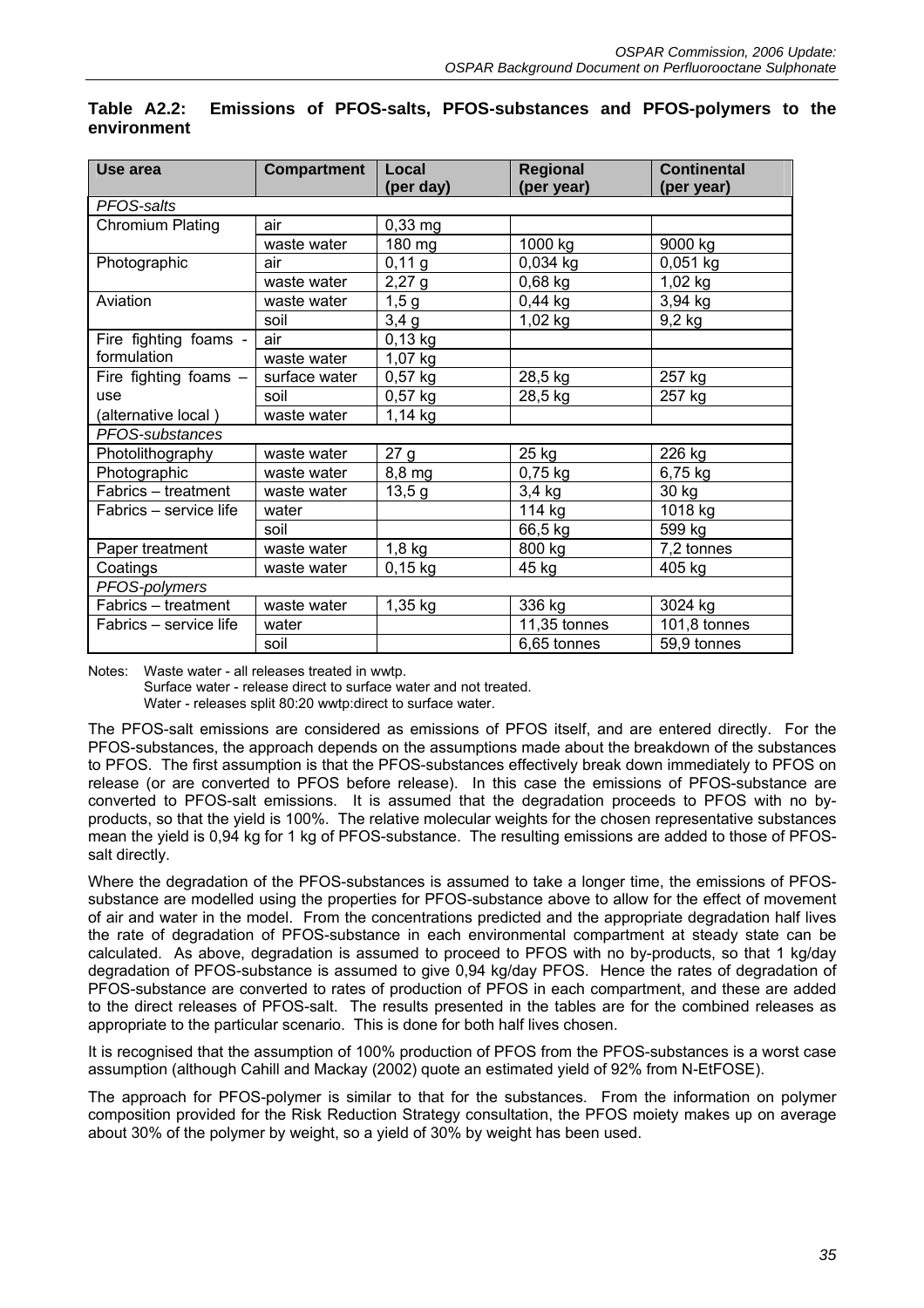**Table A2.2: Emissions of PFOS-salts, PFOS-substances and PFOS-polymers to the environment**

| Use area | Compartment | Local (per day) | Regional (per year) | Continental (per year) |
|---|---|---|---|---|
| *PFOS-salts* | | | | |
| Chromium Plating | air | 0,33 mg | | |
| | waste water | 180 mg | 1000 kg | 9000 kg |
| Photographic | air | 0,11 g | 0,034 kg | 0,051 kg |
| | waste water | 2,27 g | 0,68 kg | 1,02 kg |
| Aviation | waste water | 1,5 g | 0,44 kg | 3,94 kg |
| | soil | 3,4 g | 1,02 kg | 9,2 kg |
| Fire fighting foams - formulation | air | 0,13 kg | | |
| | waste water | 1,07 kg | | |
| Fire fighting foams – use | surface water | 0,57 kg | 28,5 kg | 257 kg |
| | soil | 0,57 kg | 28,5 kg | 257 kg |
| (alternative local ) | waste water | 1,14 kg | | |
| *PFOS-substances* | | | | |
| Photolithography | waste water | 27 g | 25 kg | 226 kg |
| Photographic | waste water | 8,8 mg | 0,75 kg | 6,75 kg |
| Fabrics – treatment | waste water | 13,5 g | 3,4 kg | 30 kg |
| Fabrics – service life | water | | 114 kg | 1018 kg |
| | soil | | 66,5 kg | 599 kg |
| Paper treatment | waste water | 1,8 kg | 800 kg | 7,2 tonnes |
| Coatings | waste water | 0,15 kg | 45 kg | 405 kg |
| *PFOS-polymers* | | | | |
| Fabrics – treatment | waste water | 1,35 kg | 336 kg | 3024 kg |
| Fabrics – service life | water | | 11,35 tonnes | 101,8 tonnes |
| | soil | | 6,65 tonnes | 59,9 tonnes |

Notes: Waste water - all releases treated in wwtp.
Surface water - release direct to surface water and not treated.
Water - releases split 80:20 wwtp:direct to surface water.

The PFOS-salt emissions are considered as emissions of PFOS itself, and are entered directly. For the PFOS-substances, the approach depends on the assumptions made about the breakdown of the substances to PFOS. The first assumption is that the PFOS-substances effectively break down immediately to PFOS on release (or are converted to PFOS before release). In this case the emissions of PFOS-substance are converted to PFOS-salt emissions. It is assumed that the degradation proceeds to PFOS with no by-products, so that the yield is 100%. The relative molecular weights for the chosen representative substances mean the yield is 0,94 kg for 1 kg of PFOS-substance. The resulting emissions are added to those of PFOS-salt directly.

Where the degradation of the PFOS-substances is assumed to take a longer time, the emissions of PFOS-substance are modelled using the properties for PFOS-substance above to allow for the effect of movement of air and water in the model. From the concentrations predicted and the appropriate degradation half lives the rate of degradation of PFOS-substance in each environmental compartment at steady state can be calculated. As above, degradation is assumed to proceed to PFOS with no by-products, so that 1 kg/day degradation of PFOS-substance is assumed to give 0,94 kg/day PFOS. Hence the rates of degradation of PFOS-substance are converted to rates of production of PFOS in each compartment, and these are added to the direct releases of PFOS-salt. The results presented in the tables are for the combined releases as appropriate to the particular scenario. This is done for both half lives chosen.

It is recognised that the assumption of 100% production of PFOS from the PFOS-substances is a worst case assumption (although Cahill and Mackay (2002) quote an estimated yield of 92% from N-EtFOSE).

The approach for PFOS-polymer is similar to that for the substances. From the information on polymer composition provided for the Risk Reduction Strategy consultation, the PFOS moiety makes up on average about 30% of the polymer by weight, so a yield of 30% by weight has been used.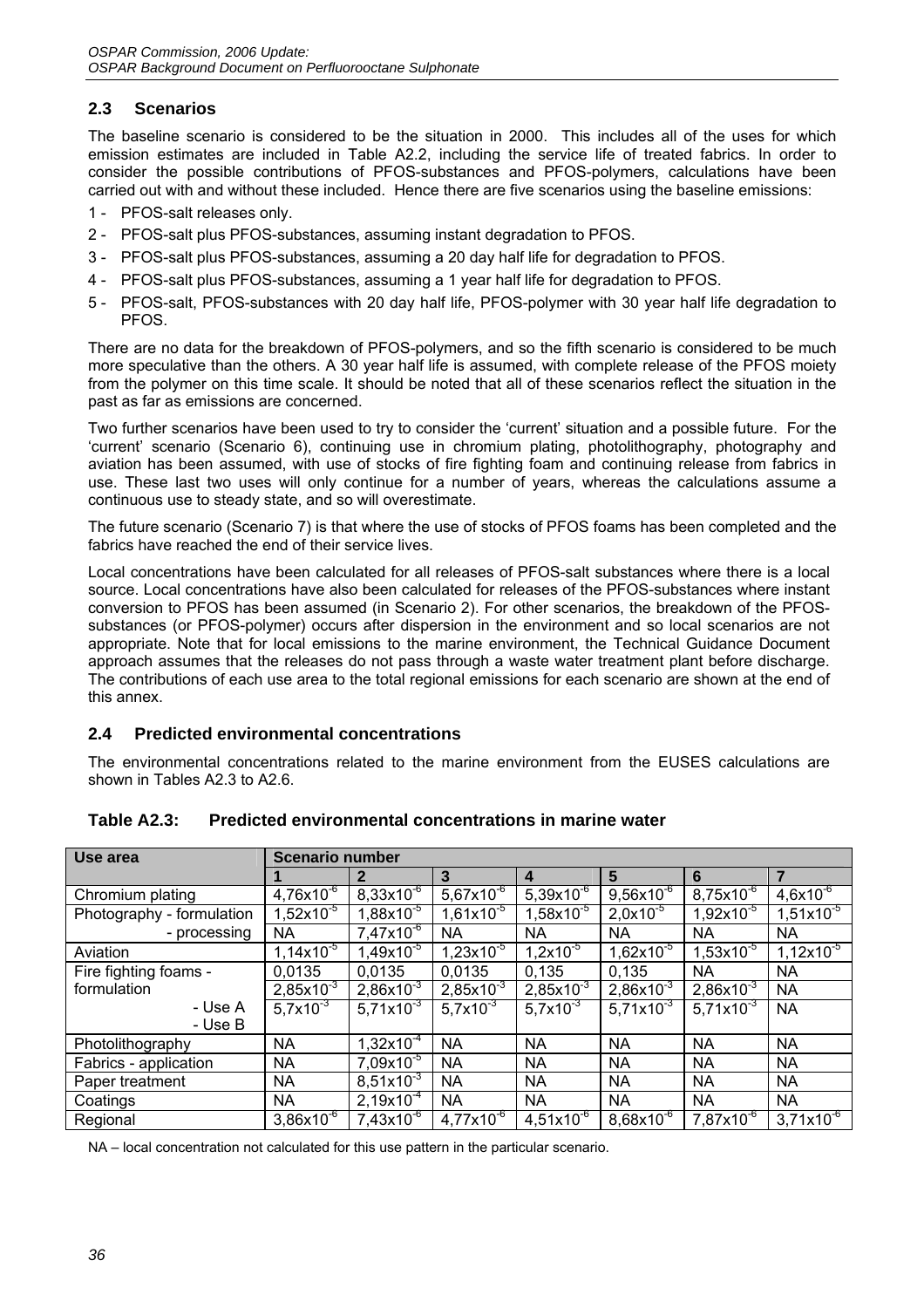## 2.3 Scenarios

The baseline scenario is considered to be the situation in 2000. This includes all of the uses for which emission estimates are included in Table A2.2, including the service life of treated fabrics. In order to consider the possible contributions of PFOS-substances and PFOS-polymers, calculations have been carried out with and without these included. Hence there are five scenarios using the baseline emissions:

1 - PFOS-salt releases only.

2 - PFOS-salt plus PFOS-substances, assuming instant degradation to PFOS.

3 - PFOS-salt plus PFOS-substances, assuming a 20 day half life for degradation to PFOS.

4 - PFOS-salt plus PFOS-substances, assuming a 1 year half life for degradation to PFOS.

5 - PFOS-salt, PFOS-substances with 20 day half life, PFOS-polymer with 30 year half life degradation to PFOS.

There are no data for the breakdown of PFOS-polymers, and so the fifth scenario is considered to be much more speculative than the others. A 30 year half life is assumed, with complete release of the PFOS moiety from the polymer on this time scale. It should be noted that all of these scenarios reflect the situation in the past as far as emissions are concerned.

Two further scenarios have been used to try to consider the 'current' situation and a possible future. For the 'current' scenario (Scenario 6), continuing use in chromium plating, photolithography, photography and aviation has been assumed, with use of stocks of fire fighting foam and continuing release from fabrics in use. These last two uses will only continue for a number of years, whereas the calculations assume a continuous use to steady state, and so will overestimate.

The future scenario (Scenario 7) is that where the use of stocks of PFOS foams has been completed and the fabrics have reached the end of their service lives.

Local concentrations have been calculated for all releases of PFOS-salt substances where there is a local source. Local concentrations have also been calculated for releases of the PFOS-substances where instant conversion to PFOS has been assumed (in Scenario 2). For other scenarios, the breakdown of the PFOS-substances (or PFOS-polymer) occurs after dispersion in the environment and so local scenarios are not appropriate. Note that for local emissions to the marine environment, the Technical Guidance Document approach assumes that the releases do not pass through a waste water treatment plant before discharge. The contributions of each use area to the total regional emissions for each scenario are shown at the end of this annex.

## 2.4 Predicted environmental concentrations

The environmental concentrations related to the marine environment from the EUSES calculations are shown in Tables A2.3 to A2.6.

**Table A2.3: Predicted environmental concentrations in marine water**

| Use area | Scenario number | | | | | | |
|---|---|---|---|---|---|---|---|
| | 1 | 2 | 3 | 4 | 5 | 6 | 7 |
| Chromium plating | $4{,}76 \times 10^{-6}$ | $8{,}33 \times 10^{-6}$ | $5{,}67 \times 10^{-6}$ | $5{,}39 \times 10^{-6}$ | $9{,}56 \times 10^{-6}$ | $8{,}75 \times 10^{-6}$ | $4{,}6 \times 10^{-6}$ |
| Photography - formulation | $1{,}52 \times 10^{-5}$ | $1{,}88 \times 10^{-5}$ | $1{,}61 \times 10^{-5}$ | $1{,}58 \times 10^{-5}$ | $2{,}0 \times 10^{-5}$ | $1{,}92 \times 10^{-5}$ | $1{,}51 \times 10^{-5}$ |
| - processing | NA | $7{,}47 \times 10^{-6}$ | NA | NA | NA | NA | NA |
| Aviation | $1{,}14 \times 10^{-5}$ | $1{,}49 \times 10^{-5}$ | $1{,}23 \times 10^{-5}$ | $1{,}2 \times 10^{-5}$ | $1{,}62 \times 10^{-5}$ | $1{,}53 \times 10^{-5}$ | $1{,}12 \times 10^{-5}$ |
| Fire fighting foams - formulation | 0,0135 | 0,0135 | 0,0135 | 0,135 | 0,135 | NA | NA |
| - Use A | $2{,}85 \times 10^{-3}$ | $2{,}86 \times 10^{-3}$ | $2{,}85 \times 10^{-3}$ | $2{,}85 \times 10^{-3}$ | $2{,}86 \times 10^{-3}$ | $2{,}86 \times 10^{-3}$ | NA |
| - Use B | $5{,}7 \times 10^{-3}$ | $5{,}71 \times 10^{-3}$ | $5{,}7 \times 10^{-3}$ | $5{,}7 \times 10^{-3}$ | $5{,}71 \times 10^{-3}$ | $5{,}71 \times 10^{-3}$ | NA |
| Photolithography | NA | $1{,}32 \times 10^{-4}$ | NA | NA | NA | NA | NA |
| Fabrics - application | NA | $7{,}09 \times 10^{-5}$ | NA | NA | NA | NA | NA |
| Paper treatment | NA | $8{,}51 \times 10^{-3}$ | NA | NA | NA | NA | NA |
| Coatings | NA | $2{,}19 \times 10^{-4}$ | NA | NA | NA | NA | NA |
| Regional | $3{,}86 \times 10^{-6}$ | $7{,}43 \times 10^{-6}$ | $4{,}77 \times 10^{-6}$ | $4{,}51 \times 10^{-6}$ | $8{,}68 \times 10^{-6}$ | $7{,}87 \times 10^{-6}$ | $3{,}71 \times 10^{-6}$ |

NA – local concentration not calculated for this use pattern in the particular scenario.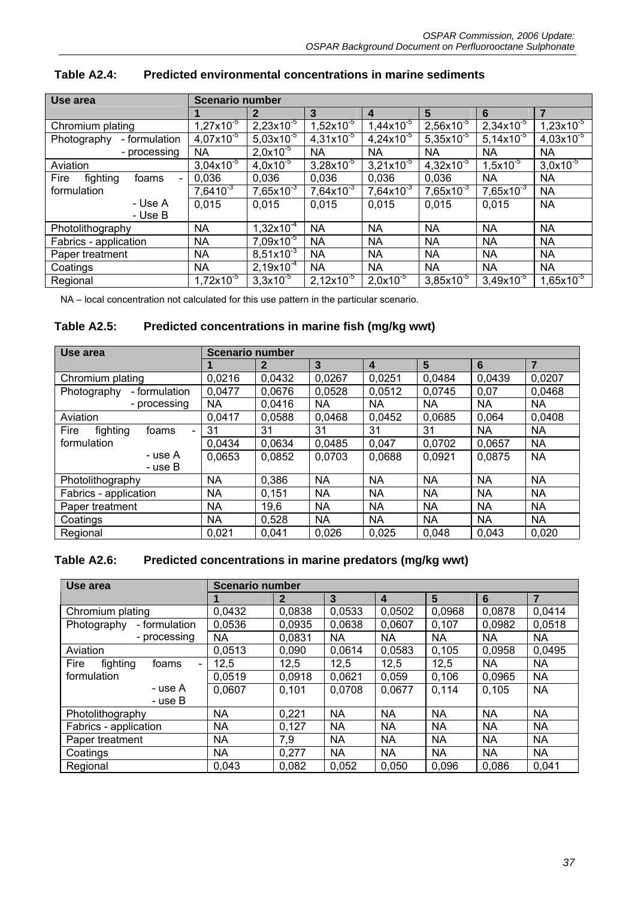### Table A2.4: Predicted environmental concentrations in marine sediments

| Use area | Scenario number | | | | | | |
|---|---|---|---|---|---|---|---|
| | 1 | 2 | 3 | 4 | 5 | 6 | 7 |
| Chromium plating | $1,27x10^{-5}$ | $2,23x10^{-5}$ | $1,52x10^{-5}$ | $1,44x10^{-5}$ | $2,56x10^{-5}$ | $2,34x10^{-5}$ | $1,23x10^{-5}$ |
| Photography - formulation | $4,07x10^{-5}$ | $5,03x10^{-5}$ | $4,31x10^{-5}$ | $4,24x10^{-5}$ | $5,35x10^{-5}$ | $5,14x10^{-5}$ | $4,03x10^{-5}$ |
| - processing | NA | $2,0x10^{-5}$ | NA | NA | NA | NA | NA |
| Aviation | $3,04x10^{-5}$ | $4,0x10^{-5}$ | $3,28x10^{-5}$ | $3,21x10^{-5}$ | $4,32x10^{-5}$ | $1,5x10^{-5}$ | $3,0x10^{-5}$ |
| Fire fighting foams - formulation | 0,036 | 0,036 | 0,036 | 0,036 | 0,036 | NA | NA |
| - Use A | $7,6410^{-3}$ | $7,65x10^{-3}$ | $7,64x10^{-3}$ | $7,64x10^{-3}$ | $7,65x10^{-3}$ | $7,65x10^{-3}$ | NA |
| - Use B | 0,015 | 0,015 | 0,015 | 0,015 | 0,015 | 0,015 | NA |
| Photolithography | NA | $1,32x10^{-4}$ | NA | NA | NA | NA | NA |
| Fabrics - application | NA | $7,09x10^{-5}$ | NA | NA | NA | NA | NA |
| Paper treatment | NA | $8,51x10^{-3}$ | NA | NA | NA | NA | NA |
| Coatings | NA | $2,19x10^{-4}$ | NA | NA | NA | NA | NA |
| Regional | $1,72x10^{-5}$ | $3,3x10^{-5}$ | $2,12x10^{-5}$ | $2,0x10^{-5}$ | $3,85x10^{-5}$ | $3,49x10^{-5}$ | $1,65x10^{-5}$ |

NA – local concentration not calculated for this use pattern in the particular scenario.

### Table A2.5: Predicted concentrations in marine fish (mg/kg wwt)

| Use area | Scenario number | | | | | | |
|---|---|---|---|---|---|---|---|
| | 1 | 2 | 3 | 4 | 5 | 6 | 7 |
| Chromium plating | 0,0216 | 0,0432 | 0,0267 | 0,0251 | 0,0484 | 0,0439 | 0,0207 |
| Photography - formulation | 0,0477 | 0,0676 | 0,0528 | 0,0512 | 0,0745 | 0,07 | 0,0468 |
| - processing | NA | 0,0416 | NA | NA | NA | NA | NA |
| Aviation | 0,0417 | 0,0588 | 0,0468 | 0,0452 | 0,0685 | 0,064 | 0,0408 |
| Fire fighting foams - formulation | 31 | 31 | 31 | 31 | 31 | NA | NA |
| - use A | 0,0434 | 0,0634 | 0,0485 | 0,047 | 0,0702 | 0,0657 | NA |
| - use B | 0,0653 | 0,0852 | 0,0703 | 0,0688 | 0,0921 | 0,0875 | NA |
| Photolithography | NA | 0,386 | NA | NA | NA | NA | NA |
| Fabrics - application | NA | 0,151 | NA | NA | NA | NA | NA |
| Paper treatment | NA | 19,6 | NA | NA | NA | NA | NA |
| Coatings | NA | 0,528 | NA | NA | NA | NA | NA |
| Regional | 0,021 | 0,041 | 0,026 | 0,025 | 0,048 | 0,043 | 0,020 |

### Table A2.6: Predicted concentrations in marine predators (mg/kg wwt)

| Use area | Scenario number | | | | | | |
|---|---|---|---|---|---|---|---|
| | 1 | 2 | 3 | 4 | 5 | 6 | 7 |
| Chromium plating | 0,0432 | 0,0838 | 0,0533 | 0,0502 | 0,0968 | 0,0878 | 0,0414 |
| Photography - formulation | 0,0536 | 0,0935 | 0,0638 | 0,0607 | 0,107 | 0,0982 | 0,0518 |
| - processing | NA | 0,0831 | NA | NA | NA | NA | NA |
| Aviation | 0,0513 | 0,090 | 0,0614 | 0,0583 | 0,105 | 0,0958 | 0,0495 |
| Fire fighting foams - formulation | 12,5 | 12,5 | 12,5 | 12,5 | 12,5 | NA | NA |
| - use A | 0,0519 | 0,0918 | 0,0621 | 0,059 | 0,106 | 0,0965 | NA |
| - use B | 0,0607 | 0,101 | 0,0708 | 0,0677 | 0,114 | 0,105 | NA |
| Photolithography | NA | 0,221 | NA | NA | NA | NA | NA |
| Fabrics - application | NA | 0,127 | NA | NA | NA | NA | NA |
| Paper treatment | NA | 7,9 | NA | NA | NA | NA | NA |
| Coatings | NA | 0,277 | NA | NA | NA | NA | NA |
| Regional | 0,043 | 0,082 | 0,052 | 0,050 | 0,096 | 0,086 | 0,041 |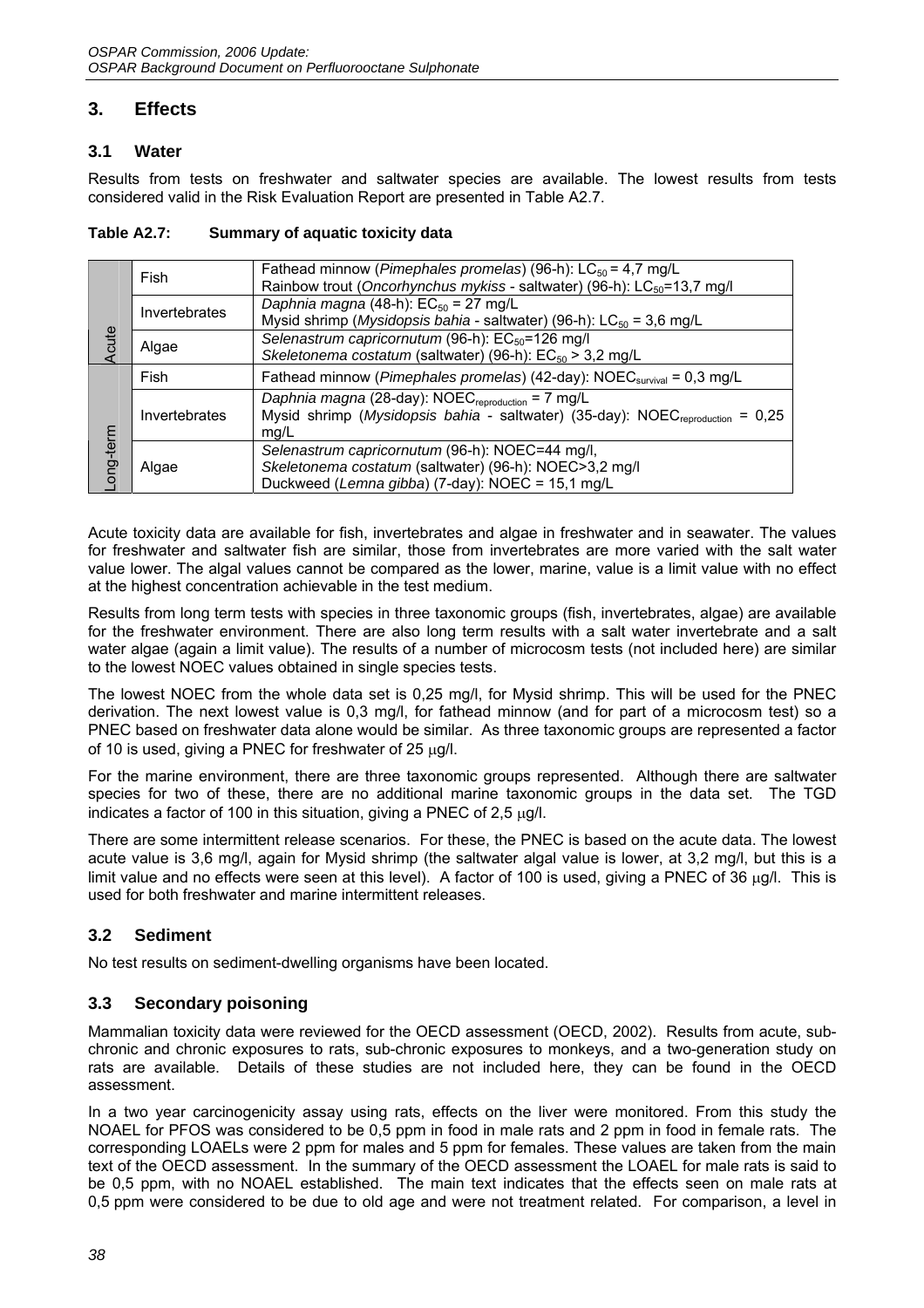## 3. Effects

### 3.1 Water

Results from tests on freshwater and saltwater species are available. The lowest results from tests considered valid in the Risk Evaluation Report are presented in Table A2.7.

**Table A2.7: Summary of aquatic toxicity data**

| | | |
|---|---|---|
| Acute | Fish | Fathead minnow (*Pimephales promelas*) (96-h): $LC_{50}$ = 4,7 mg/L<br>Rainbow trout (*Oncorhynchus mykiss* - saltwater) (96-h): $LC_{50}$=13,7 mg/l |
| | Invertebrates | *Daphnia magna* (48-h): $EC_{50}$ = 27 mg/L<br>Mysid shrimp (*Mysidopsis bahia* - saltwater) (96-h): $LC_{50}$ = 3,6 mg/L |
| | Algae | *Selenastrum capricornutum* (96-h): $EC_{50}$=126 mg/l<br>*Skeletonema costatum* (saltwater) (96-h): $EC_{50}$ > 3,2 mg/L |
| Long-term | Fish | Fathead minnow (*Pimephales promelas*) (42-day): $NOEC_{survival}$ = 0,3 mg/L |
| | Invertebrates | *Daphnia magna* (28-day): $NOEC_{reproduction}$ = 7 mg/L<br>Mysid shrimp (*Mysidopsis bahia* - saltwater) (35-day): $NOEC_{reproduction}$ = 0,25 mg/L |
| | Algae | *Selenastrum capricornutum* (96-h): NOEC=44 mg/l,<br>*Skeletonema costatum* (saltwater) (96-h): NOEC>3,2 mg/l<br>Duckweed (*Lemna gibba*) (7-day): NOEC = 15,1 mg/L |

Acute toxicity data are available for fish, invertebrates and algae in freshwater and in seawater. The values for freshwater and saltwater fish are similar, those from invertebrates are more varied with the salt water value lower. The algal values cannot be compared as the lower, marine, value is a limit value with no effect at the highest concentration achievable in the test medium.

Results from long term tests with species in three taxonomic groups (fish, invertebrates, algae) are available for the freshwater environment. There are also long term results with a salt water invertebrate and a salt water algae (again a limit value). The results of a number of microcosm tests (not included here) are similar to the lowest NOEC values obtained in single species tests.

The lowest NOEC from the whole data set is 0,25 mg/l, for Mysid shrimp. This will be used for the PNEC derivation. The next lowest value is 0,3 mg/l, for fathead minnow (and for part of a microcosm test) so a PNEC based on freshwater data alone would be similar. As three taxonomic groups are represented a factor of 10 is used, giving a PNEC for freshwater of 25 μg/l.

For the marine environment, there are three taxonomic groups represented. Although there are saltwater species for two of these, there are no additional marine taxonomic groups in the data set. The TGD indicates a factor of 100 in this situation, giving a PNEC of 2,5 μg/l.

There are some intermittent release scenarios. For these, the PNEC is based on the acute data. The lowest acute value is 3,6 mg/l, again for Mysid shrimp (the saltwater algal value is lower, at 3,2 mg/l, but this is a limit value and no effects were seen at this level). A factor of 100 is used, giving a PNEC of 36 μg/l. This is used for both freshwater and marine intermittent releases.

### 3.2 Sediment

No test results on sediment-dwelling organisms have been located.

### 3.3 Secondary poisoning

Mammalian toxicity data were reviewed for the OECD assessment (OECD, 2002). Results from acute, sub-chronic and chronic exposures to rats, sub-chronic exposures to monkeys, and a two-generation study on rats are available. Details of these studies are not included here, they can be found in the OECD assessment.

In a two year carcinogenicity assay using rats, effects on the liver were monitored. From this study the NOAEL for PFOS was considered to be 0,5 ppm in food in male rats and 2 ppm in food in female rats. The corresponding LOAELs were 2 ppm for males and 5 ppm for females. These values are taken from the main text of the OECD assessment. In the summary of the OECD assessment the LOAEL for male rats is said to be 0,5 ppm, with no NOAEL established. The main text indicates that the effects seen on male rats at 0,5 ppm were considered to be due to old age and were not treatment related. For comparison, a level in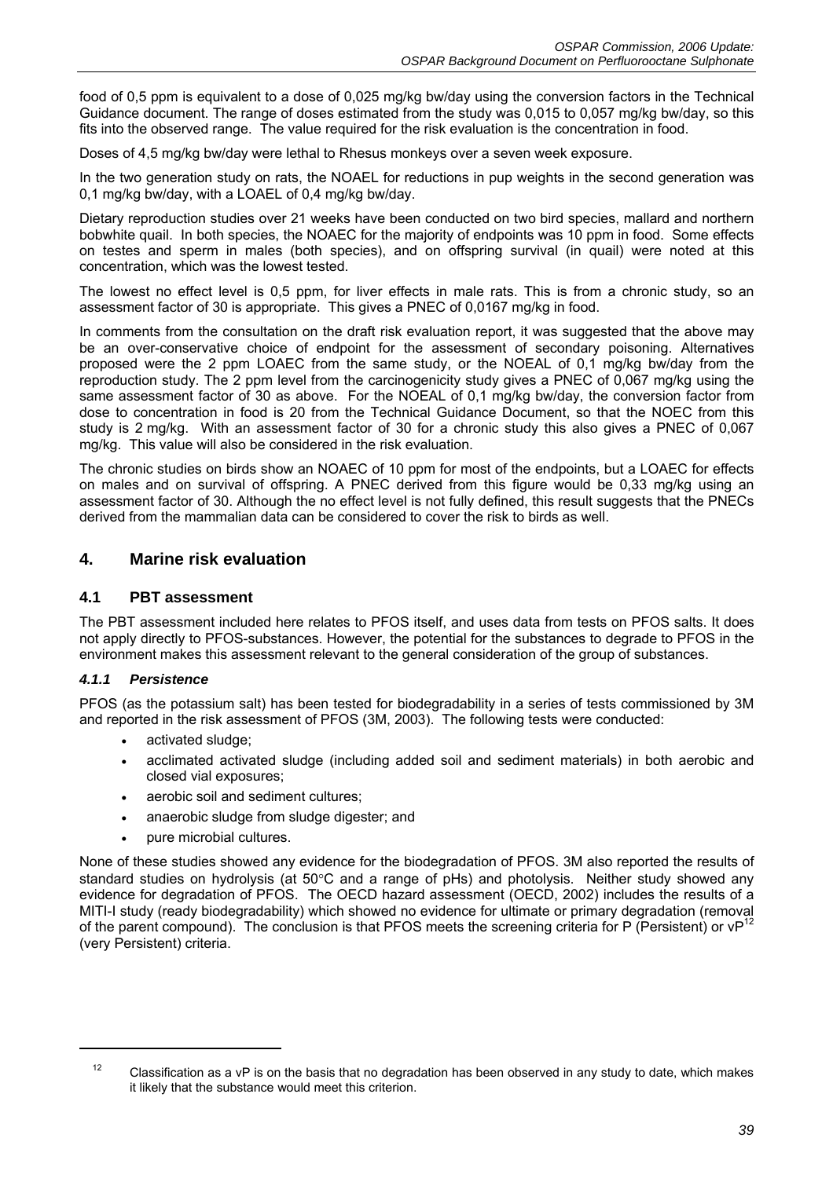food of 0,5 ppm is equivalent to a dose of 0,025 mg/kg bw/day using the conversion factors in the Technical Guidance document. The range of doses estimated from the study was 0,015 to 0,057 mg/kg bw/day, so this fits into the observed range. The value required for the risk evaluation is the concentration in food.

Doses of 4,5 mg/kg bw/day were lethal to Rhesus monkeys over a seven week exposure.

In the two generation study on rats, the NOAEL for reductions in pup weights in the second generation was 0,1 mg/kg bw/day, with a LOAEL of 0,4 mg/kg bw/day.

Dietary reproduction studies over 21 weeks have been conducted on two bird species, mallard and northern bobwhite quail. In both species, the NOAEC for the majority of endpoints was 10 ppm in food. Some effects on testes and sperm in males (both species), and on offspring survival (in quail) were noted at this concentration, which was the lowest tested.

The lowest no effect level is 0,5 ppm, for liver effects in male rats. This is from a chronic study, so an assessment factor of 30 is appropriate. This gives a PNEC of 0,0167 mg/kg in food.

In comments from the consultation on the draft risk evaluation report, it was suggested that the above may be an over-conservative choice of endpoint for the assessment of secondary poisoning. Alternatives proposed were the 2 ppm LOAEC from the same study, or the NOEAL of 0,1 mg/kg bw/day from the reproduction study. The 2 ppm level from the carcinogenicity study gives a PNEC of 0,067 mg/kg using the same assessment factor of 30 as above. For the NOEAL of 0,1 mg/kg bw/day, the conversion factor from dose to concentration in food is 20 from the Technical Guidance Document, so that the NOEC from this study is 2 mg/kg. With an assessment factor of 30 for a chronic study this also gives a PNEC of 0,067 mg/kg. This value will also be considered in the risk evaluation.

The chronic studies on birds show an NOAEC of 10 ppm for most of the endpoints, but a LOAEC for effects on males and on survival of offspring. A PNEC derived from this figure would be 0,33 mg/kg using an assessment factor of 30. Although the no effect level is not fully defined, this result suggests that the PNECs derived from the mammalian data can be considered to cover the risk to birds as well.

## 4. Marine risk evaluation

### 4.1 PBT assessment

The PBT assessment included here relates to PFOS itself, and uses data from tests on PFOS salts. It does not apply directly to PFOS-substances. However, the potential for the substances to degrade to PFOS in the environment makes this assessment relevant to the general consideration of the group of substances.

#### *4.1.1 Persistence*

PFOS (as the potassium salt) has been tested for biodegradability in a series of tests commissioned by 3M and reported in the risk assessment of PFOS (3M, 2003). The following tests were conducted:

- activated sludge;
- acclimated activated sludge (including added soil and sediment materials) in both aerobic and closed vial exposures;
- aerobic soil and sediment cultures;
- anaerobic sludge from sludge digester; and
- pure microbial cultures.

None of these studies showed any evidence for the biodegradation of PFOS. 3M also reported the results of standard studies on hydrolysis (at 50°C and a range of pHs) and photolysis. Neither study showed any evidence for degradation of PFOS. The OECD hazard assessment (OECD, 2002) includes the results of a MITI-I study (ready biodegradability) which showed no evidence for ultimate or primary degradation (removal of the parent compound). The conclusion is that PFOS meets the screening criteria for P (Persistent) or vP[12] (very Persistent) criteria.

[12] Classification as a vP is on the basis that no degradation has been observed in any study to date, which makes it likely that the substance would meet this criterion.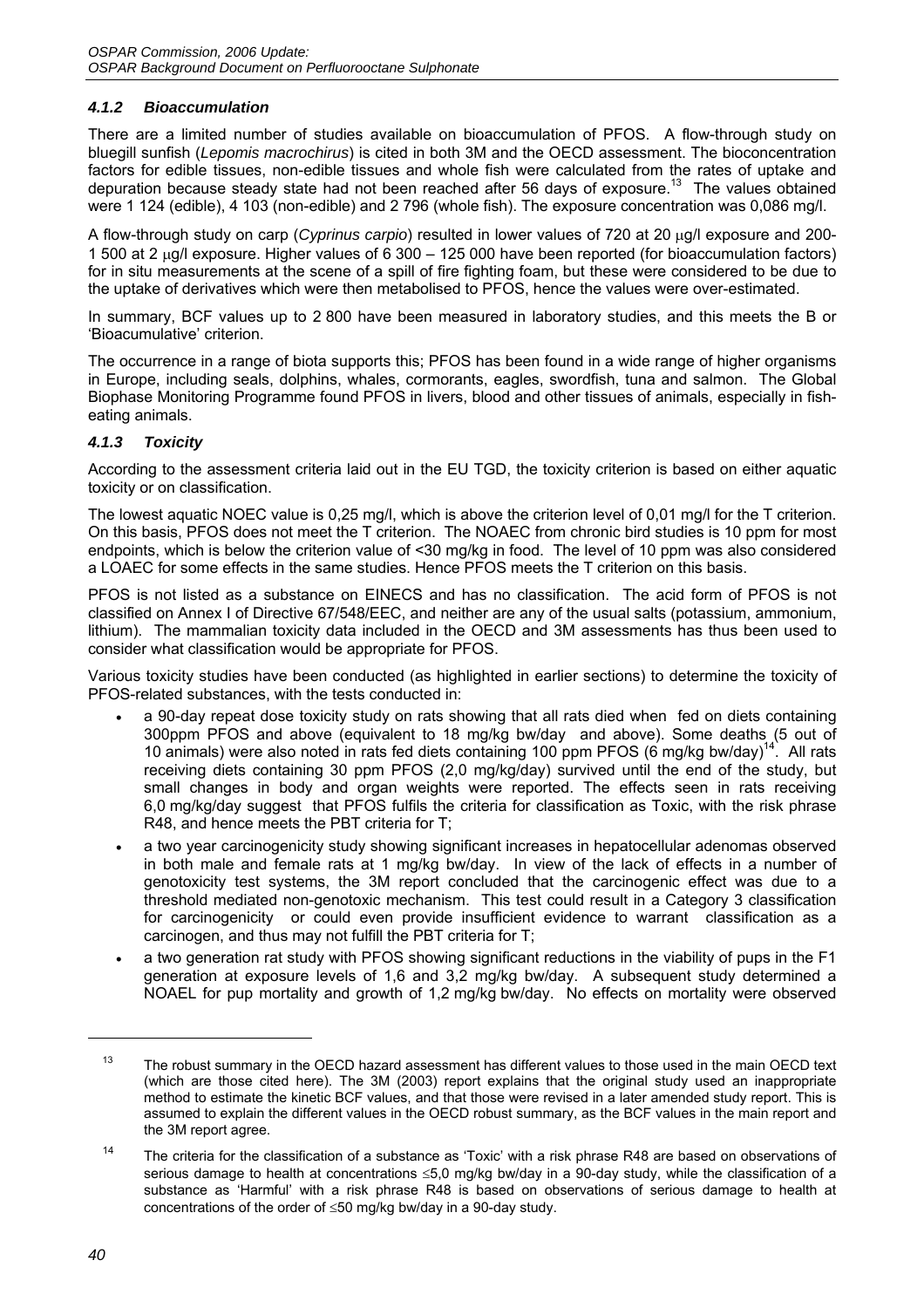### *4.1.2 Bioaccumulation*

There are a limited number of studies available on bioaccumulation of PFOS. A flow-through study on bluegill sunfish (*Lepomis macrochirus*) is cited in both 3M and the OECD assessment. The bioconcentration factors for edible tissues, non-edible tissues and whole fish were calculated from the rates of uptake and depuration because steady state had not been reached after 56 days of exposure.[13] The values obtained were 1 124 (edible), 4 103 (non-edible) and 2 796 (whole fish). The exposure concentration was 0,086 mg/l.

A flow-through study on carp (*Cyprinus carpio*) resulted in lower values of 720 at 20 μg/l exposure and 200-1 500 at 2 μg/l exposure. Higher values of 6 300 – 125 000 have been reported (for bioaccumulation factors) for in situ measurements at the scene of a spill of fire fighting foam, but these were considered to be due to the uptake of derivatives which were then metabolised to PFOS, hence the values were over-estimated.

In summary, BCF values up to 2 800 have been measured in laboratory studies, and this meets the B or 'Bioacumulative' criterion.

The occurrence in a range of biota supports this; PFOS has been found in a wide range of higher organisms in Europe, including seals, dolphins, whales, cormorants, eagles, swordfish, tuna and salmon. The Global Biophase Monitoring Programme found PFOS in livers, blood and other tissues of animals, especially in fish-eating animals.

### *4.1.3 Toxicity*

According to the assessment criteria laid out in the EU TGD, the toxicity criterion is based on either aquatic toxicity or on classification.

The lowest aquatic NOEC value is 0,25 mg/l, which is above the criterion level of 0,01 mg/l for the T criterion. On this basis, PFOS does not meet the T criterion. The NOAEC from chronic bird studies is 10 ppm for most endpoints, which is below the criterion value of <30 mg/kg in food. The level of 10 ppm was also considered a LOAEC for some effects in the same studies. Hence PFOS meets the T criterion on this basis.

PFOS is not listed as a substance on EINECS and has no classification. The acid form of PFOS is not classified on Annex I of Directive 67/548/EEC, and neither are any of the usual salts (potassium, ammonium, lithium). The mammalian toxicity data included in the OECD and 3M assessments has thus been used to consider what classification would be appropriate for PFOS.

Various toxicity studies have been conducted (as highlighted in earlier sections) to determine the toxicity of PFOS-related substances, with the tests conducted in:

- a 90-day repeat dose toxicity study on rats showing that all rats died when fed on diets containing 300ppm PFOS and above (equivalent to 18 mg/kg bw/day and above). Some deaths (5 out of 10 animals) were also noted in rats fed diets containing 100 ppm PFOS (6 mg/kg bw/day)[14]. All rats receiving diets containing 30 ppm PFOS (2,0 mg/kg/day) survived until the end of the study, but small changes in body and organ weights were reported. The effects seen in rats receiving 6,0 mg/kg/day suggest that PFOS fulfils the criteria for classification as Toxic, with the risk phrase R48, and hence meets the PBT criteria for T;
- a two year carcinogenicity study showing significant increases in hepatocellular adenomas observed in both male and female rats at 1 mg/kg bw/day. In view of the lack of effects in a number of genotoxicity test systems, the 3M report concluded that the carcinogenic effect was due to a threshold mediated non-genotoxic mechanism. This test could result in a Category 3 classification for carcinogenicity or could even provide insufficient evidence to warrant classification as a carcinogen, and thus may not fulfill the PBT criteria for T;
- a two generation rat study with PFOS showing significant reductions in the viability of pups in the F1 generation at exposure levels of 1,6 and 3,2 mg/kg bw/day. A subsequent study determined a NOAEL for pup mortality and growth of 1,2 mg/kg bw/day. No effects on mortality were observed

---

[13] The robust summary in the OECD hazard assessment has different values to those used in the main OECD text (which are those cited here). The 3M (2003) report explains that the original study used an inappropriate method to estimate the kinetic BCF values, and that those were revised in a later amended study report. This is assumed to explain the different values in the OECD robust summary, as the BCF values in the main report and the 3M report agree.

[14] The criteria for the classification of a substance as 'Toxic' with a risk phrase R48 are based on observations of serious damage to health at concentrations ≤5,0 mg/kg bw/day in a 90-day study, while the classification of a substance as 'Harmful' with a risk phrase R48 is based on observations of serious damage to health at concentrations of the order of ≤50 mg/kg bw/day in a 90-day study.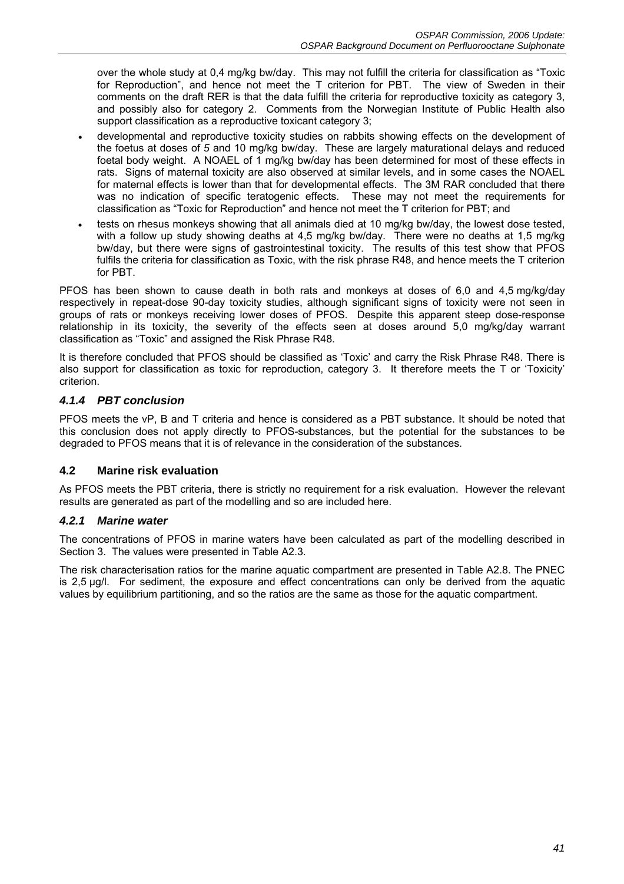over the whole study at 0,4 mg/kg bw/day. This may not fulfill the criteria for classification as "Toxic for Reproduction", and hence not meet the T criterion for PBT. The view of Sweden in their comments on the draft RER is that the data fulfill the criteria for reproductive toxicity as category 3, and possibly also for category 2. Comments from the Norwegian Institute of Public Health also support classification as a reproductive toxicant category 3;

- developmental and reproductive toxicity studies on rabbits showing effects on the development of the foetus at doses of *5* and 10 mg/kg bw/day. These are largely maturational delays and reduced foetal body weight. A NOAEL of 1 mg/kg bw/day has been determined for most of these effects in rats. Signs of maternal toxicity are also observed at similar levels, and in some cases the NOAEL for maternal effects is lower than that for developmental effects. The 3M RAR concluded that there was no indication of specific teratogenic effects. These may not meet the requirements for classification as "Toxic for Reproduction" and hence not meet the T criterion for PBT; and
- tests on rhesus monkeys showing that all animals died at 10 mg/kg bw/day, the lowest dose tested, with a follow up study showing deaths at 4,5 mg/kg bw/day. There were no deaths at 1,5 mg/kg bw/day, but there were signs of gastrointestinal toxicity. The results of this test show that PFOS fulfils the criteria for classification as Toxic, with the risk phrase R48, and hence meets the T criterion for PBT.

PFOS has been shown to cause death in both rats and monkeys at doses of 6,0 and 4,5 mg/kg/day respectively in repeat-dose 90-day toxicity studies, although significant signs of toxicity were not seen in groups of rats or monkeys receiving lower doses of PFOS. Despite this apparent steep dose-response relationship in its toxicity, the severity of the effects seen at doses around 5,0 mg/kg/day warrant classification as "Toxic" and assigned the Risk Phrase R48.

It is therefore concluded that PFOS should be classified as 'Toxic' and carry the Risk Phrase R48. There is also support for classification as toxic for reproduction, category 3. It therefore meets the T or 'Toxicity' criterion.

### *4.1.4 PBT conclusion*

PFOS meets the vP, B and T criteria and hence is considered as a PBT substance. It should be noted that this conclusion does not apply directly to PFOS-substances, but the potential for the substances to be degraded to PFOS means that it is of relevance in the consideration of the substances.

## 4.2 Marine risk evaluation

As PFOS meets the PBT criteria, there is strictly no requirement for a risk evaluation. However the relevant results are generated as part of the modelling and so are included here.

### *4.2.1 Marine water*

The concentrations of PFOS in marine waters have been calculated as part of the modelling described in Section 3. The values were presented in Table A2.3.

The risk characterisation ratios for the marine aquatic compartment are presented in Table A2.8. The PNEC is 2,5 µg/l. For sediment, the exposure and effect concentrations can only be derived from the aquatic values by equilibrium partitioning, and so the ratios are the same as those for the aquatic compartment.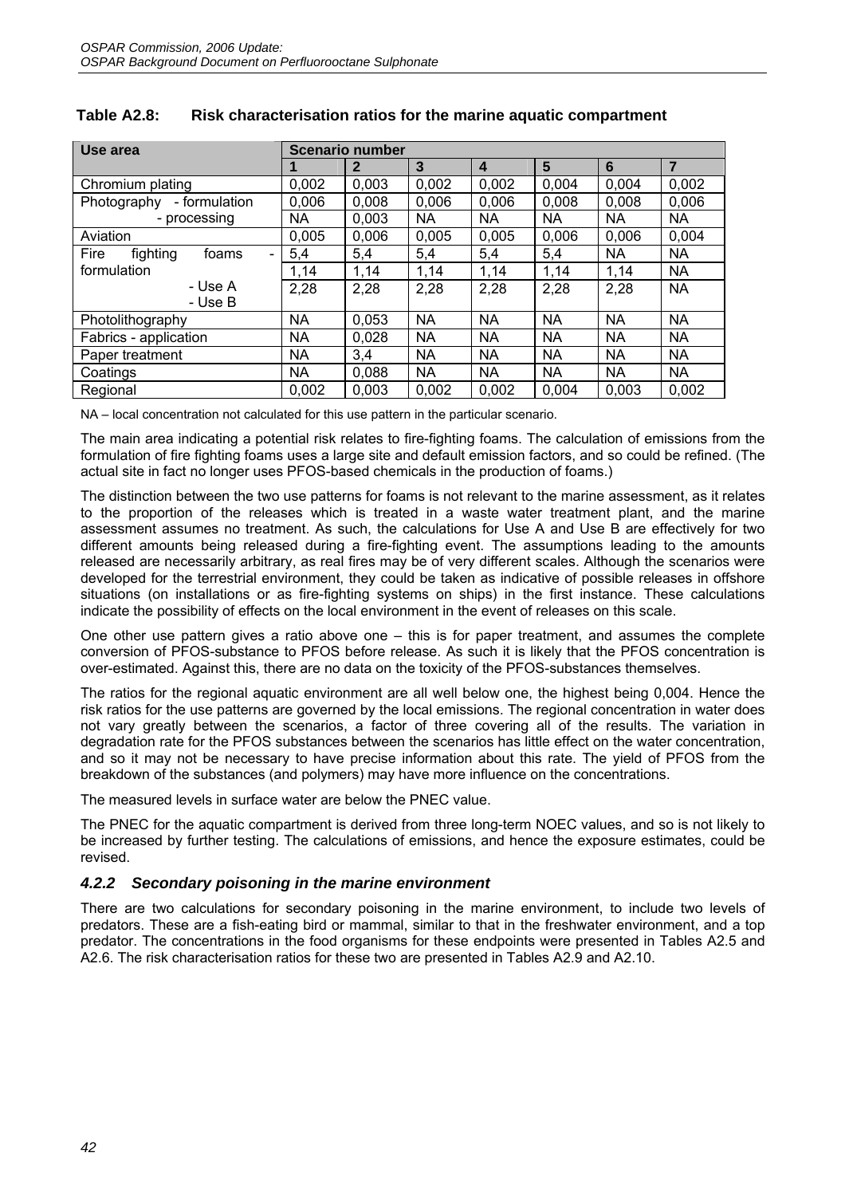**Table A2.8: Risk characterisation ratios for the marine aquatic compartment**

| Use area | Scenario number | | | | | | |
|---|---|---|---|---|---|---|---|
| | 1 | 2 | 3 | 4 | 5 | 6 | 7 |
| Chromium plating | 0,002 | 0,003 | 0,002 | 0,002 | 0,004 | 0,004 | 0,002 |
| Photography - formulation | 0,006 | 0,008 | 0,006 | 0,006 | 0,008 | 0,008 | 0,006 |
| - processing | NA | 0,003 | NA | NA | NA | NA | NA |
| Aviation | 0,005 | 0,006 | 0,005 | 0,005 | 0,006 | 0,006 | 0,004 |
| Fire fighting foams - formulation | 5,4 | 5,4 | 5,4 | 5,4 | 5,4 | NA | NA |
| - Use A | 1,14 | 1,14 | 1,14 | 1,14 | 1,14 | 1,14 | NA |
| - Use B | 2,28 | 2,28 | 2,28 | 2,28 | 2,28 | 2,28 | NA |
| Photolithography | NA | 0,053 | NA | NA | NA | NA | NA |
| Fabrics - application | NA | 0,028 | NA | NA | NA | NA | NA |
| Paper treatment | NA | 3,4 | NA | NA | NA | NA | NA |
| Coatings | NA | 0,088 | NA | NA | NA | NA | NA |
| Regional | 0,002 | 0,003 | 0,002 | 0,002 | 0,004 | 0,003 | 0,002 |

NA – local concentration not calculated for this use pattern in the particular scenario.

The main area indicating a potential risk relates to fire-fighting foams. The calculation of emissions from the formulation of fire fighting foams uses a large site and default emission factors, and so could be refined. (The actual site in fact no longer uses PFOS-based chemicals in the production of foams.)

The distinction between the two use patterns for foams is not relevant to the marine assessment, as it relates to the proportion of the releases which is treated in a waste water treatment plant, and the marine assessment assumes no treatment. As such, the calculations for Use A and Use B are effectively for two different amounts being released during a fire-fighting event. The assumptions leading to the amounts released are necessarily arbitrary, as real fires may be of very different scales. Although the scenarios were developed for the terrestrial environment, they could be taken as indicative of possible releases in offshore situations (on installations or as fire-fighting systems on ships) in the first instance. These calculations indicate the possibility of effects on the local environment in the event of releases on this scale.

One other use pattern gives a ratio above one – this is for paper treatment, and assumes the complete conversion of PFOS-substance to PFOS before release. As such it is likely that the PFOS concentration is over-estimated. Against this, there are no data on the toxicity of the PFOS-substances themselves.

The ratios for the regional aquatic environment are all well below one, the highest being 0,004. Hence the risk ratios for the use patterns are governed by the local emissions. The regional concentration in water does not vary greatly between the scenarios, a factor of three covering all of the results. The variation in degradation rate for the PFOS substances between the scenarios has little effect on the water concentration, and so it may not be necessary to have precise information about this rate. The yield of PFOS from the breakdown of the substances (and polymers) may have more influence on the concentrations.

The measured levels in surface water are below the PNEC value.

The PNEC for the aquatic compartment is derived from three long-term NOEC values, and so is not likely to be increased by further testing. The calculations of emissions, and hence the exposure estimates, could be revised.

### *4.2.2 Secondary poisoning in the marine environment*

There are two calculations for secondary poisoning in the marine environment, to include two levels of predators. These are a fish-eating bird or mammal, similar to that in the freshwater environment, and a top predator. The concentrations in the food organisms for these endpoints were presented in Tables A2.5 and A2.6. The risk characterisation ratios for these two are presented in Tables A2.9 and A2.10.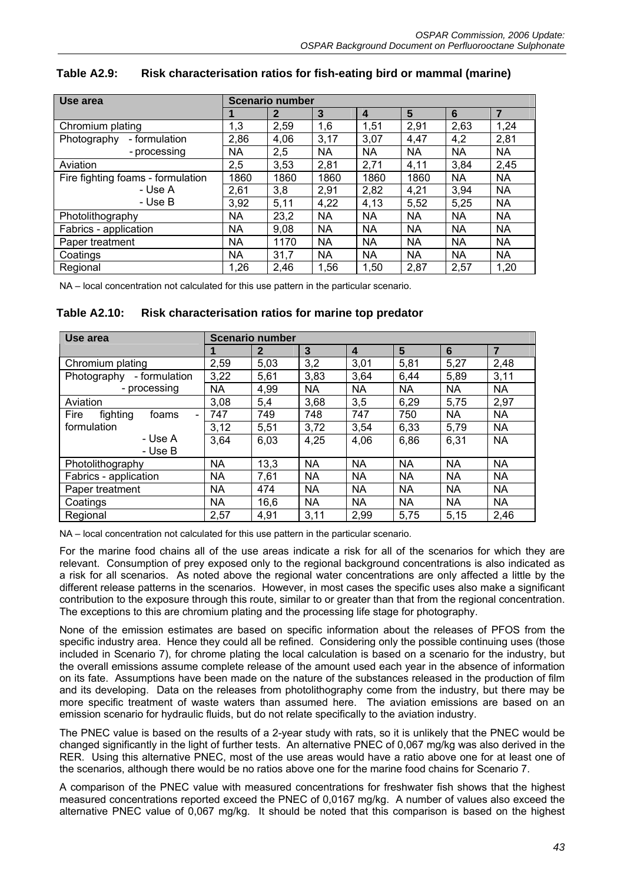**Table A2.9: Risk characterisation ratios for fish-eating bird or mammal (marine)**

| Use area | Scenario number | | | | | | |
|---|---|---|---|---|---|---|---|
| | 1 | 2 | 3 | 4 | 5 | 6 | 7 |
| Chromium plating | 1,3 | 2,59 | 1,6 | 1,51 | 2,91 | 2,63 | 1,24 |
| Photography - formulation | 2,86 | 4,06 | 3,17 | 3,07 | 4,47 | 4,2 | 2,81 |
| - processing | NA | 2,5 | NA | NA | NA | NA | NA |
| Aviation | 2,5 | 3,53 | 2,81 | 2,71 | 4,11 | 3,84 | 2,45 |
| Fire fighting foams - formulation | 1860 | 1860 | 1860 | 1860 | 1860 | NA | NA |
| - Use A | 2,61 | 3,8 | 2,91 | 2,82 | 4,21 | 3,94 | NA |
| - Use B | 3,92 | 5,11 | 4,22 | 4,13 | 5,52 | 5,25 | NA |
| Photolithography | NA | 23,2 | NA | NA | NA | NA | NA |
| Fabrics - application | NA | 9,08 | NA | NA | NA | NA | NA |
| Paper treatment | NA | 1170 | NA | NA | NA | NA | NA |
| Coatings | NA | 31,7 | NA | NA | NA | NA | NA |
| Regional | 1,26 | 2,46 | 1,56 | 1,50 | 2,87 | 2,57 | 1,20 |

NA – local concentration not calculated for this use pattern in the particular scenario.

**Table A2.10: Risk characterisation ratios for marine top predator**

| Use area | Scenario number | | | | | | |
|---|---|---|---|---|---|---|---|
| | 1 | 2 | 3 | 4 | 5 | 6 | 7 |
| Chromium plating | 2,59 | 5,03 | 3,2 | 3,01 | 5,81 | 5,27 | 2,48 |
| Photography - formulation | 3,22 | 5,61 | 3,83 | 3,64 | 6,44 | 5,89 | 3,11 |
| - processing | NA | 4,99 | NA | NA | NA | NA | NA |
| Aviation | 3,08 | 5,4 | 3,68 | 3,5 | 6,29 | 5,75 | 2,97 |
| Fire fighting foams - formulation | 747 | 749 | 748 | 747 | 750 | NA | NA |
| - Use A | 3,12 | 5,51 | 3,72 | 3,54 | 6,33 | 5,79 | NA |
| - Use B | 3,64 | 6,03 | 4,25 | 4,06 | 6,86 | 6,31 | NA |
| Photolithography | NA | 13,3 | NA | NA | NA | NA | NA |
| Fabrics - application | NA | 7,61 | NA | NA | NA | NA | NA |
| Paper treatment | NA | 474 | NA | NA | NA | NA | NA |
| Coatings | NA | 16,6 | NA | NA | NA | NA | NA |
| Regional | 2,57 | 4,91 | 3,11 | 2,99 | 5,75 | 5,15 | 2,46 |

NA – local concentration not calculated for this use pattern in the particular scenario.

For the marine food chains all of the use areas indicate a risk for all of the scenarios for which they are relevant. Consumption of prey exposed only to the regional background concentrations is also indicated as a risk for all scenarios. As noted above the regional water concentrations are only affected a little by the different release patterns in the scenarios. However, in most cases the specific uses also make a significant contribution to the exposure through this route, similar to or greater than that from the regional concentration. The exceptions to this are chromium plating and the processing life stage for photography.

None of the emission estimates are based on specific information about the releases of PFOS from the specific industry area. Hence they could all be refined. Considering only the possible continuing uses (those included in Scenario 7), for chrome plating the local calculation is based on a scenario for the industry, but the overall emissions assume complete release of the amount used each year in the absence of information on its fate. Assumptions have been made on the nature of the substances released in the production of film and its developing. Data on the releases from photolithography come from the industry, but there may be more specific treatment of waste waters than assumed here. The aviation emissions are based on an emission scenario for hydraulic fluids, but do not relate specifically to the aviation industry.

The PNEC value is based on the results of a 2-year study with rats, so it is unlikely that the PNEC would be changed significantly in the light of further tests. An alternative PNEC of 0,067 mg/kg was also derived in the RER. Using this alternative PNEC, most of the use areas would have a ratio above one for at least one of the scenarios, although there would be no ratios above one for the marine food chains for Scenario 7.

A comparison of the PNEC value with measured concentrations for freshwater fish shows that the highest measured concentrations reported exceed the PNEC of 0,0167 mg/kg. A number of values also exceed the alternative PNEC value of 0,067 mg/kg. It should be noted that this comparison is based on the highest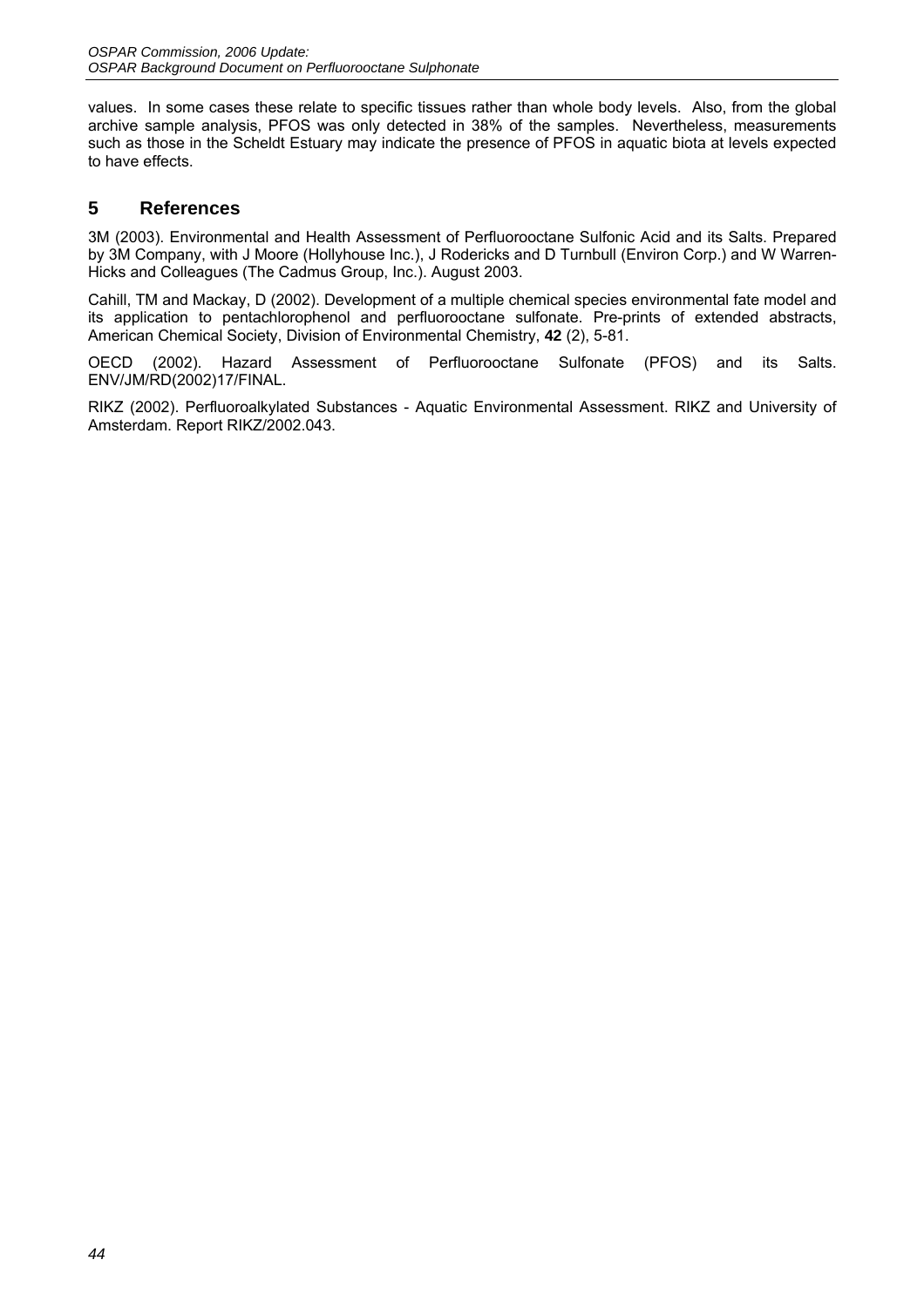values. In some cases these relate to specific tissues rather than whole body levels. Also, from the global archive sample analysis, PFOS was only detected in 38% of the samples. Nevertheless, measurements such as those in the Scheldt Estuary may indicate the presence of PFOS in aquatic biota at levels expected to have effects.

## 5 References

3M (2003). Environmental and Health Assessment of Perfluorooctane Sulfonic Acid and its Salts. Prepared by 3M Company, with J Moore (Hollyhouse Inc.), J Rodericks and D Turnbull (Environ Corp.) and W Warren-Hicks and Colleagues (The Cadmus Group, Inc.). August 2003.

Cahill, TM and Mackay, D (2002). Development of a multiple chemical species environmental fate model and its application to pentachlorophenol and perfluorooctane sulfonate. Pre-prints of extended abstracts, American Chemical Society, Division of Environmental Chemistry, **42** (2), 5-81.

OECD (2002). Hazard Assessment of Perfluorooctane Sulfonate (PFOS) and its Salts. ENV/JM/RD(2002)17/FINAL.

RIKZ (2002). Perfluoroalkylated Substances - Aquatic Environmental Assessment. RIKZ and University of Amsterdam. Report RIKZ/2002.043.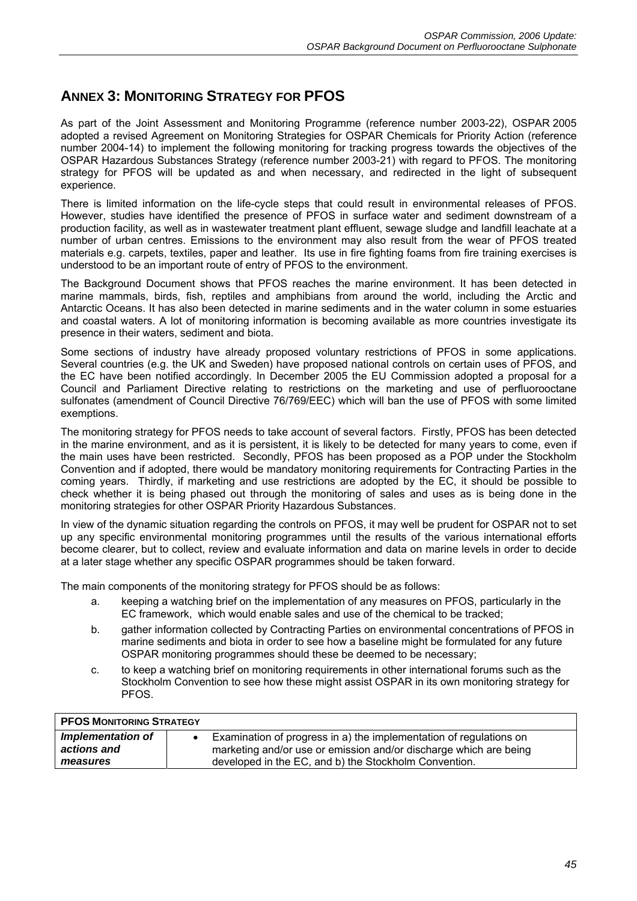## ANNEX 3: MONITORING STRATEGY FOR PFOS

As part of the Joint Assessment and Monitoring Programme (reference number 2003-22), OSPAR 2005 adopted a revised Agreement on Monitoring Strategies for OSPAR Chemicals for Priority Action (reference number 2004-14) to implement the following monitoring for tracking progress towards the objectives of the OSPAR Hazardous Substances Strategy (reference number 2003-21) with regard to PFOS. The monitoring strategy for PFOS will be updated as and when necessary, and redirected in the light of subsequent experience.

There is limited information on the life-cycle steps that could result in environmental releases of PFOS. However, studies have identified the presence of PFOS in surface water and sediment downstream of a production facility, as well as in wastewater treatment plant effluent, sewage sludge and landfill leachate at a number of urban centres. Emissions to the environment may also result from the wear of PFOS treated materials e.g. carpets, textiles, paper and leather. Its use in fire fighting foams from fire training exercises is understood to be an important route of entry of PFOS to the environment.

The Background Document shows that PFOS reaches the marine environment. It has been detected in marine mammals, birds, fish, reptiles and amphibians from around the world, including the Arctic and Antarctic Oceans. It has also been detected in marine sediments and in the water column in some estuaries and coastal waters. A lot of monitoring information is becoming available as more countries investigate its presence in their waters, sediment and biota.

Some sections of industry have already proposed voluntary restrictions of PFOS in some applications. Several countries (e.g. the UK and Sweden) have proposed national controls on certain uses of PFOS, and the EC have been notified accordingly. In December 2005 the EU Commission adopted a proposal for a Council and Parliament Directive relating to restrictions on the marketing and use of perfluorooctane sulfonates (amendment of Council Directive 76/769/EEC) which will ban the use of PFOS with some limited exemptions.

The monitoring strategy for PFOS needs to take account of several factors. Firstly, PFOS has been detected in the marine environment, and as it is persistent, it is likely to be detected for many years to come, even if the main uses have been restricted. Secondly, PFOS has been proposed as a POP under the Stockholm Convention and if adopted, there would be mandatory monitoring requirements for Contracting Parties in the coming years. Thirdly, if marketing and use restrictions are adopted by the EC, it should be possible to check whether it is being phased out through the monitoring of sales and uses as is being done in the monitoring strategies for other OSPAR Priority Hazardous Substances.

In view of the dynamic situation regarding the controls on PFOS, it may well be prudent for OSPAR not to set up any specific environmental monitoring programmes until the results of the various international efforts become clearer, but to collect, review and evaluate information and data on marine levels in order to decide at a later stage whether any specific OSPAR programmes should be taken forward.

The main components of the monitoring strategy for PFOS should be as follows:

a. keeping a watching brief on the implementation of any measures on PFOS, particularly in the EC framework, which would enable sales and use of the chemical to be tracked;

b. gather information collected by Contracting Parties on environmental concentrations of PFOS in marine sediments and biota in order to see how a baseline might be formulated for any future OSPAR monitoring programmes should these be deemed to be necessary;

c. to keep a watching brief on monitoring requirements in other international forums such as the Stockholm Convention to see how these might assist OSPAR in its own monitoring strategy for PFOS.

| **PFOS MONITORING STRATEGY** | |
|---|---|
| ***Implementation of actions and measures*** | • Examination of progress in a) the implementation of regulations on marketing and/or use or emission and/or discharge which are being developed in the EC, and b) the Stockholm Convention. |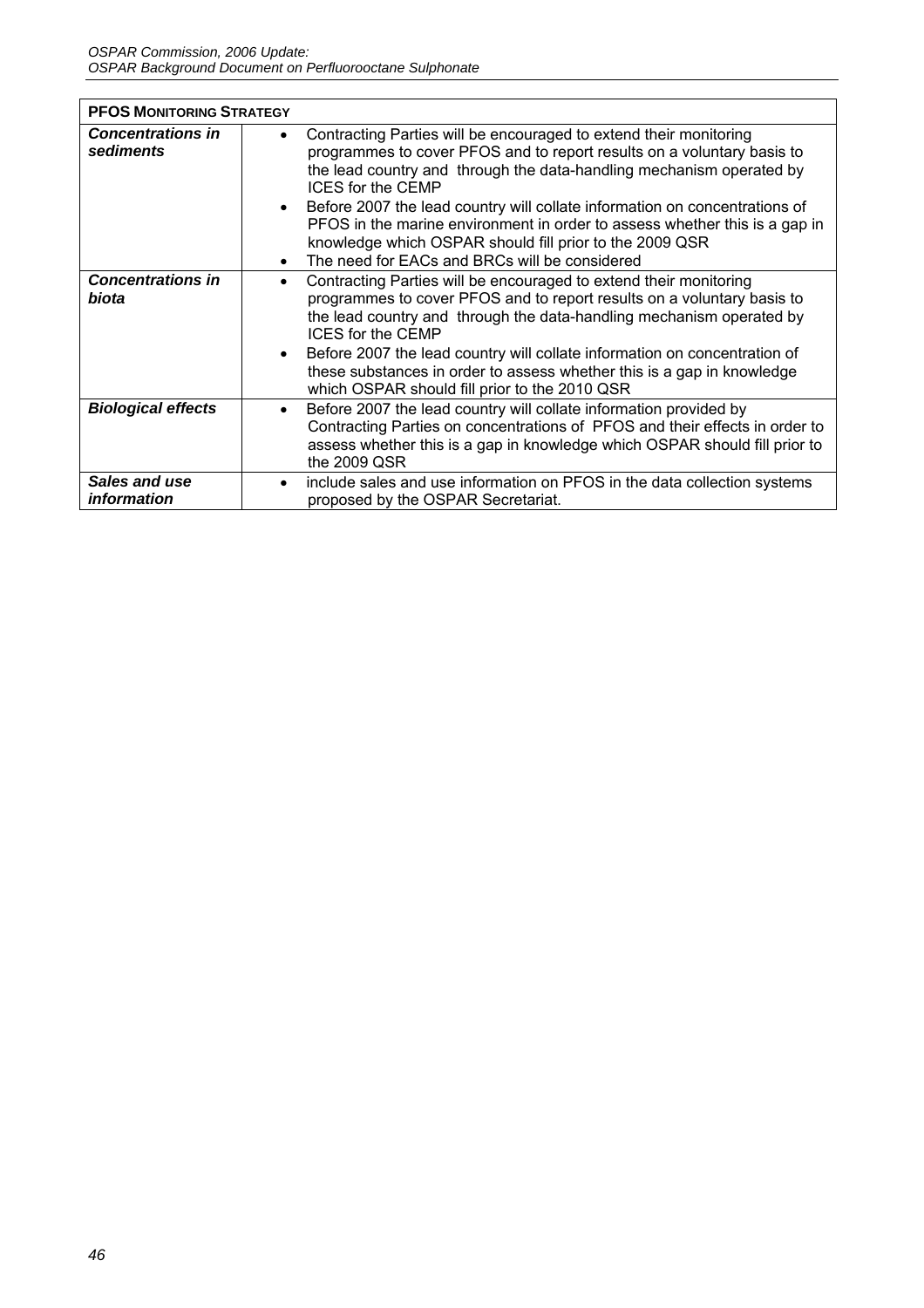| PFOS MONITORING STRATEGY | |
|---|---|
| ***Concentrations in sediments*** | • Contracting Parties will be encouraged to extend their monitoring programmes to cover PFOS and to report results on a voluntary basis to the lead country and through the data-handling mechanism operated by ICES for the CEMP<br>• Before 2007 the lead country will collate information on concentrations of PFOS in the marine environment in order to assess whether this is a gap in knowledge which OSPAR should fill prior to the 2009 QSR<br>• The need for EACs and BRCs will be considered |
| ***Concentrations in biota*** | • Contracting Parties will be encouraged to extend their monitoring programmes to cover PFOS and to report results on a voluntary basis to the lead country and through the data-handling mechanism operated by ICES for the CEMP<br>• Before 2007 the lead country will collate information on concentration of these substances in order to assess whether this is a gap in knowledge which OSPAR should fill prior to the 2010 QSR |
| ***Biological effects*** | • Before 2007 the lead country will collate information provided by Contracting Parties on concentrations of PFOS and their effects in order to assess whether this is a gap in knowledge which OSPAR should fill prior to the 2009 QSR |
| ***Sales and use information*** | • include sales and use information on PFOS in the data collection systems proposed by the OSPAR Secretariat. |